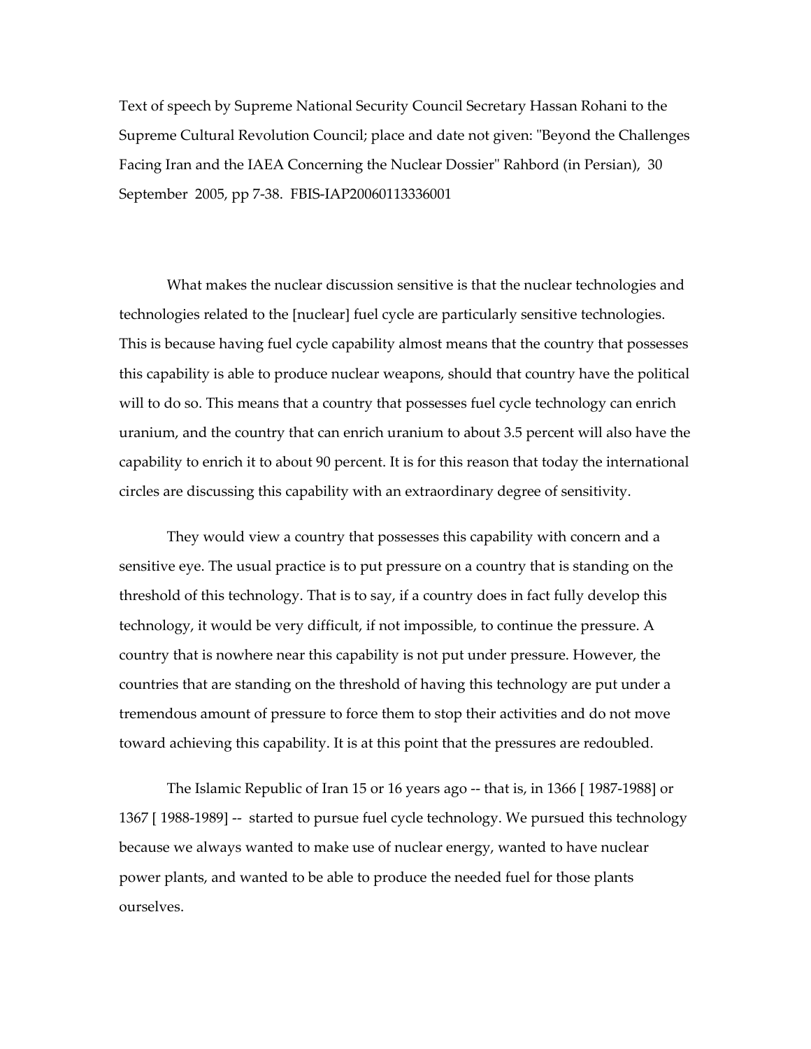Text of speech by Supreme National Security Council Secretary Hassan Rohani to the Supreme Cultural Revolution Council; place and date not given: "Beyond the Challenges Facing Iran and the IAEA Concerning the Nuclear Dossier" Rahbord (in Persian), 30 September 2005, pp 7-38. FBIS-IAP20060113336001

What makes the nuclear discussion sensitive is that the nuclear technologies and technologies related to the [nuclear] fuel cycle are particularly sensitive technologies. This is because having fuel cycle capability almost means that the country that possesses this capability is able to produce nuclear weapons, should that country have the political will to do so. This means that a country that possesses fuel cycle technology can enrich uranium, and the country that can enrich uranium to about 3.5 percent will also have the capability to enrich it to about 90 percent. It is for this reason that today the international circles are discussing this capability with an extraordinary degree of sensitivity.

They would view a country that possesses this capability with concern and a sensitive eye. The usual practice is to put pressure on a country that is standing on the threshold of this technology. That is to say, if a country does in fact fully develop this technology, it would be very difficult, if not impossible, to continue the pressure. A country that is nowhere near this capability is not put under pressure. However, the countries that are standing on the threshold of having this technology are put under a tremendous amount of pressure to force them to stop their activities and do not move toward achieving this capability. It is at this point that the pressures are redoubled.

The Islamic Republic of Iran 15 or 16 years ago -- that is, in 1366 [ 1987-1988] or 1367 [ 1988-1989] -- started to pursue fuel cycle technology. We pursued this technology because we always wanted to make use of nuclear energy, wanted to have nuclear power plants, and wanted to be able to produce the needed fuel for those plants ourselves.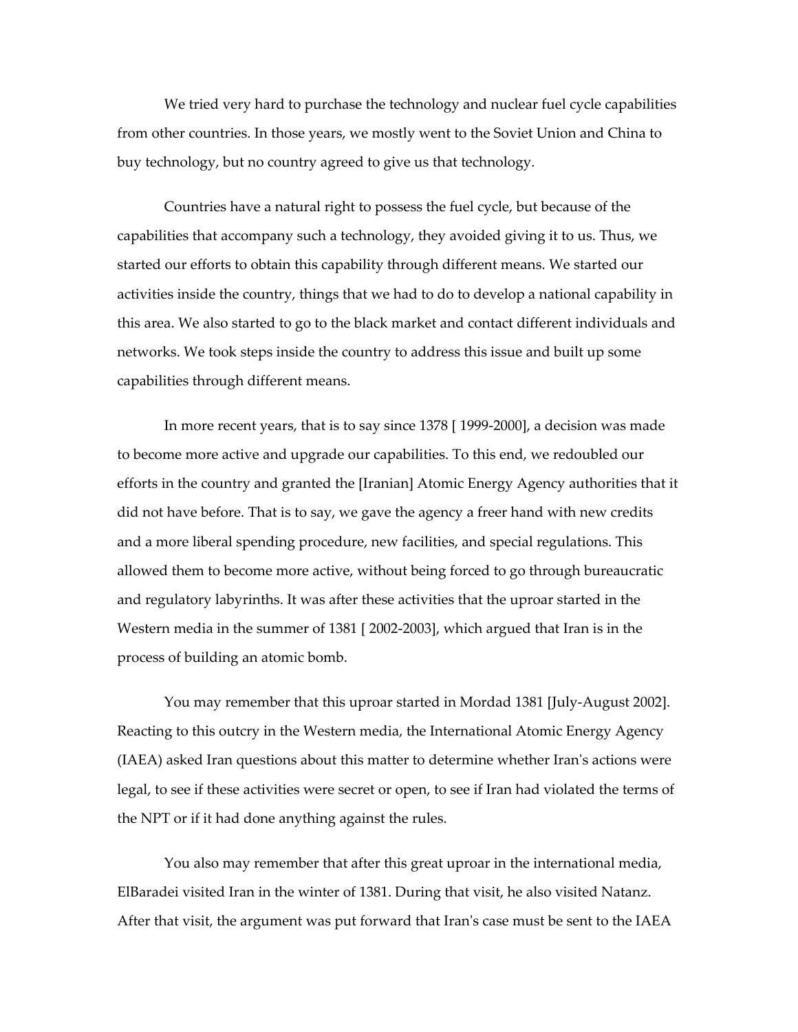We tried very hard to purchase the technology and nuclear fuel cycle capabilities from other countries. In those years, we mostly went to the Soviet Union and China to buy technology, but no country agreed to give us that technology.

Countries have a natural right to possess the fuel cycle, but because of the capabilities that accompany such a technology, they avoided giving it to us. Thus, we started our efforts to obtain this capability through different means. We started our activities inside the country, things that we had to do to develop a national capability in this area. We also started to go to the black market and contact different individuals and networks. We took steps inside the country to address this issue and built up some capabilities through different means.

In more recent years, that is to say since 1378 [ 1999-2000], a decision was made to become more active and upgrade our capabilities. To this end, we redoubled our efforts in the country and granted the [Iranian] Atomic Energy Agency authorities that it did not have before. That is to say, we gave the agency a freer hand with new credits and a more liberal spending procedure, new facilities, and special regulations. This allowed them to become more active, without being forced to go through bureaucratic and regulatory labyrinths. It was after these activities that the uproar started in the Western media in the summer of 1381 [ 2002-2003], which argued that Iran is in the process of building an atomic bomb.

You may remember that this uproar started in Mordad 1381 [July-August 2002]. Reacting to this outcry in the Western media, the International Atomic Energy Agency (IAEA) asked Iran questions about this matter to determine whether Iran's actions were legal, to see if these activities were secret or open, to see if Iran had violated the terms of the NPT or if it had done anything against the rules.

You also may remember that after this great uproar in the international media, ElBaradei visited Iran in the winter of 1381. During that visit, he also visited Natanz. After that visit, the argument was put forward that Iran's case must be sent to the IAEA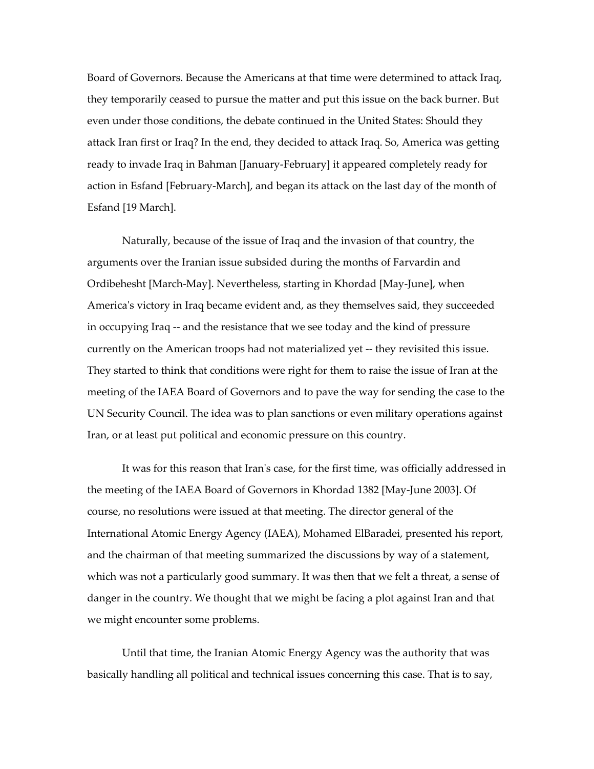Board of Governors. Because the Americans at that time were determined to attack Iraq, they temporarily ceased to pursue the matter and put this issue on the back burner. But even under those conditions, the debate continued in the United States: Should they attack Iran first or Iraq? In the end, they decided to attack Iraq. So, America was getting ready to invade Iraq in Bahman [January-February] it appeared completely ready for action in Esfand [February-March], and began its attack on the last day of the month of Esfand [19 March].

Naturally, because of the issue of Iraq and the invasion of that country, the arguments over the Iranian issue subsided during the months of Farvardin and Ordibehesht [March-May]. Nevertheless, starting in Khordad [May-June], when America's victory in Iraq became evident and, as they themselves said, they succeeded in occupying Iraq -- and the resistance that we see today and the kind of pressure currently on the American troops had not materialized yet -- they revisited this issue. They started to think that conditions were right for them to raise the issue of Iran at the meeting of the IAEA Board of Governors and to pave the way for sending the case to the UN Security Council. The idea was to plan sanctions or even military operations against Iran, or at least put political and economic pressure on this country.

It was for this reason that Iran's case, for the first time, was officially addressed in the meeting of the IAEA Board of Governors in Khordad 1382 [May-June 2003]. Of course, no resolutions were issued at that meeting. The director general of the International Atomic Energy Agency (IAEA), Mohamed ElBaradei, presented his report, and the chairman of that meeting summarized the discussions by way of a statement, which was not a particularly good summary. It was then that we felt a threat, a sense of danger in the country. We thought that we might be facing a plot against Iran and that we might encounter some problems.

Until that time, the Iranian Atomic Energy Agency was the authority that was basically handling all political and technical issues concerning this case. That is to say,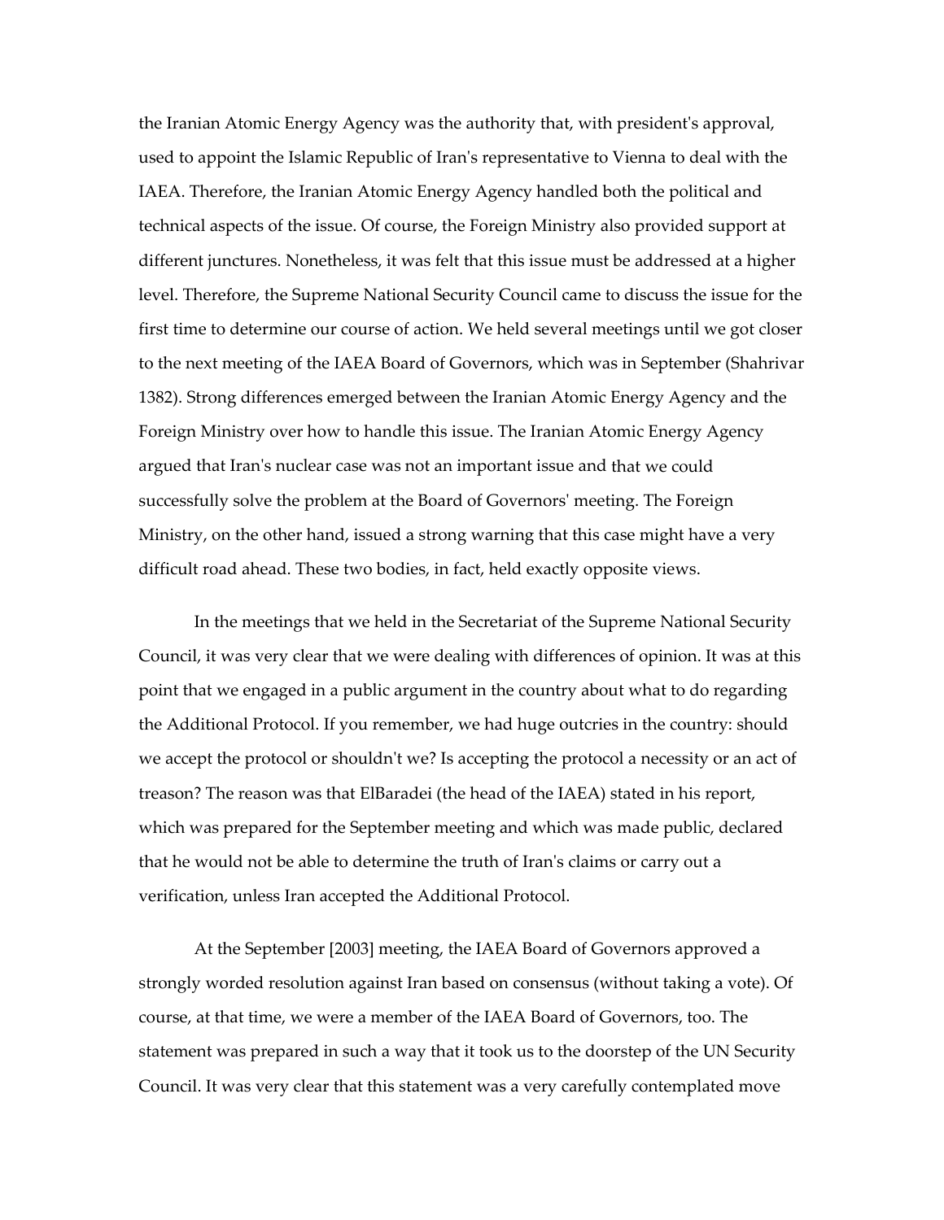the Iranian Atomic Energy Agency was the authority that, with president's approval, used to appoint the Islamic Republic of Iran's representative to Vienna to deal with the IAEA. Therefore, the Iranian Atomic Energy Agency handled both the political and technical aspects of the issue. Of course, the Foreign Ministry also provided support at different junctures. Nonetheless, it was felt that this issue must be addressed at a higher level. Therefore, the Supreme National Security Council came to discuss the issue for the first time to determine our course of action. We held several meetings until we got closer to the next meeting of the IAEA Board of Governors, which was in September (Shahrivar 1382). Strong differences emerged between the Iranian Atomic Energy Agency and the Foreign Ministry over how to handle this issue. The Iranian Atomic Energy Agency argued that Iran's nuclear case was not an important issue and that we could successfully solve the problem at the Board of Governors' meeting. The Foreign Ministry, on the other hand, issued a strong warning that this case might have a very difficult road ahead. These two bodies, in fact, held exactly opposite views.

In the meetings that we held in the Secretariat of the Supreme National Security Council, it was very clear that we were dealing with differences of opinion. It was at this point that we engaged in a public argument in the country about what to do regarding the Additional Protocol. If you remember, we had huge outcries in the country: should we accept the protocol or shouldn't we? Is accepting the protocol a necessity or an act of treason? The reason was that ElBaradei (the head of the IAEA) stated in his report, which was prepared for the September meeting and which was made public, declared that he would not be able to determine the truth of Iran's claims or carry out a verification, unless Iran accepted the Additional Protocol.

At the September [2003] meeting, the IAEA Board of Governors approved a strongly worded resolution against Iran based on consensus (without taking a vote). Of course, at that time, we were a member of the IAEA Board of Governors, too. The statement was prepared in such a way that it took us to the doorstep of the UN Security Council. It was very clear that this statement was a very carefully contemplated move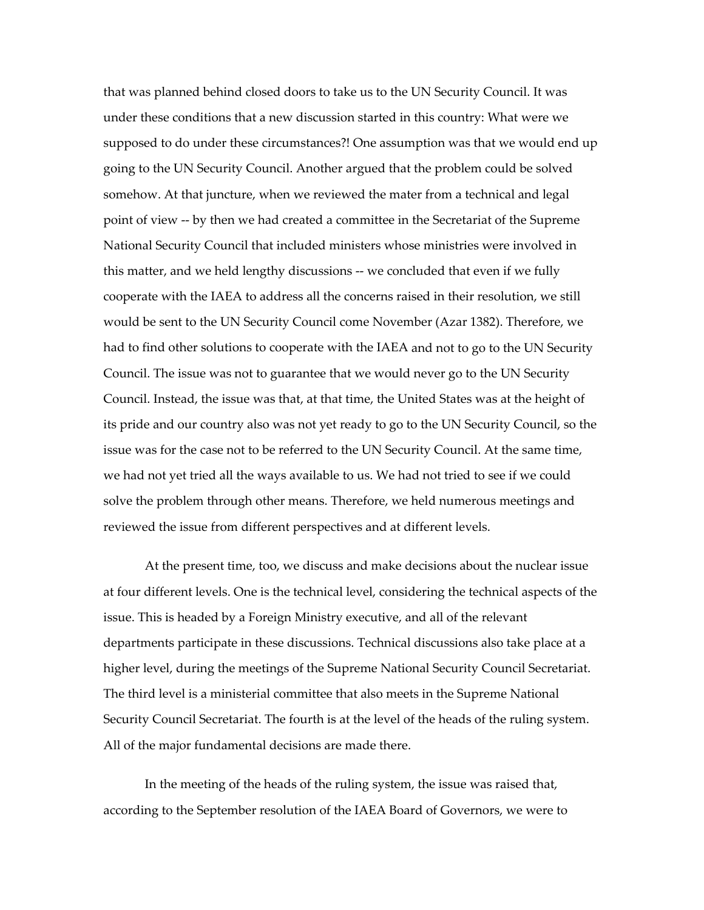that was planned behind closed doors to take us to the UN Security Council. It was under these conditions that a new discussion started in this country: What were we supposed to do under these circumstances?! One assumption was that we would end up going to the UN Security Council. Another argued that the problem could be solved somehow. At that juncture, when we reviewed the mater from a technical and legal point of view -- by then we had created a committee in the Secretariat of the Supreme National Security Council that included ministers whose ministries were involved in this matter, and we held lengthy discussions -- we concluded that even if we fully cooperate with the IAEA to address all the concerns raised in their resolution, we still would be sent to the UN Security Council come November (Azar 1382). Therefore, we had to find other solutions to cooperate with the IAEA and not to go to the UN Security Council. The issue was not to guarantee that we would never go to the UN Security Council. Instead, the issue was that, at that time, the United States was at the height of its pride and our country also was not yet ready to go to the UN Security Council, so the issue was for the case not to be referred to the UN Security Council. At the same time, we had not yet tried all the ways available to us. We had not tried to see if we could solve the problem through other means. Therefore, we held numerous meetings and reviewed the issue from different perspectives and at different levels.

At the present time, too, we discuss and make decisions about the nuclear issue at four different levels. One is the technical level, considering the technical aspects of the issue. This is headed by a Foreign Ministry executive, and all of the relevant departments participate in these discussions. Technical discussions also take place at a higher level, during the meetings of the Supreme National Security Council Secretariat. The third level is a ministerial committee that also meets in the Supreme National Security Council Secretariat. The fourth is at the level of the heads of the ruling system. All of the major fundamental decisions are made there.

In the meeting of the heads of the ruling system, the issue was raised that, according to the September resolution of the IAEA Board of Governors, we were to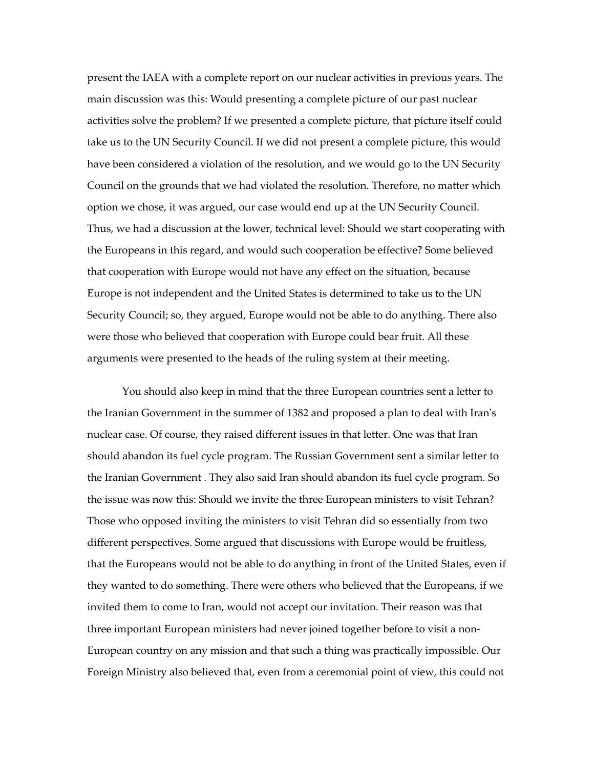present the IAEA with a complete report on our nuclear activities in previous years. The main discussion was this: Would presenting a complete picture of our past nuclear activities solve the problem? If we presented a complete picture, that picture itself could take us to the UN Security Council. If we did not present a complete picture, this would have been considered a violation of the resolution, and we would go to the UN Security Council on the grounds that we had violated the resolution. Therefore, no matter which option we chose, it was argued, our case would end up at the UN Security Council. Thus, we had a discussion at the lower, technical level: Should we start cooperating with the Europeans in this regard, and would such cooperation be effective? Some believed that cooperation with Europe would not have any effect on the situation, because Europe is not independent and the United States is determined to take us to the UN Security Council; so, they argued, Europe would not be able to do anything. There also were those who believed that cooperation with Europe could bear fruit. All these arguments were presented to the heads of the ruling system at their meeting.

You should also keep in mind that the three European countries sent a letter to the Iranian Government in the summer of 1382 and proposed a plan to deal with Iran's nuclear case. Of course, they raised different issues in that letter. One was that Iran should abandon its fuel cycle program. The Russian Government sent a similar letter to the Iranian Government . They also said Iran should abandon its fuel cycle program. So the issue was now this: Should we invite the three European ministers to visit Tehran? Those who opposed inviting the ministers to visit Tehran did so essentially from two different perspectives. Some argued that discussions with Europe would be fruitless, that the Europeans would not be able to do anything in front of the United States, even if they wanted to do something. There were others who believed that the Europeans, if we invited them to come to Iran, would not accept our invitation. Their reason was that three important European ministers had never joined together before to visit a non-European country on any mission and that such a thing was practically impossible. Our Foreign Ministry also believed that, even from a ceremonial point of view, this could not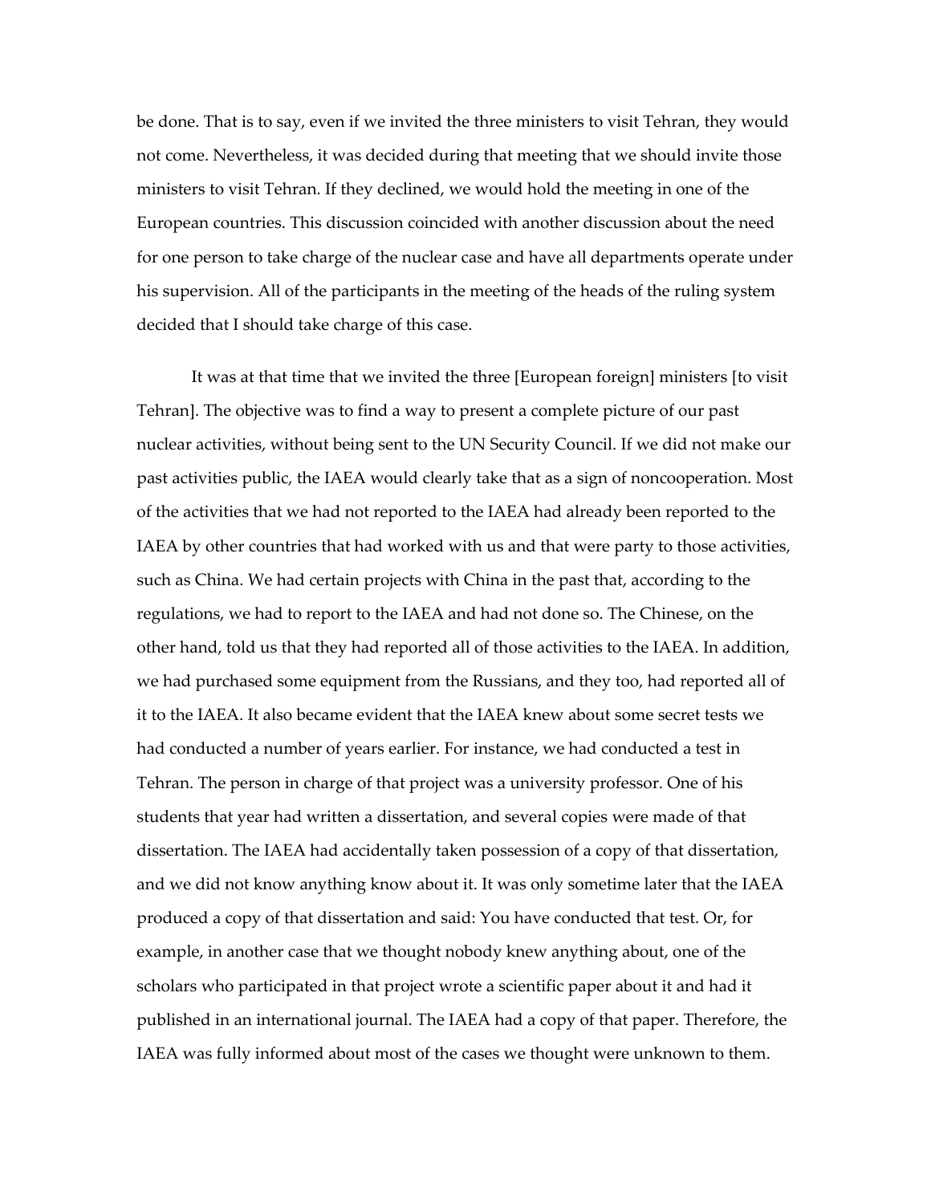be done. That is to say, even if we invited the three ministers to visit Tehran, they would not come. Nevertheless, it was decided during that meeting that we should invite those ministers to visit Tehran. If they declined, we would hold the meeting in one of the European countries. This discussion coincided with another discussion about the need for one person to take charge of the nuclear case and have all departments operate under his supervision. All of the participants in the meeting of the heads of the ruling system decided that I should take charge of this case.

It was at that time that we invited the three [European foreign] ministers [to visit Tehran]. The objective was to find a way to present a complete picture of our past nuclear activities, without being sent to the UN Security Council. If we did not make our past activities public, the IAEA would clearly take that as a sign of noncooperation. Most of the activities that we had not reported to the IAEA had already been reported to the IAEA by other countries that had worked with us and that were party to those activities, such as China. We had certain projects with China in the past that, according to the regulations, we had to report to the IAEA and had not done so. The Chinese, on the other hand, told us that they had reported all of those activities to the IAEA. In addition, we had purchased some equipment from the Russians, and they too, had reported all of it to the IAEA. It also became evident that the IAEA knew about some secret tests we had conducted a number of years earlier. For instance, we had conducted a test in Tehran. The person in charge of that project was a university professor. One of his students that year had written a dissertation, and several copies were made of that dissertation. The IAEA had accidentally taken possession of a copy of that dissertation, and we did not know anything know about it. It was only sometime later that the IAEA produced a copy of that dissertation and said: You have conducted that test. Or, for example, in another case that we thought nobody knew anything about, one of the scholars who participated in that project wrote a scientific paper about it and had it published in an international journal. The IAEA had a copy of that paper. Therefore, the IAEA was fully informed about most of the cases we thought were unknown to them.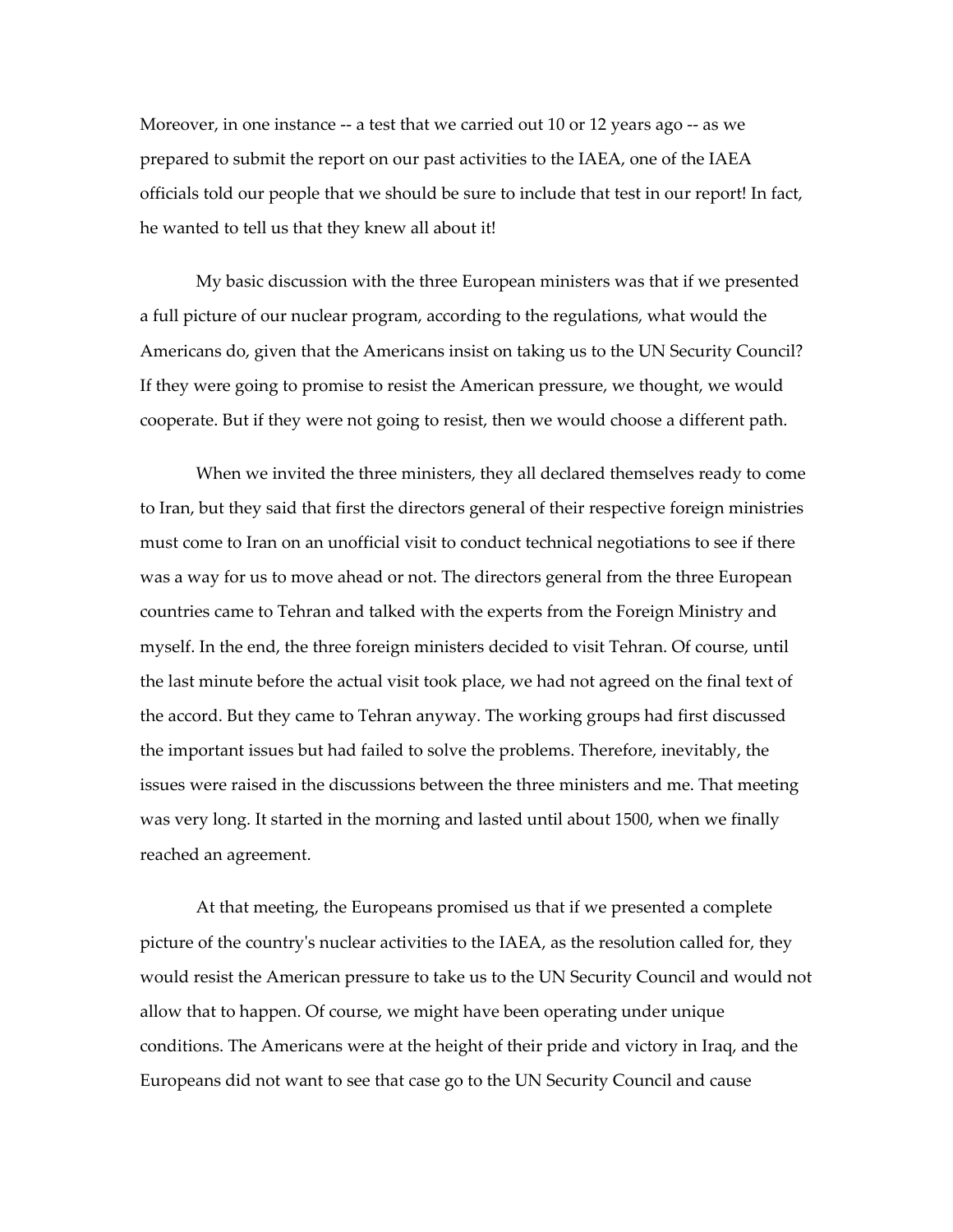Moreover, in one instance -- a test that we carried out 10 or 12 years ago -- as we prepared to submit the report on our past activities to the IAEA, one of the IAEA officials told our people that we should be sure to include that test in our report! In fact, he wanted to tell us that they knew all about it!

My basic discussion with the three European ministers was that if we presented a full picture of our nuclear program, according to the regulations, what would the Americans do, given that the Americans insist on taking us to the UN Security Council? If they were going to promise to resist the American pressure, we thought, we would cooperate. But if they were not going to resist, then we would choose a different path.

When we invited the three ministers, they all declared themselves ready to come to Iran, but they said that first the directors general of their respective foreign ministries must come to Iran on an unofficial visit to conduct technical negotiations to see if there was a way for us to move ahead or not. The directors general from the three European countries came to Tehran and talked with the experts from the Foreign Ministry and myself. In the end, the three foreign ministers decided to visit Tehran. Of course, until the last minute before the actual visit took place, we had not agreed on the final text of the accord. But they came to Tehran anyway. The working groups had first discussed the important issues but had failed to solve the problems. Therefore, inevitably, the issues were raised in the discussions between the three ministers and me. That meeting was very long. It started in the morning and lasted until about 1500, when we finally reached an agreement.

At that meeting, the Europeans promised us that if we presented a complete picture of the country's nuclear activities to the IAEA, as the resolution called for, they would resist the American pressure to take us to the UN Security Council and would not allow that to happen. Of course, we might have been operating under unique conditions. The Americans were at the height of their pride and victory in Iraq, and the Europeans did not want to see that case go to the UN Security Council and cause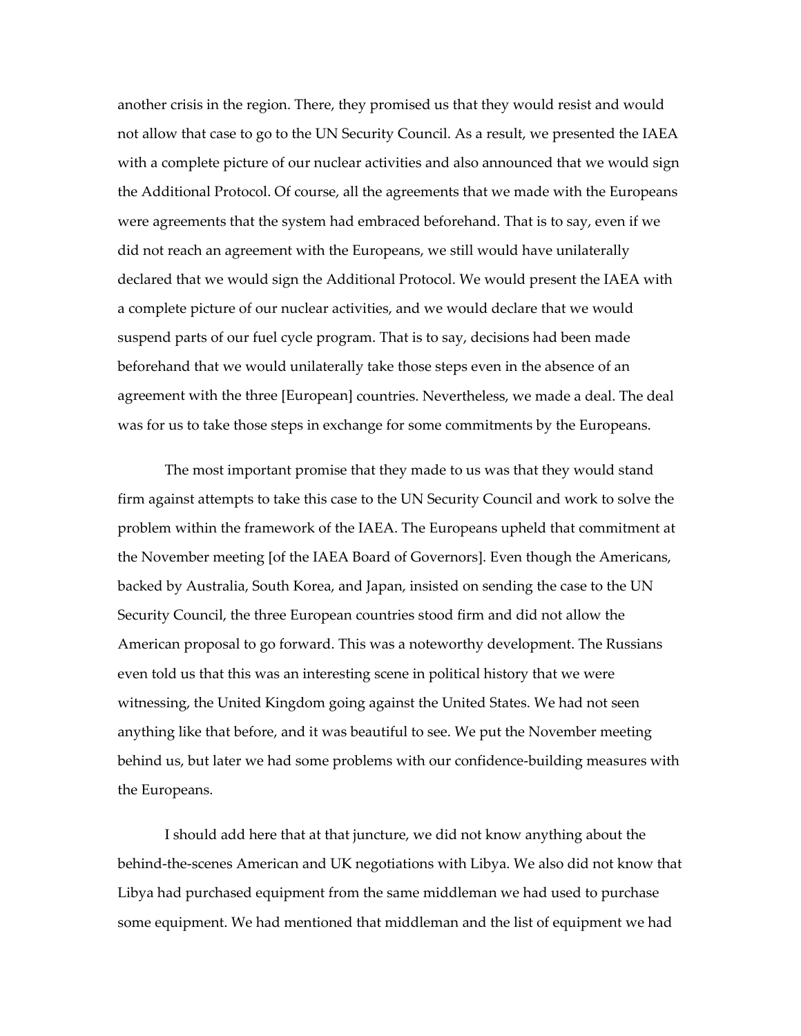another crisis in the region. There, they promised us that they would resist and would not allow that case to go to the UN Security Council. As a result, we presented the IAEA with a complete picture of our nuclear activities and also announced that we would sign the Additional Protocol. Of course, all the agreements that we made with the Europeans were agreements that the system had embraced beforehand. That is to say, even if we did not reach an agreement with the Europeans, we still would have unilaterally declared that we would sign the Additional Protocol. We would present the IAEA with a complete picture of our nuclear activities, and we would declare that we would suspend parts of our fuel cycle program. That is to say, decisions had been made beforehand that we would unilaterally take those steps even in the absence of an agreement with the three [European] countries. Nevertheless, we made a deal. The deal was for us to take those steps in exchange for some commitments by the Europeans.

The most important promise that they made to us was that they would stand firm against attempts to take this case to the UN Security Council and work to solve the problem within the framework of the IAEA. The Europeans upheld that commitment at the November meeting [of the IAEA Board of Governors]. Even though the Americans, backed by Australia, South Korea, and Japan, insisted on sending the case to the UN Security Council, the three European countries stood firm and did not allow the American proposal to go forward. This was a noteworthy development. The Russians even told us that this was an interesting scene in political history that we were witnessing, the United Kingdom going against the United States. We had not seen anything like that before, and it was beautiful to see. We put the November meeting behind us, but later we had some problems with our confidence-building measures with the Europeans.

I should add here that at that juncture, we did not know anything about the behind-the-scenes American and UK negotiations with Libya. We also did not know that Libya had purchased equipment from the same middleman we had used to purchase some equipment. We had mentioned that middleman and the list of equipment we had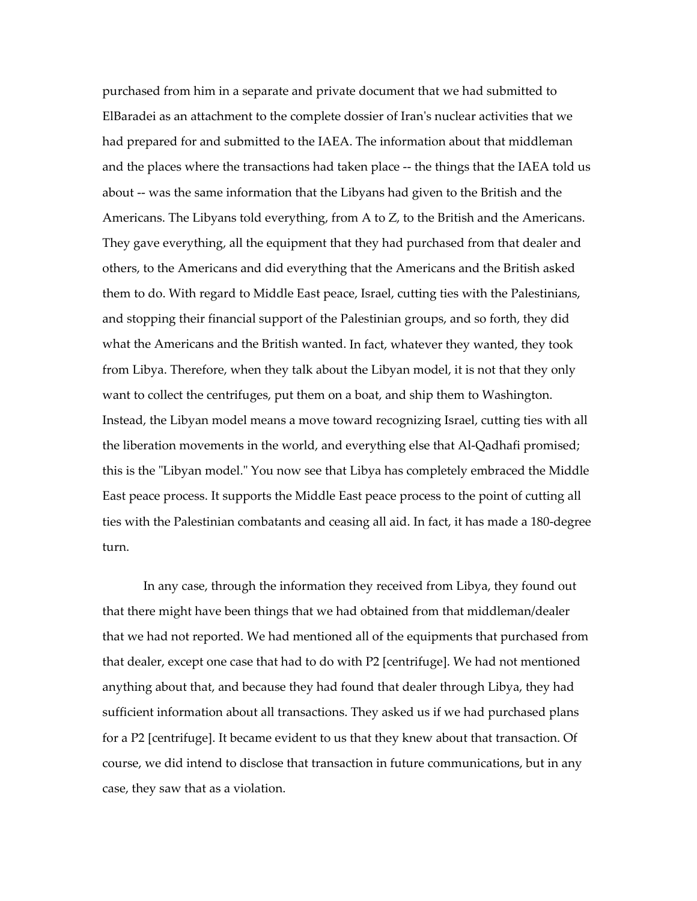purchased from him in a separate and private document that we had submitted to ElBaradei as an attachment to the complete dossier of Iran's nuclear activities that we had prepared for and submitted to the IAEA. The information about that middleman and the places where the transactions had taken place -- the things that the IAEA told us about -- was the same information that the Libyans had given to the British and the Americans. The Libyans told everything, from A to Z, to the British and the Americans. They gave everything, all the equipment that they had purchased from that dealer and others, to the Americans and did everything that the Americans and the British asked them to do. With regard to Middle East peace, Israel, cutting ties with the Palestinians, and stopping their financial support of the Palestinian groups, and so forth, they did what the Americans and the British wanted. In fact, whatever they wanted, they took from Libya. Therefore, when they talk about the Libyan model, it is not that they only want to collect the centrifuges, put them on a boat, and ship them to Washington. Instead, the Libyan model means a move toward recognizing Israel, cutting ties with all the liberation movements in the world, and everything else that Al-Qadhafi promised; this is the "Libyan model." You now see that Libya has completely embraced the Middle East peace process. It supports the Middle East peace process to the point of cutting all ties with the Palestinian combatants and ceasing all aid. In fact, it has made a 180-degree turn.

In any case, through the information they received from Libya, they found out that there might have been things that we had obtained from that middleman/dealer that we had not reported. We had mentioned all of the equipments that purchased from that dealer, except one case that had to do with P2 [centrifuge]. We had not mentioned anything about that, and because they had found that dealer through Libya, they had sufficient information about all transactions. They asked us if we had purchased plans for a P2 [centrifuge]. It became evident to us that they knew about that transaction. Of course, we did intend to disclose that transaction in future communications, but in any case, they saw that as a violation.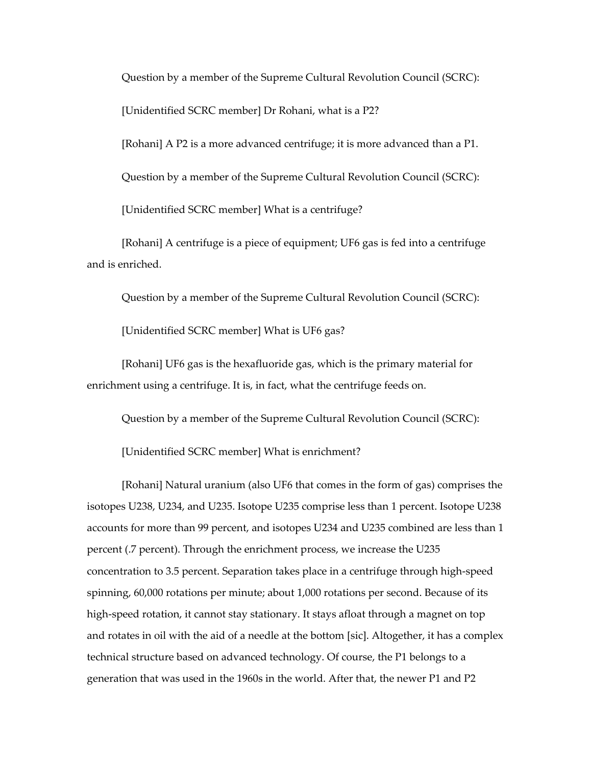Question by a member of the Supreme Cultural Revolution Council (SCRC):

[Unidentified SCRC member] Dr Rohani, what is a P2?

[Rohani] A P2 is a more advanced centrifuge; it is more advanced than a P1.

Question by a member of the Supreme Cultural Revolution Council (SCRC):

[Unidentified SCRC member] What is a centrifuge?

[Rohani] A centrifuge is a piece of equipment; UF6 gas is fed into a centrifuge and is enriched.

Question by a member of the Supreme Cultural Revolution Council (SCRC):

[Unidentified SCRC member] What is UF6 gas?

[Rohani] UF6 gas is the hexafluoride gas, which is the primary material for enrichment using a centrifuge. It is, in fact, what the centrifuge feeds on.

Question by a member of the Supreme Cultural Revolution Council (SCRC):

[Unidentified SCRC member] What is enrichment?

[Rohani] Natural uranium (also UF6 that comes in the form of gas) comprises the isotopes U238, U234, and U235. Isotope U235 comprise less than 1 percent. Isotope U238 accounts for more than 99 percent, and isotopes U234 and U235 combined are less than 1 percent (.7 percent). Through the enrichment process, we increase the U235 concentration to 3.5 percent. Separation takes place in a centrifuge through high-speed spinning, 60,000 rotations per minute; about 1,000 rotations per second. Because of its high-speed rotation, it cannot stay stationary. It stays afloat through a magnet on top and rotates in oil with the aid of a needle at the bottom [sic]. Altogether, it has a complex technical structure based on advanced technology. Of course, the P1 belongs to a generation that was used in the 1960s in the world. After that, the newer P1 and P2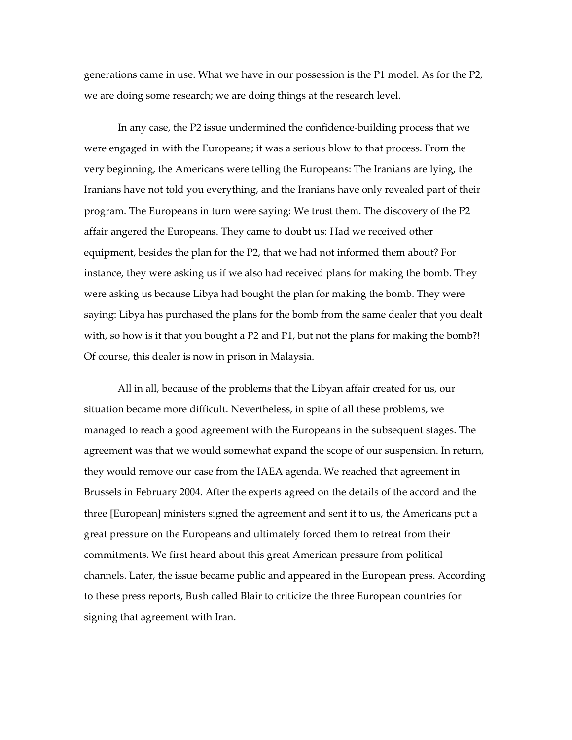generations came in use. What we have in our possession is the P1 model. As for the P2, we are doing some research; we are doing things at the research level.

In any case, the P2 issue undermined the confidence-building process that we were engaged in with the Europeans; it was a serious blow to that process. From the very beginning, the Americans were telling the Europeans: The Iranians are lying, the Iranians have not told you everything, and the Iranians have only revealed part of their program. The Europeans in turn were saying: We trust them. The discovery of the P2 affair angered the Europeans. They came to doubt us: Had we received other equipment, besides the plan for the P2, that we had not informed them about? For instance, they were asking us if we also had received plans for making the bomb. They were asking us because Libya had bought the plan for making the bomb. They were saying: Libya has purchased the plans for the bomb from the same dealer that you dealt with, so how is it that you bought a P2 and P1, but not the plans for making the bomb?! Of course, this dealer is now in prison in Malaysia.

All in all, because of the problems that the Libyan affair created for us, our situation became more difficult. Nevertheless, in spite of all these problems, we managed to reach a good agreement with the Europeans in the subsequent stages. The agreement was that we would somewhat expand the scope of our suspension. In return, they would remove our case from the IAEA agenda. We reached that agreement in Brussels in February 2004. After the experts agreed on the details of the accord and the three [European] ministers signed the agreement and sent it to us, the Americans put a great pressure on the Europeans and ultimately forced them to retreat from their commitments. We first heard about this great American pressure from political channels. Later, the issue became public and appeared in the European press. According to these press reports, Bush called Blair to criticize the three European countries for signing that agreement with Iran.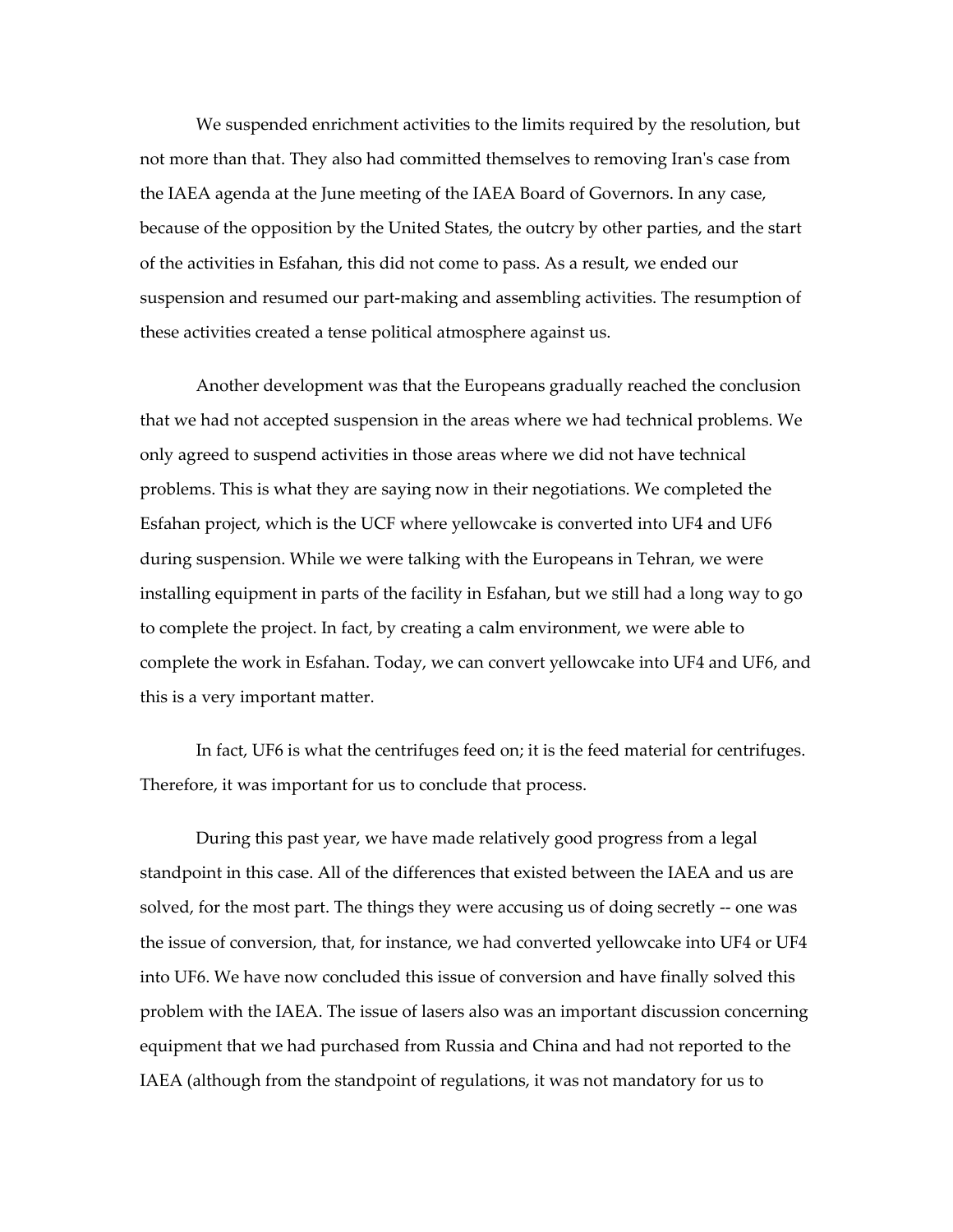We suspended enrichment activities to the limits required by the resolution, but not more than that. They also had committed themselves to removing Iran's case from the IAEA agenda at the June meeting of the IAEA Board of Governors. In any case, because of the opposition by the United States, the outcry by other parties, and the start of the activities in Esfahan, this did not come to pass. As a result, we ended our suspension and resumed our part-making and assembling activities. The resumption of these activities created a tense political atmosphere against us.

Another development was that the Europeans gradually reached the conclusion that we had not accepted suspension in the areas where we had technical problems. We only agreed to suspend activities in those areas where we did not have technical problems. This is what they are saying now in their negotiations. We completed the Esfahan project, which is the UCF where yellowcake is converted into $UF_4$ and $UF_6$ during suspension. While we were talking with the Europeans in Tehran, we were installing equipment in parts of the facility in Esfahan, but we still had a long way to go to complete the project. In fact, by creating a calm environment, we were able to complete the work in Esfahan. Today, we can convert yellowcake into $UF_4$ and $UF_6$, and this is a very important matter.

In fact, $UF_6$ is what the centrifuges feed on; it is the feed material for centrifuges. Therefore, it was important for us to conclude that process.

During this past year, we have made relatively good progress from a legal standpoint in this case. All of the differences that existed between the IAEA and us are solved, for the most part. The things they were accusing us of doing secretly -- one was the issue of conversion, that, for instance, we had converted yellowcake into $UF_4$ or $UF_4$ into $UF_6$. We have now concluded this issue of conversion and have finally solved this problem with the IAEA. The issue of lasers also was an important discussion concerning equipment that we had purchased from Russia and China and had not reported to the IAEA (although from the standpoint of regulations, it was not mandatory for us to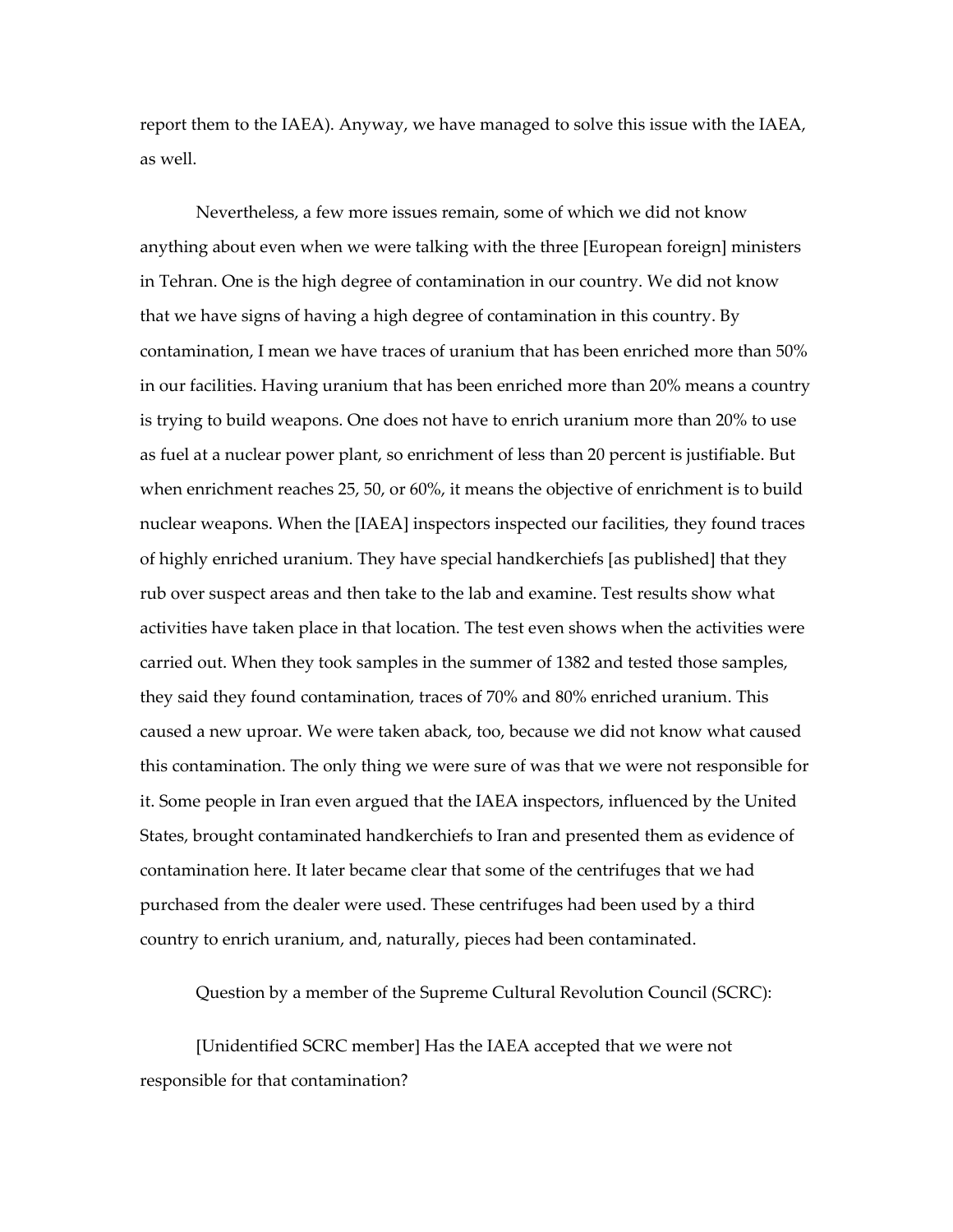report them to the IAEA). Anyway, we have managed to solve this issue with the IAEA, as well.

Nevertheless, a few more issues remain, some of which we did not know anything about even when we were talking with the three [European foreign] ministers in Tehran. One is the high degree of contamination in our country. We did not know that we have signs of having a high degree of contamination in this country. By contamination, I mean we have traces of uranium that has been enriched more than 50% in our facilities. Having uranium that has been enriched more than 20% means a country is trying to build weapons. One does not have to enrich uranium more than 20% to use as fuel at a nuclear power plant, so enrichment of less than 20 percent is justifiable. But when enrichment reaches 25, 50, or 60%, it means the objective of enrichment is to build nuclear weapons. When the [IAEA] inspectors inspected our facilities, they found traces of highly enriched uranium. They have special handkerchiefs [as published] that they rub over suspect areas and then take to the lab and examine. Test results show what activities have taken place in that location. The test even shows when the activities were carried out. When they took samples in the summer of 1382 and tested those samples, they said they found contamination, traces of 70% and 80% enriched uranium. This caused a new uproar. We were taken aback, too, because we did not know what caused this contamination. The only thing we were sure of was that we were not responsible for it. Some people in Iran even argued that the IAEA inspectors, influenced by the United States, brought contaminated handkerchiefs to Iran and presented them as evidence of contamination here. It later became clear that some of the centrifuges that we had purchased from the dealer were used. These centrifuges had been used by a third country to enrich uranium, and, naturally, pieces had been contaminated.

Question by a member of the Supreme Cultural Revolution Council (SCRC):

[Unidentified SCRC member] Has the IAEA accepted that we were not responsible for that contamination?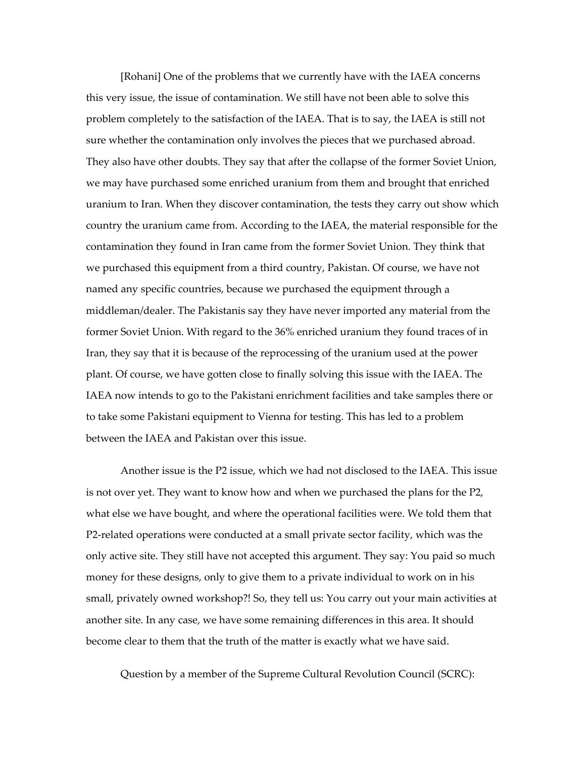[Rohani] One of the problems that we currently have with the IAEA concerns this very issue, the issue of contamination. We still have not been able to solve this problem completely to the satisfaction of the IAEA. That is to say, the IAEA is still not sure whether the contamination only involves the pieces that we purchased abroad. They also have other doubts. They say that after the collapse of the former Soviet Union, we may have purchased some enriched uranium from them and brought that enriched uranium to Iran. When they discover contamination, the tests they carry out show which country the uranium came from. According to the IAEA, the material responsible for the contamination they found in Iran came from the former Soviet Union. They think that we purchased this equipment from a third country, Pakistan. Of course, we have not named any specific countries, because we purchased the equipment through a middleman/dealer. The Pakistanis say they have never imported any material from the former Soviet Union. With regard to the 36% enriched uranium they found traces of in Iran, they say that it is because of the reprocessing of the uranium used at the power plant. Of course, we have gotten close to finally solving this issue with the IAEA. The IAEA now intends to go to the Pakistani enrichment facilities and take samples there or to take some Pakistani equipment to Vienna for testing. This has led to a problem between the IAEA and Pakistan over this issue.

Another issue is the P2 issue, which we had not disclosed to the IAEA. This issue is not over yet. They want to know how and when we purchased the plans for the P2, what else we have bought, and where the operational facilities were. We told them that P2-related operations were conducted at a small private sector facility, which was the only active site. They still have not accepted this argument. They say: You paid so much money for these designs, only to give them to a private individual to work on in his small, privately owned workshop?! So, they tell us: You carry out your main activities at another site. In any case, we have some remaining differences in this area. It should become clear to them that the truth of the matter is exactly what we have said.

Question by a member of the Supreme Cultural Revolution Council (SCRC):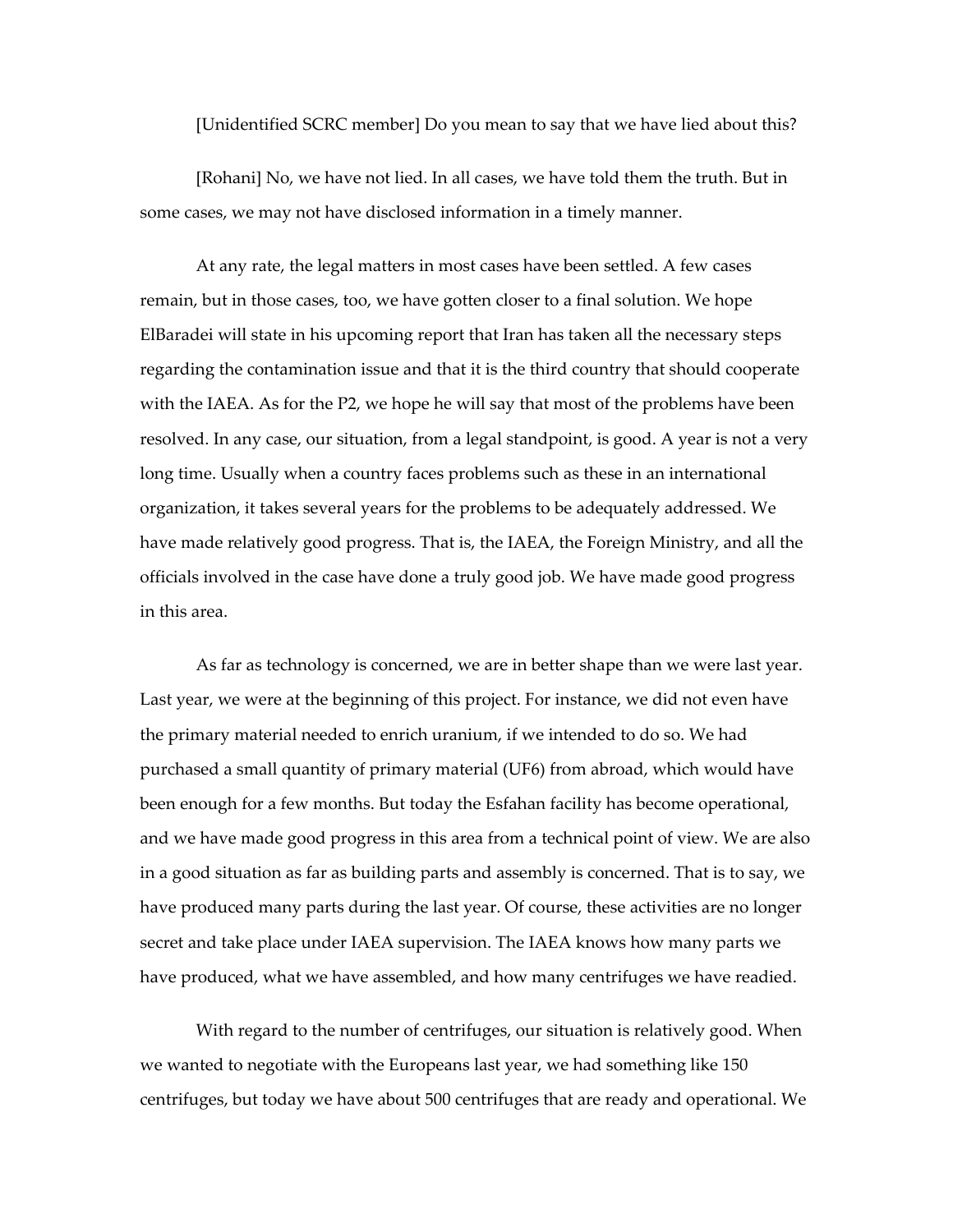[Unidentified SCRC member] Do you mean to say that we have lied about this?

[Rohani] No, we have not lied. In all cases, we have told them the truth. But in some cases, we may not have disclosed information in a timely manner.

At any rate, the legal matters in most cases have been settled. A few cases remain, but in those cases, too, we have gotten closer to a final solution. We hope ElBaradei will state in his upcoming report that Iran has taken all the necessary steps regarding the contamination issue and that it is the third country that should cooperate with the IAEA. As for the P2, we hope he will say that most of the problems have been resolved. In any case, our situation, from a legal standpoint, is good. A year is not a very long time. Usually when a country faces problems such as these in an international organization, it takes several years for the problems to be adequately addressed. We have made relatively good progress. That is, the IAEA, the Foreign Ministry, and all the officials involved in the case have done a truly good job. We have made good progress in this area.

As far as technology is concerned, we are in better shape than we were last year. Last year, we were at the beginning of this project. For instance, we did not even have the primary material needed to enrich uranium, if we intended to do so. We had purchased a small quantity of primary material (UF6) from abroad, which would have been enough for a few months. But today the Esfahan facility has become operational, and we have made good progress in this area from a technical point of view. We are also in a good situation as far as building parts and assembly is concerned. That is to say, we have produced many parts during the last year. Of course, these activities are no longer secret and take place under IAEA supervision. The IAEA knows how many parts we have produced, what we have assembled, and how many centrifuges we have readied.

With regard to the number of centrifuges, our situation is relatively good. When we wanted to negotiate with the Europeans last year, we had something like 150 centrifuges, but today we have about 500 centrifuges that are ready and operational. We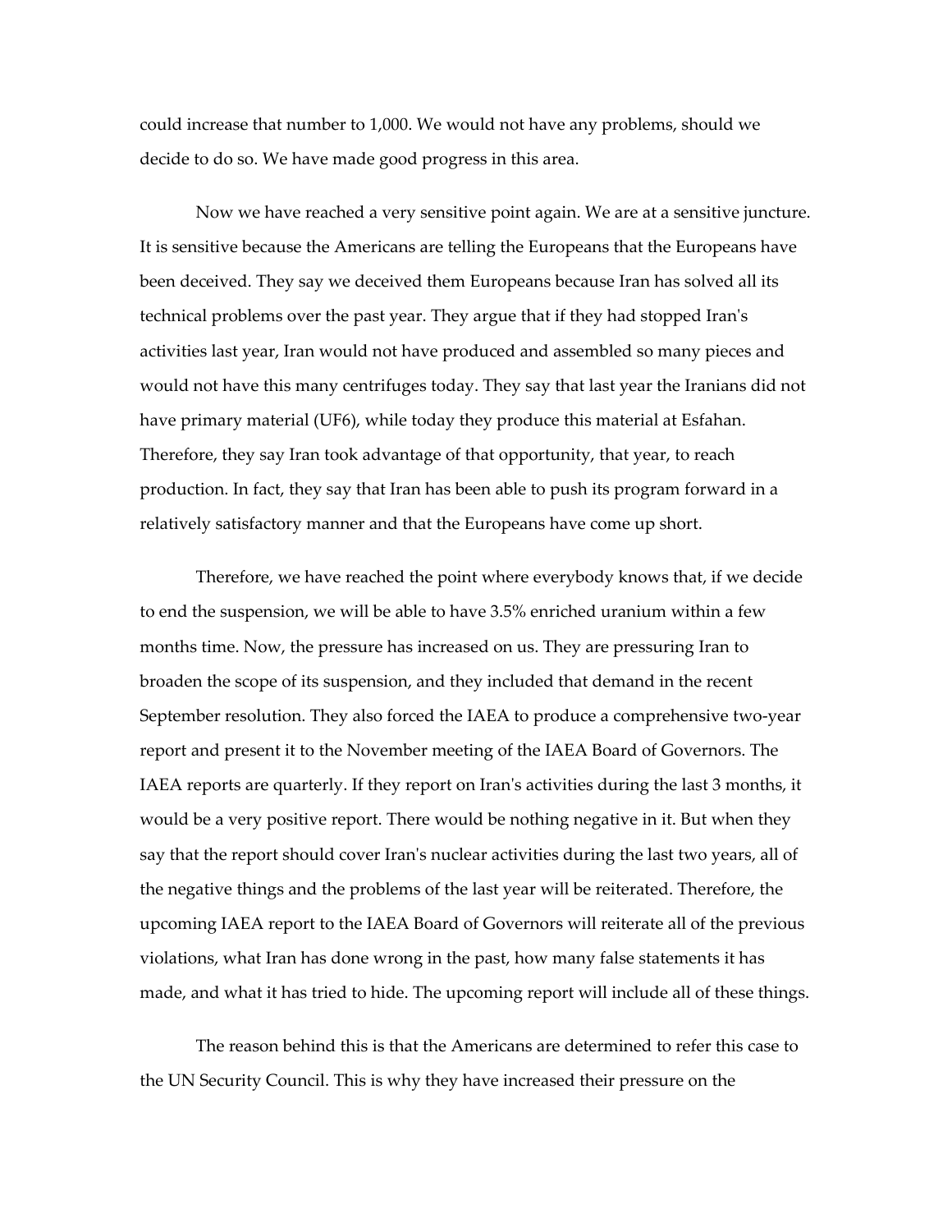could increase that number to 1,000. We would not have any problems, should we decide to do so. We have made good progress in this area.

Now we have reached a very sensitive point again. We are at a sensitive juncture. It is sensitive because the Americans are telling the Europeans that the Europeans have been deceived. They say we deceived them Europeans because Iran has solved all its technical problems over the past year. They argue that if they had stopped Iran's activities last year, Iran would not have produced and assembled so many pieces and would not have this many centrifuges today. They say that last year the Iranians did not have primary material (UF6), while today they produce this material at Esfahan. Therefore, they say Iran took advantage of that opportunity, that year, to reach production. In fact, they say that Iran has been able to push its program forward in a relatively satisfactory manner and that the Europeans have come up short.

Therefore, we have reached the point where everybody knows that, if we decide to end the suspension, we will be able to have 3.5% enriched uranium within a few months time. Now, the pressure has increased on us. They are pressuring Iran to broaden the scope of its suspension, and they included that demand in the recent September resolution. They also forced the IAEA to produce a comprehensive two-year report and present it to the November meeting of the IAEA Board of Governors. The IAEA reports are quarterly. If they report on Iran's activities during the last 3 months, it would be a very positive report. There would be nothing negative in it. But when they say that the report should cover Iran's nuclear activities during the last two years, all of the negative things and the problems of the last year will be reiterated. Therefore, the upcoming IAEA report to the IAEA Board of Governors will reiterate all of the previous violations, what Iran has done wrong in the past, how many false statements it has made, and what it has tried to hide. The upcoming report will include all of these things.

The reason behind this is that the Americans are determined to refer this case to the UN Security Council. This is why they have increased their pressure on the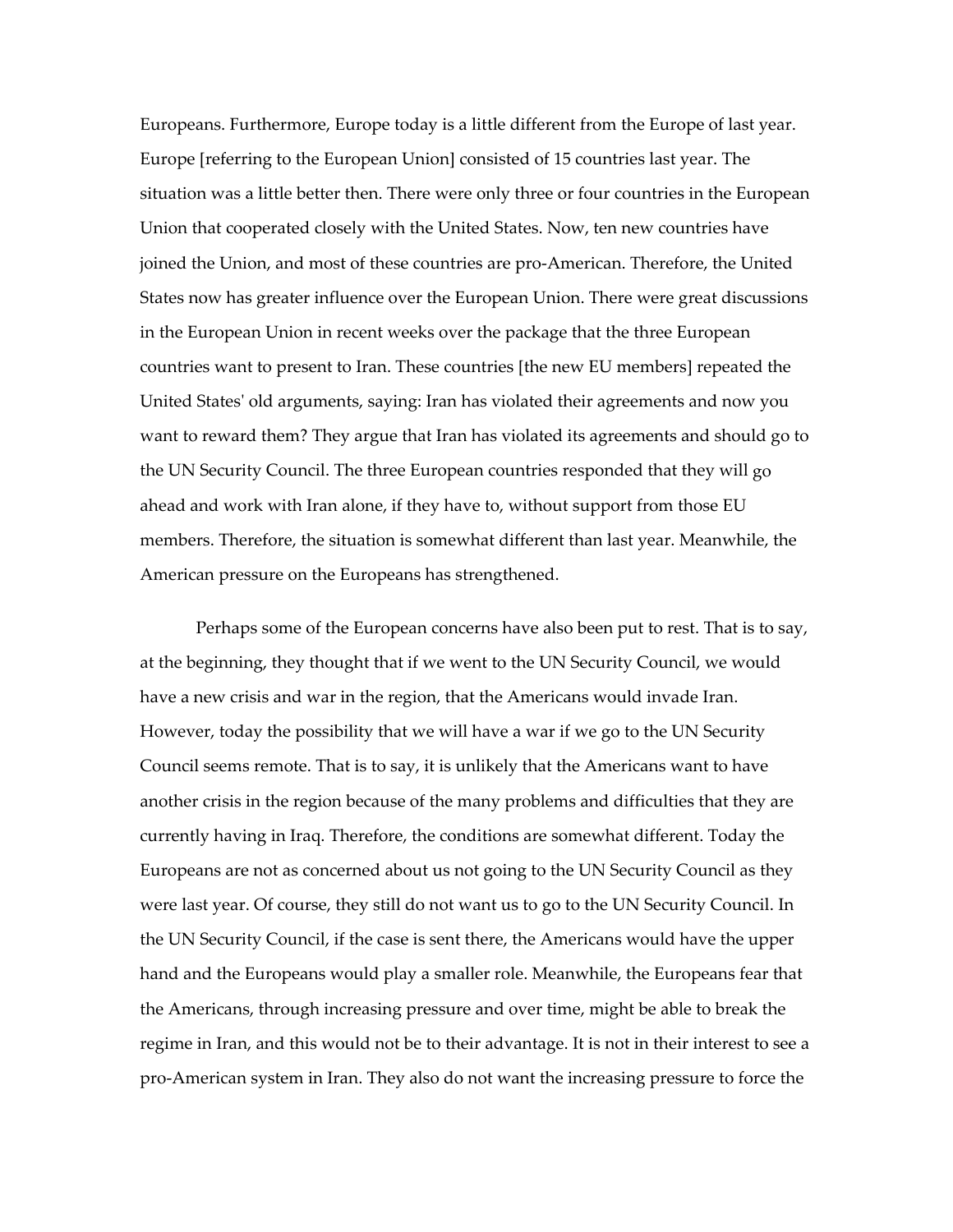Europeans. Furthermore, Europe today is a little different from the Europe of last year. Europe [referring to the European Union] consisted of 15 countries last year. The situation was a little better then. There were only three or four countries in the European Union that cooperated closely with the United States. Now, ten new countries have joined the Union, and most of these countries are pro-American. Therefore, the United States now has greater influence over the European Union. There were great discussions in the European Union in recent weeks over the package that the three European countries want to present to Iran. These countries [the new EU members] repeated the United States' old arguments, saying: Iran has violated their agreements and now you want to reward them? They argue that Iran has violated its agreements and should go to the UN Security Council. The three European countries responded that they will go ahead and work with Iran alone, if they have to, without support from those EU members. Therefore, the situation is somewhat different than last year. Meanwhile, the American pressure on the Europeans has strengthened.

Perhaps some of the European concerns have also been put to rest. That is to say, at the beginning, they thought that if we went to the UN Security Council, we would have a new crisis and war in the region, that the Americans would invade Iran. However, today the possibility that we will have a war if we go to the UN Security Council seems remote. That is to say, it is unlikely that the Americans want to have another crisis in the region because of the many problems and difficulties that they are currently having in Iraq. Therefore, the conditions are somewhat different. Today the Europeans are not as concerned about us not going to the UN Security Council as they were last year. Of course, they still do not want us to go to the UN Security Council. In the UN Security Council, if the case is sent there, the Americans would have the upper hand and the Europeans would play a smaller role. Meanwhile, the Europeans fear that the Americans, through increasing pressure and over time, might be able to break the regime in Iran, and this would not be to their advantage. It is not in their interest to see a pro-American system in Iran. They also do not want the increasing pressure to force the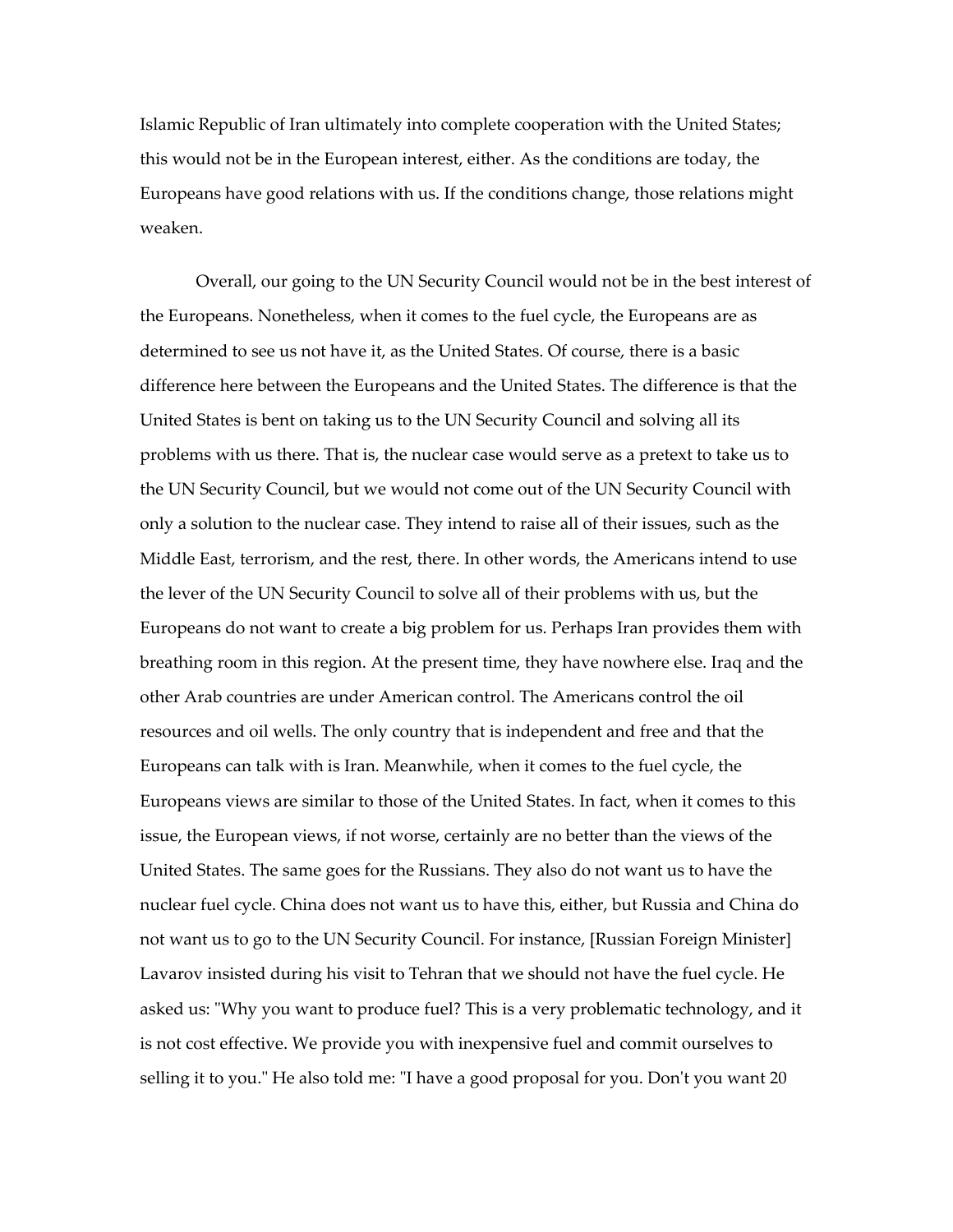Islamic Republic of Iran ultimately into complete cooperation with the United States; this would not be in the European interest, either. As the conditions are today, the Europeans have good relations with us. If the conditions change, those relations might weaken.

Overall, our going to the UN Security Council would not be in the best interest of the Europeans. Nonetheless, when it comes to the fuel cycle, the Europeans are as determined to see us not have it, as the United States. Of course, there is a basic difference here between the Europeans and the United States. The difference is that the United States is bent on taking us to the UN Security Council and solving all its problems with us there. That is, the nuclear case would serve as a pretext to take us to the UN Security Council, but we would not come out of the UN Security Council with only a solution to the nuclear case. They intend to raise all of their issues, such as the Middle East, terrorism, and the rest, there. In other words, the Americans intend to use the lever of the UN Security Council to solve all of their problems with us, but the Europeans do not want to create a big problem for us. Perhaps Iran provides them with breathing room in this region. At the present time, they have nowhere else. Iraq and the other Arab countries are under American control. The Americans control the oil resources and oil wells. The only country that is independent and free and that the Europeans can talk with is Iran. Meanwhile, when it comes to the fuel cycle, the Europeans views are similar to those of the United States. In fact, when it comes to this issue, the European views, if not worse, certainly are no better than the views of the United States. The same goes for the Russians. They also do not want us to have the nuclear fuel cycle. China does not want us to have this, either, but Russia and China do not want us to go to the UN Security Council. For instance, [Russian Foreign Minister] Lavarov insisted during his visit to Tehran that we should not have the fuel cycle. He asked us: "Why you want to produce fuel? This is a very problematic technology, and it is not cost effective. We provide you with inexpensive fuel and commit ourselves to selling it to you." He also told me: "I have a good proposal for you. Don't you want 20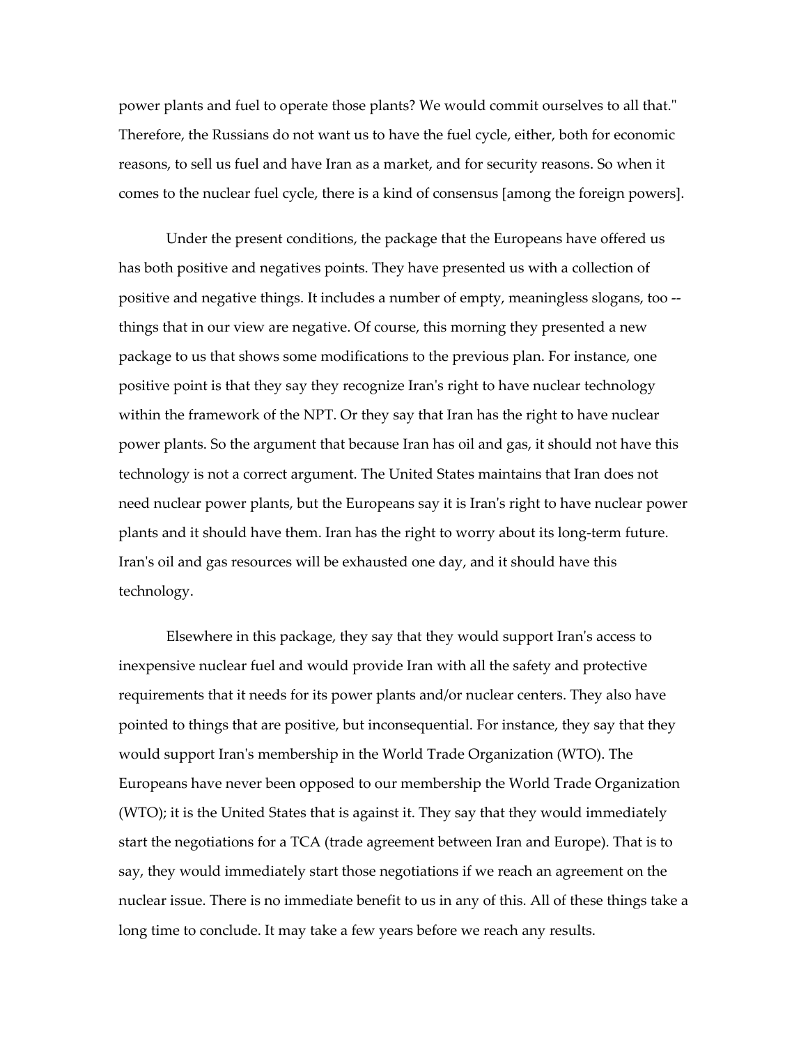power plants and fuel to operate those plants? We would commit ourselves to all that." Therefore, the Russians do not want us to have the fuel cycle, either, both for economic reasons, to sell us fuel and have Iran as a market, and for security reasons. So when it comes to the nuclear fuel cycle, there is a kind of consensus [among the foreign powers].

Under the present conditions, the package that the Europeans have offered us has both positive and negatives points. They have presented us with a collection of positive and negative things. It includes a number of empty, meaningless slogans, too -- things that in our view are negative. Of course, this morning they presented a new package to us that shows some modifications to the previous plan. For instance, one positive point is that they say they recognize Iran's right to have nuclear technology within the framework of the NPT. Or they say that Iran has the right to have nuclear power plants. So the argument that because Iran has oil and gas, it should not have this technology is not a correct argument. The United States maintains that Iran does not need nuclear power plants, but the Europeans say it is Iran's right to have nuclear power plants and it should have them. Iran has the right to worry about its long-term future. Iran's oil and gas resources will be exhausted one day, and it should have this technology.

Elsewhere in this package, they say that they would support Iran's access to inexpensive nuclear fuel and would provide Iran with all the safety and protective requirements that it needs for its power plants and/or nuclear centers. They also have pointed to things that are positive, but inconsequential. For instance, they say that they would support Iran's membership in the World Trade Organization (WTO). The Europeans have never been opposed to our membership the World Trade Organization (WTO); it is the United States that is against it. They say that they would immediately start the negotiations for a TCA (trade agreement between Iran and Europe). That is to say, they would immediately start those negotiations if we reach an agreement on the nuclear issue. There is no immediate benefit to us in any of this. All of these things take a long time to conclude. It may take a few years before we reach any results.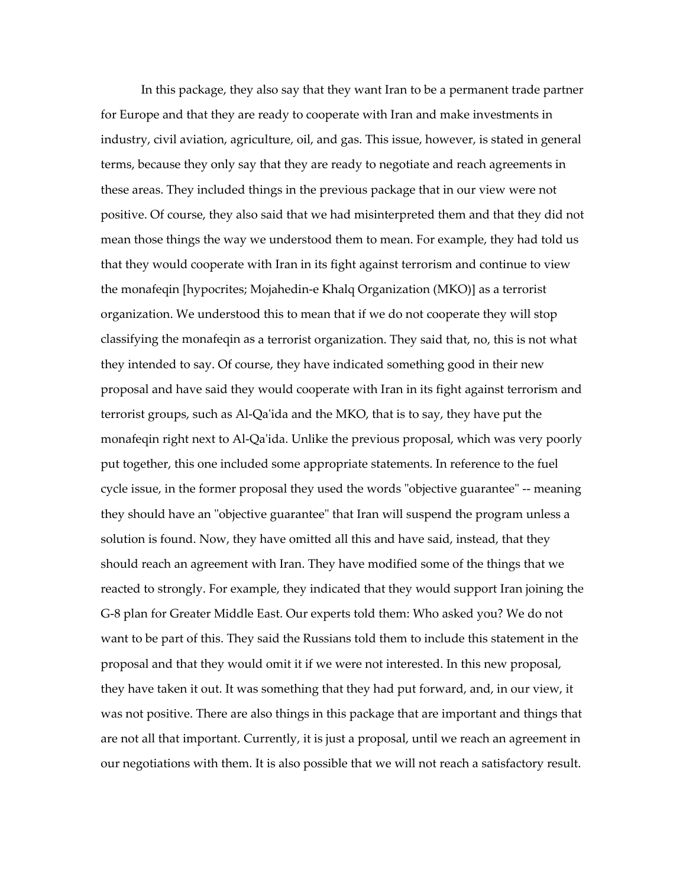In this package, they also say that they want Iran to be a permanent trade partner for Europe and that they are ready to cooperate with Iran and make investments in industry, civil aviation, agriculture, oil, and gas. This issue, however, is stated in general terms, because they only say that they are ready to negotiate and reach agreements in these areas. They included things in the previous package that in our view were not positive. Of course, they also said that we had misinterpreted them and that they did not mean those things the way we understood them to mean. For example, they had told us that they would cooperate with Iran in its fight against terrorism and continue to view the monafeqin [hypocrites; Mojahedin-e Khalq Organization (MKO)] as a terrorist organization. We understood this to mean that if we do not cooperate they will stop classifying the monafeqin as a terrorist organization. They said that, no, this is not what they intended to say. Of course, they have indicated something good in their new proposal and have said they would cooperate with Iran in its fight against terrorism and terrorist groups, such as Al-Qa'ida and the MKO, that is to say, they have put the monafeqin right next to Al-Qa'ida. Unlike the previous proposal, which was very poorly put together, this one included some appropriate statements. In reference to the fuel cycle issue, in the former proposal they used the words "objective guarantee" -- meaning they should have an "objective guarantee" that Iran will suspend the program unless a solution is found. Now, they have omitted all this and have said, instead, that they should reach an agreement with Iran. They have modified some of the things that we reacted to strongly. For example, they indicated that they would support Iran joining the G-8 plan for Greater Middle East. Our experts told them: Who asked you? We do not want to be part of this. They said the Russians told them to include this statement in the proposal and that they would omit it if we were not interested. In this new proposal, they have taken it out. It was something that they had put forward, and, in our view, it was not positive. There are also things in this package that are important and things that are not all that important. Currently, it is just a proposal, until we reach an agreement in our negotiations with them. It is also possible that we will not reach a satisfactory result.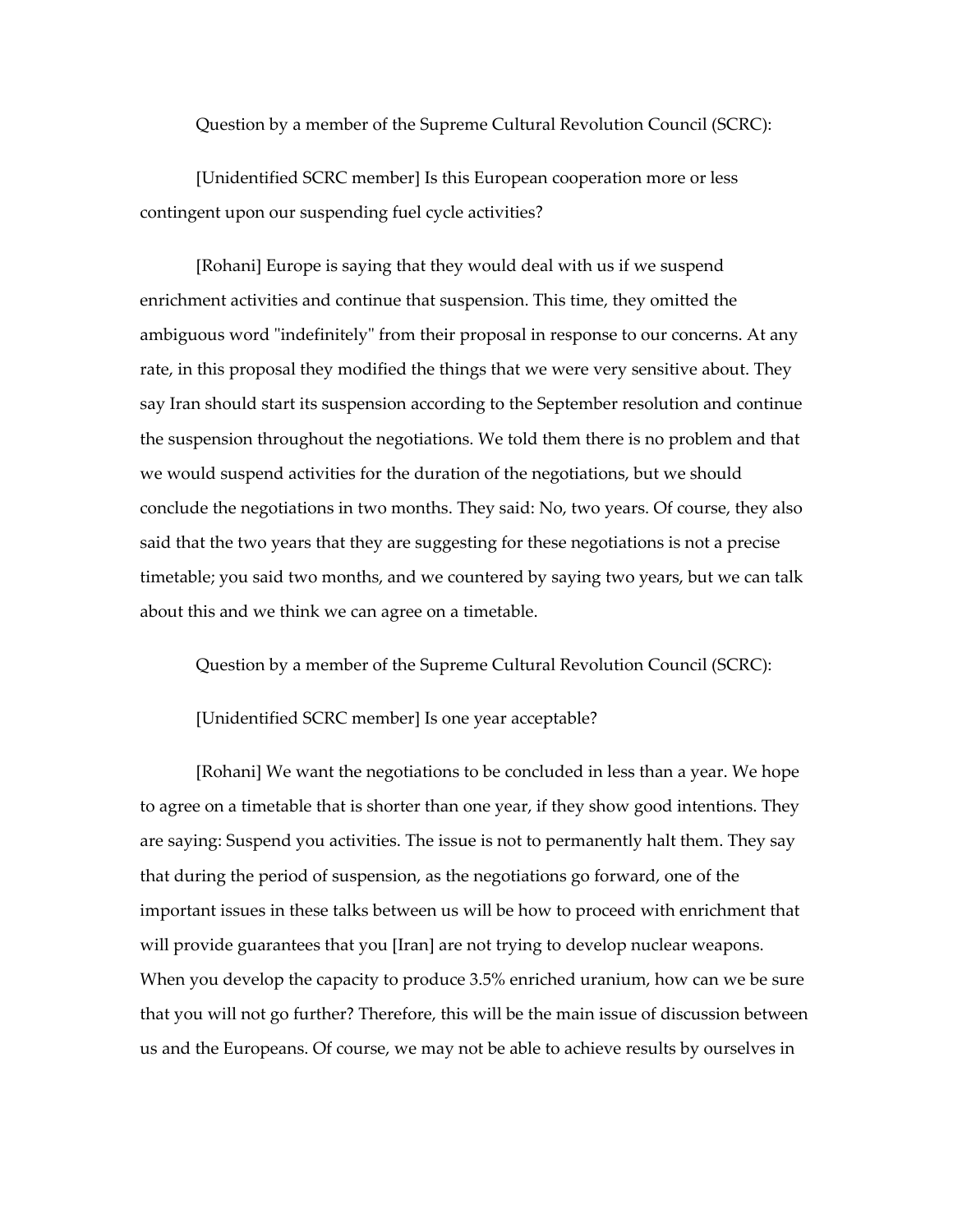Question by a member of the Supreme Cultural Revolution Council (SCRC):

[Unidentified SCRC member] Is this European cooperation more or less contingent upon our suspending fuel cycle activities?

[Rohani] Europe is saying that they would deal with us if we suspend enrichment activities and continue that suspension. This time, they omitted the ambiguous word "indefinitely" from their proposal in response to our concerns. At any rate, in this proposal they modified the things that we were very sensitive about. They say Iran should start its suspension according to the September resolution and continue the suspension throughout the negotiations. We told them there is no problem and that we would suspend activities for the duration of the negotiations, but we should conclude the negotiations in two months. They said: No, two years. Of course, they also said that the two years that they are suggesting for these negotiations is not a precise timetable; you said two months, and we countered by saying two years, but we can talk about this and we think we can agree on a timetable.

Question by a member of the Supreme Cultural Revolution Council (SCRC):

[Unidentified SCRC member] Is one year acceptable?

[Rohani] We want the negotiations to be concluded in less than a year. We hope to agree on a timetable that is shorter than one year, if they show good intentions. They are saying: Suspend you activities. The issue is not to permanently halt them. They say that during the period of suspension, as the negotiations go forward, one of the important issues in these talks between us will be how to proceed with enrichment that will provide guarantees that you [Iran] are not trying to develop nuclear weapons. When you develop the capacity to produce 3.5% enriched uranium, how can we be sure that you will not go further? Therefore, this will be the main issue of discussion between us and the Europeans. Of course, we may not be able to achieve results by ourselves in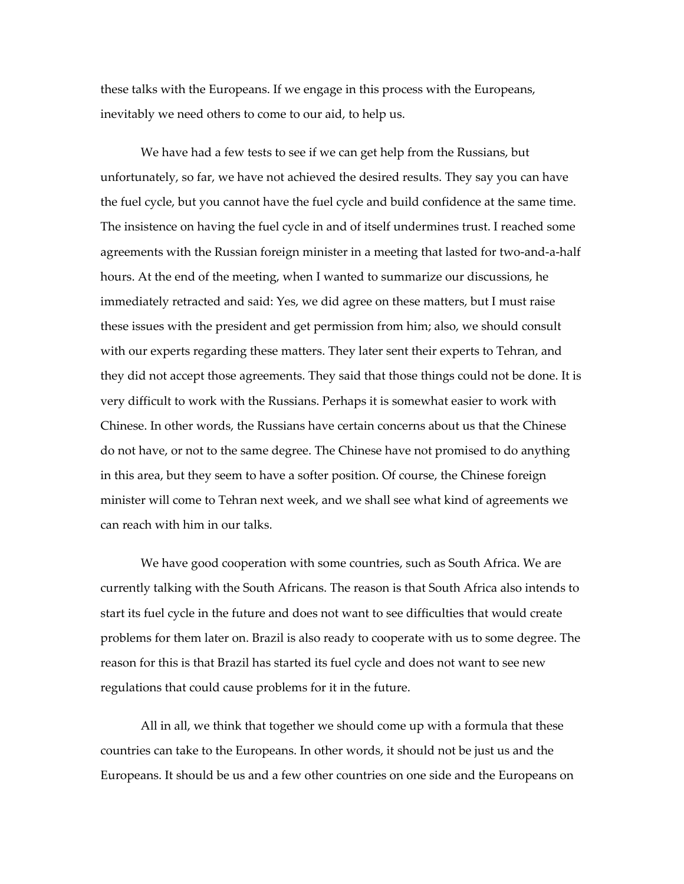these talks with the Europeans. If we engage in this process with the Europeans, inevitably we need others to come to our aid, to help us.

We have had a few tests to see if we can get help from the Russians, but unfortunately, so far, we have not achieved the desired results. They say you can have the fuel cycle, but you cannot have the fuel cycle and build confidence at the same time. The insistence on having the fuel cycle in and of itself undermines trust. I reached some agreements with the Russian foreign minister in a meeting that lasted for two-and-a-half hours. At the end of the meeting, when I wanted to summarize our discussions, he immediately retracted and said: Yes, we did agree on these matters, but I must raise these issues with the president and get permission from him; also, we should consult with our experts regarding these matters. They later sent their experts to Tehran, and they did not accept those agreements. They said that those things could not be done. It is very difficult to work with the Russians. Perhaps it is somewhat easier to work with Chinese. In other words, the Russians have certain concerns about us that the Chinese do not have, or not to the same degree. The Chinese have not promised to do anything in this area, but they seem to have a softer position. Of course, the Chinese foreign minister will come to Tehran next week, and we shall see what kind of agreements we can reach with him in our talks.

We have good cooperation with some countries, such as South Africa. We are currently talking with the South Africans. The reason is that South Africa also intends to start its fuel cycle in the future and does not want to see difficulties that would create problems for them later on. Brazil is also ready to cooperate with us to some degree. The reason for this is that Brazil has started its fuel cycle and does not want to see new regulations that could cause problems for it in the future.

All in all, we think that together we should come up with a formula that these countries can take to the Europeans. In other words, it should not be just us and the Europeans. It should be us and a few other countries on one side and the Europeans on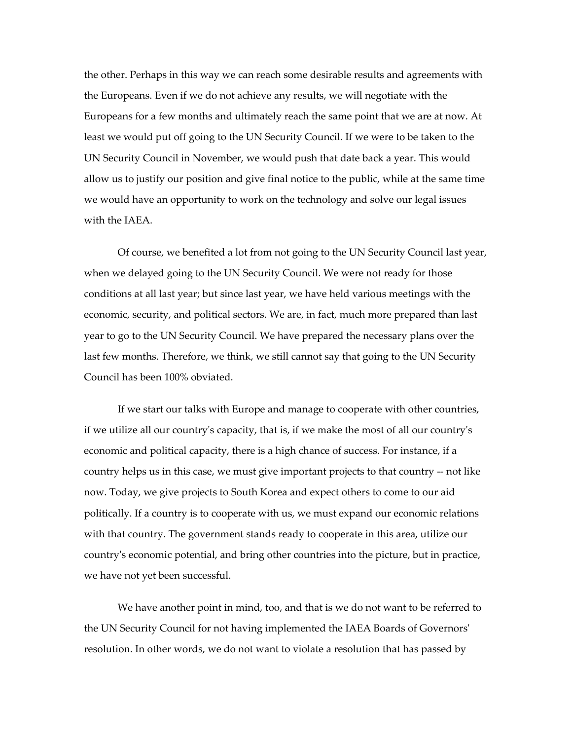the other. Perhaps in this way we can reach some desirable results and agreements with the Europeans. Even if we do not achieve any results, we will negotiate with the Europeans for a few months and ultimately reach the same point that we are at now. At least we would put off going to the UN Security Council. If we were to be taken to the UN Security Council in November, we would push that date back a year. This would allow us to justify our position and give final notice to the public, while at the same time we would have an opportunity to work on the technology and solve our legal issues with the IAEA.

Of course, we benefited a lot from not going to the UN Security Council last year, when we delayed going to the UN Security Council. We were not ready for those conditions at all last year; but since last year, we have held various meetings with the economic, security, and political sectors. We are, in fact, much more prepared than last year to go to the UN Security Council. We have prepared the necessary plans over the last few months. Therefore, we think, we still cannot say that going to the UN Security Council has been 100% obviated.

If we start our talks with Europe and manage to cooperate with other countries, if we utilize all our country's capacity, that is, if we make the most of all our country's economic and political capacity, there is a high chance of success. For instance, if a country helps us in this case, we must give important projects to that country -- not like now. Today, we give projects to South Korea and expect others to come to our aid politically. If a country is to cooperate with us, we must expand our economic relations with that country. The government stands ready to cooperate in this area, utilize our country's economic potential, and bring other countries into the picture, but in practice, we have not yet been successful.

We have another point in mind, too, and that is we do not want to be referred to the UN Security Council for not having implemented the IAEA Boards of Governors' resolution. In other words, we do not want to violate a resolution that has passed by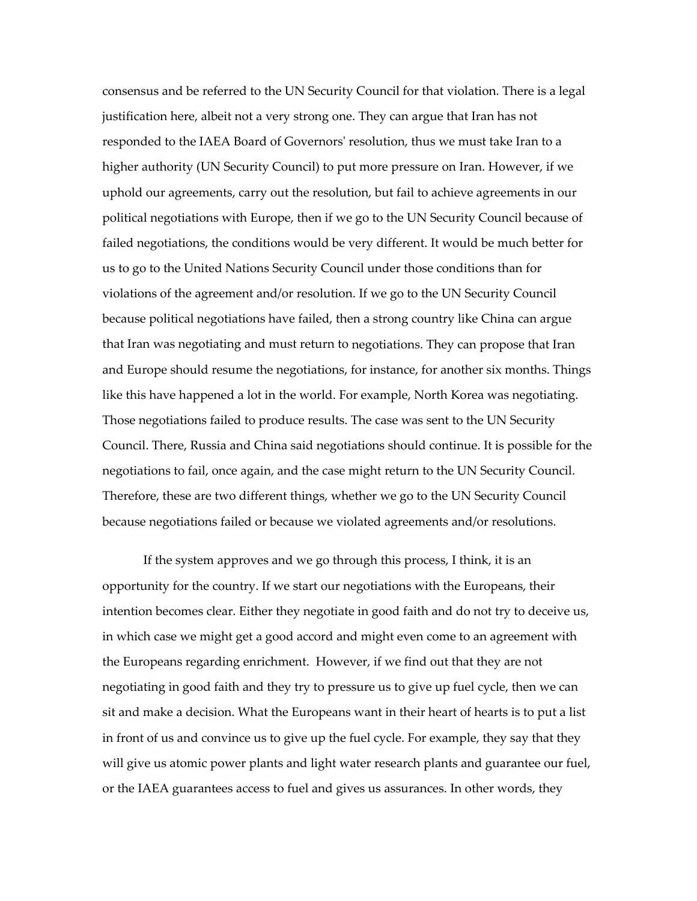consensus and be referred to the UN Security Council for that violation. There is a legal justification here, albeit not a very strong one. They can argue that Iran has not responded to the IAEA Board of Governors' resolution, thus we must take Iran to a higher authority (UN Security Council) to put more pressure on Iran. However, if we uphold our agreements, carry out the resolution, but fail to achieve agreements in our political negotiations with Europe, then if we go to the UN Security Council because of failed negotiations, the conditions would be very different. It would be much better for us to go to the United Nations Security Council under those conditions than for violations of the agreement and/or resolution. If we go to the UN Security Council because political negotiations have failed, then a strong country like China can argue that Iran was negotiating and must return to negotiations. They can propose that Iran and Europe should resume the negotiations, for instance, for another six months. Things like this have happened a lot in the world. For example, North Korea was negotiating. Those negotiations failed to produce results. The case was sent to the UN Security Council. There, Russia and China said negotiations should continue. It is possible for the negotiations to fail, once again, and the case might return to the UN Security Council. Therefore, these are two different things, whether we go to the UN Security Council because negotiations failed or because we violated agreements and/or resolutions.

If the system approves and we go through this process, I think, it is an opportunity for the country. If we start our negotiations with the Europeans, their intention becomes clear. Either they negotiate in good faith and do not try to deceive us, in which case we might get a good accord and might even come to an agreement with the Europeans regarding enrichment. However, if we find out that they are not negotiating in good faith and they try to pressure us to give up fuel cycle, then we can sit and make a decision. What the Europeans want in their heart of hearts is to put a list in front of us and convince us to give up the fuel cycle. For example, they say that they will give us atomic power plants and light water research plants and guarantee our fuel, or the IAEA guarantees access to fuel and gives us assurances. In other words, they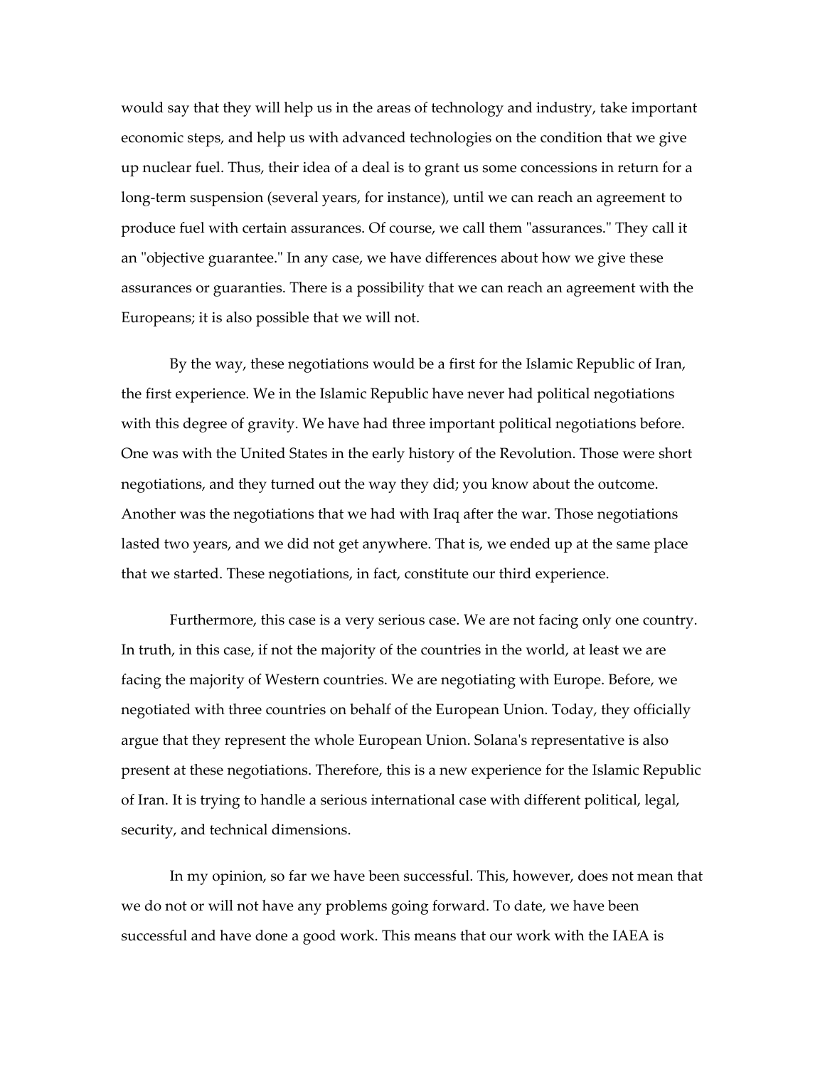would say that they will help us in the areas of technology and industry, take important economic steps, and help us with advanced technologies on the condition that we give up nuclear fuel. Thus, their idea of a deal is to grant us some concessions in return for a long-term suspension (several years, for instance), until we can reach an agreement to produce fuel with certain assurances. Of course, we call them "assurances." They call it an "objective guarantee." In any case, we have differences about how we give these assurances or guaranties. There is a possibility that we can reach an agreement with the Europeans; it is also possible that we will not.

By the way, these negotiations would be a first for the Islamic Republic of Iran, the first experience. We in the Islamic Republic have never had political negotiations with this degree of gravity. We have had three important political negotiations before. One was with the United States in the early history of the Revolution. Those were short negotiations, and they turned out the way they did; you know about the outcome. Another was the negotiations that we had with Iraq after the war. Those negotiations lasted two years, and we did not get anywhere. That is, we ended up at the same place that we started. These negotiations, in fact, constitute our third experience.

Furthermore, this case is a very serious case. We are not facing only one country. In truth, in this case, if not the majority of the countries in the world, at least we are facing the majority of Western countries. We are negotiating with Europe. Before, we negotiated with three countries on behalf of the European Union. Today, they officially argue that they represent the whole European Union. Solana's representative is also present at these negotiations. Therefore, this is a new experience for the Islamic Republic of Iran. It is trying to handle a serious international case with different political, legal, security, and technical dimensions.

In my opinion, so far we have been successful. This, however, does not mean that we do not or will not have any problems going forward. To date, we have been successful and have done a good work. This means that our work with the IAEA is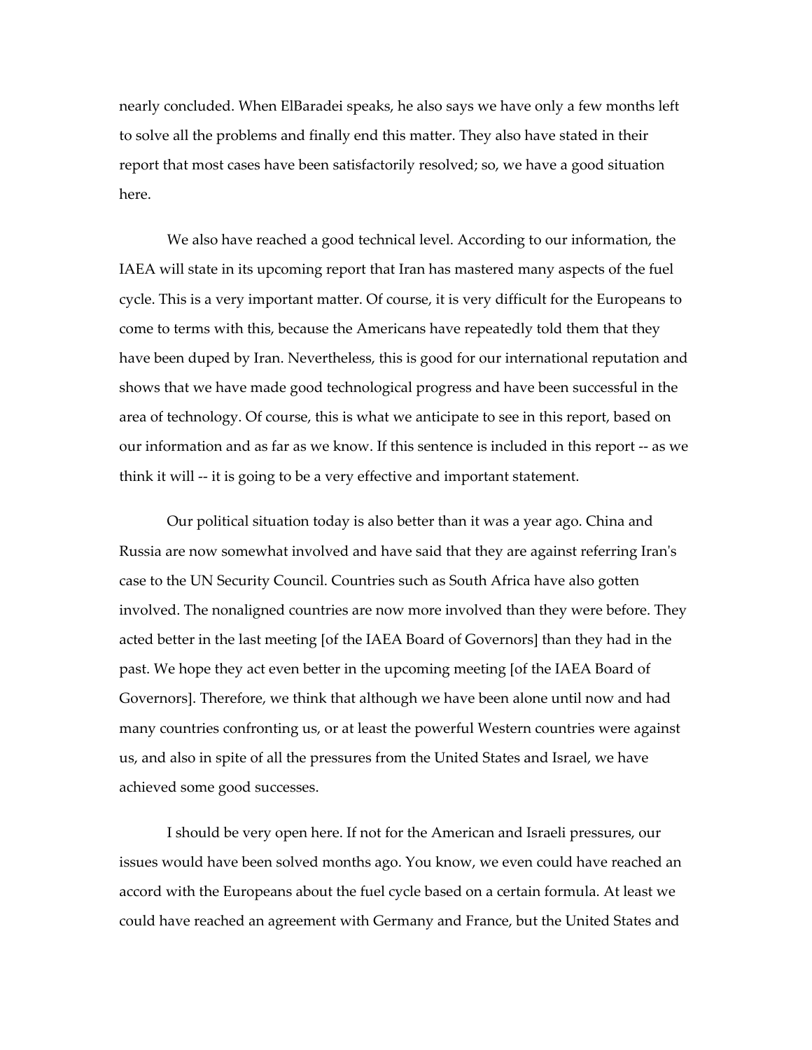nearly concluded. When ElBaradei speaks, he also says we have only a few months left to solve all the problems and finally end this matter. They also have stated in their report that most cases have been satisfactorily resolved; so, we have a good situation here.

We also have reached a good technical level. According to our information, the IAEA will state in its upcoming report that Iran has mastered many aspects of the fuel cycle. This is a very important matter. Of course, it is very difficult for the Europeans to come to terms with this, because the Americans have repeatedly told them that they have been duped by Iran. Nevertheless, this is good for our international reputation and shows that we have made good technological progress and have been successful in the area of technology. Of course, this is what we anticipate to see in this report, based on our information and as far as we know. If this sentence is included in this report -- as we think it will -- it is going to be a very effective and important statement.

Our political situation today is also better than it was a year ago. China and Russia are now somewhat involved and have said that they are against referring Iran's case to the UN Security Council. Countries such as South Africa have also gotten involved. The nonaligned countries are now more involved than they were before. They acted better in the last meeting [of the IAEA Board of Governors] than they had in the past. We hope they act even better in the upcoming meeting [of the IAEA Board of Governors]. Therefore, we think that although we have been alone until now and had many countries confronting us, or at least the powerful Western countries were against us, and also in spite of all the pressures from the United States and Israel, we have achieved some good successes.

I should be very open here. If not for the American and Israeli pressures, our issues would have been solved months ago. You know, we even could have reached an accord with the Europeans about the fuel cycle based on a certain formula. At least we could have reached an agreement with Germany and France, but the United States and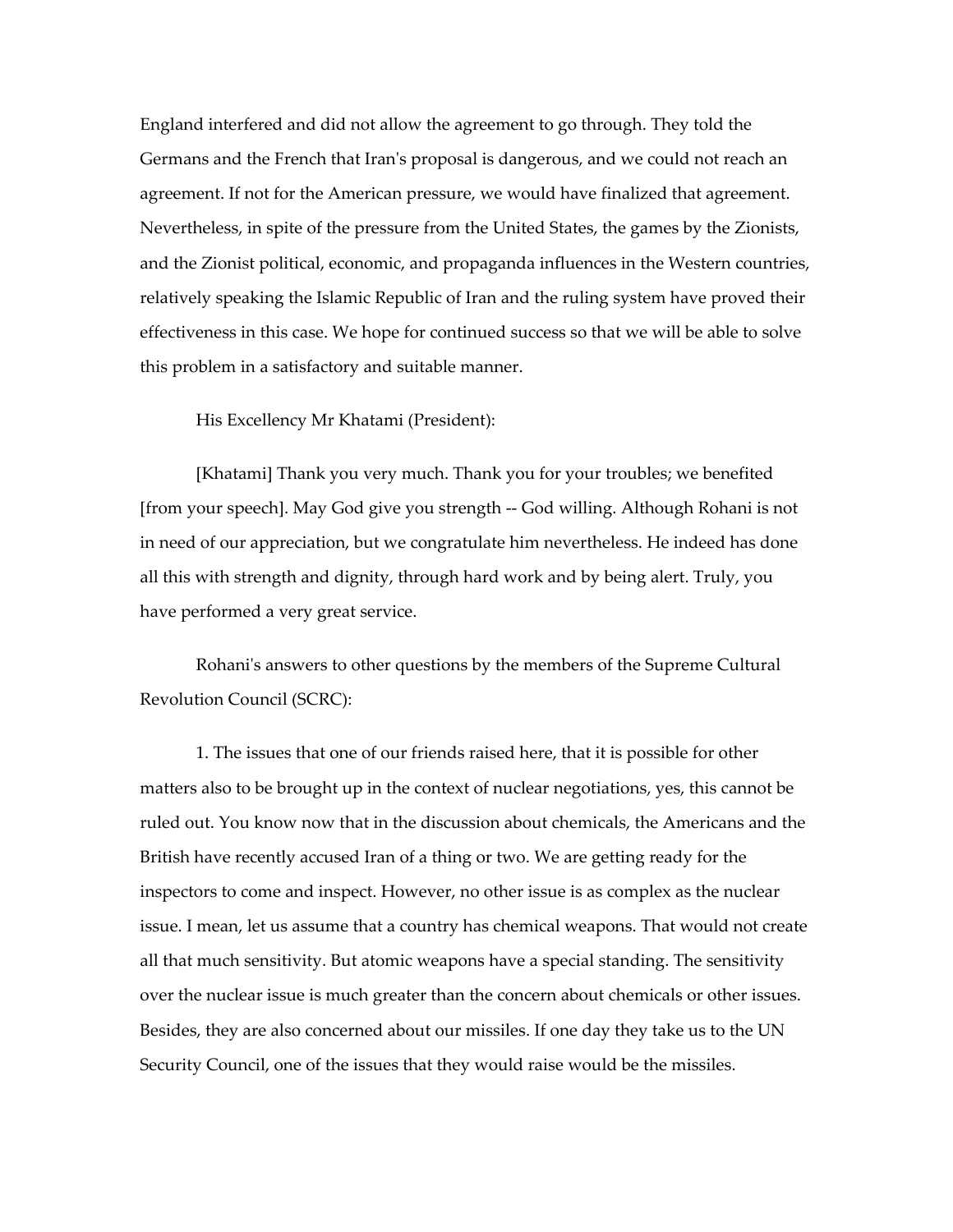England interfered and did not allow the agreement to go through. They told the Germans and the French that Iran's proposal is dangerous, and we could not reach an agreement. If not for the American pressure, we would have finalized that agreement. Nevertheless, in spite of the pressure from the United States, the games by the Zionists, and the Zionist political, economic, and propaganda influences in the Western countries, relatively speaking the Islamic Republic of Iran and the ruling system have proved their effectiveness in this case. We hope for continued success so that we will be able to solve this problem in a satisfactory and suitable manner.

His Excellency Mr Khatami (President):

[Khatami] Thank you very much. Thank you for your troubles; we benefited [from your speech]. May God give you strength -- God willing. Although Rohani is not in need of our appreciation, but we congratulate him nevertheless. He indeed has done all this with strength and dignity, through hard work and by being alert. Truly, you have performed a very great service.

Rohani's answers to other questions by the members of the Supreme Cultural Revolution Council (SCRC):

1. The issues that one of our friends raised here, that it is possible for other matters also to be brought up in the context of nuclear negotiations, yes, this cannot be ruled out. You know now that in the discussion about chemicals, the Americans and the British have recently accused Iran of a thing or two. We are getting ready for the inspectors to come and inspect. However, no other issue is as complex as the nuclear issue. I mean, let us assume that a country has chemical weapons. That would not create all that much sensitivity. But atomic weapons have a special standing. The sensitivity over the nuclear issue is much greater than the concern about chemicals or other issues. Besides, they are also concerned about our missiles. If one day they take us to the UN Security Council, one of the issues that they would raise would be the missiles.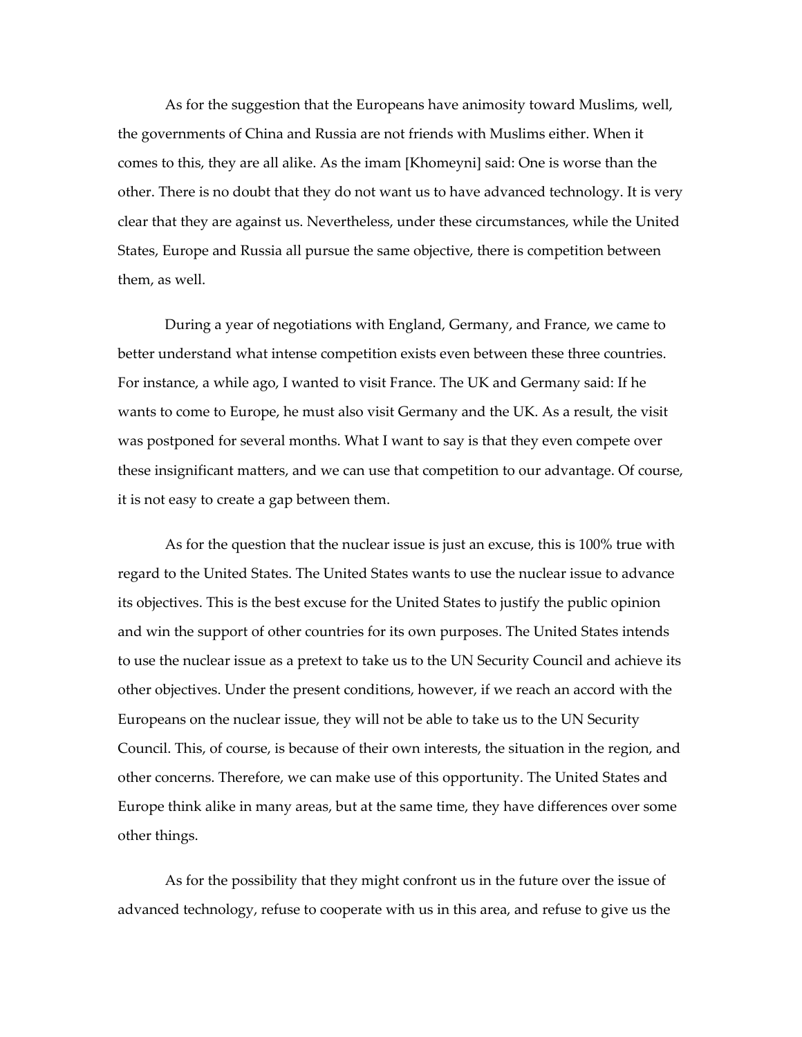As for the suggestion that the Europeans have animosity toward Muslims, well, the governments of China and Russia are not friends with Muslims either. When it comes to this, they are all alike. As the imam [Khomeyni] said: One is worse than the other. There is no doubt that they do not want us to have advanced technology. It is very clear that they are against us. Nevertheless, under these circumstances, while the United States, Europe and Russia all pursue the same objective, there is competition between them, as well.

During a year of negotiations with England, Germany, and France, we came to better understand what intense competition exists even between these three countries. For instance, a while ago, I wanted to visit France. The UK and Germany said: If he wants to come to Europe, he must also visit Germany and the UK. As a result, the visit was postponed for several months. What I want to say is that they even compete over these insignificant matters, and we can use that competition to our advantage. Of course, it is not easy to create a gap between them.

As for the question that the nuclear issue is just an excuse, this is 100% true with regard to the United States. The United States wants to use the nuclear issue to advance its objectives. This is the best excuse for the United States to justify the public opinion and win the support of other countries for its own purposes. The United States intends to use the nuclear issue as a pretext to take us to the UN Security Council and achieve its other objectives. Under the present conditions, however, if we reach an accord with the Europeans on the nuclear issue, they will not be able to take us to the UN Security Council. This, of course, is because of their own interests, the situation in the region, and other concerns. Therefore, we can make use of this opportunity. The United States and Europe think alike in many areas, but at the same time, they have differences over some other things.

As for the possibility that they might confront us in the future over the issue of advanced technology, refuse to cooperate with us in this area, and refuse to give us the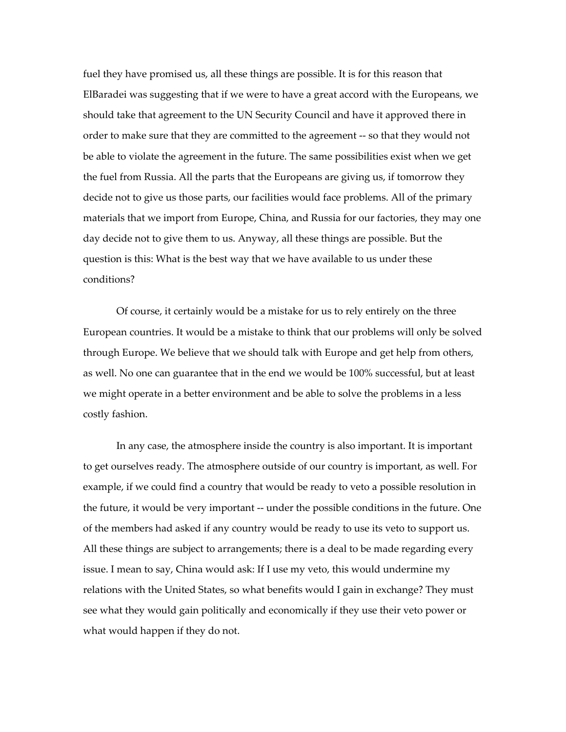fuel they have promised us, all these things are possible. It is for this reason that ElBaradei was suggesting that if we were to have a great accord with the Europeans, we should take that agreement to the UN Security Council and have it approved there in order to make sure that they are committed to the agreement -- so that they would not be able to violate the agreement in the future. The same possibilities exist when we get the fuel from Russia. All the parts that the Europeans are giving us, if tomorrow they decide not to give us those parts, our facilities would face problems. All of the primary materials that we import from Europe, China, and Russia for our factories, they may one day decide not to give them to us. Anyway, all these things are possible. But the question is this: What is the best way that we have available to us under these conditions?

Of course, it certainly would be a mistake for us to rely entirely on the three European countries. It would be a mistake to think that our problems will only be solved through Europe. We believe that we should talk with Europe and get help from others, as well. No one can guarantee that in the end we would be 100% successful, but at least we might operate in a better environment and be able to solve the problems in a less costly fashion.

In any case, the atmosphere inside the country is also important. It is important to get ourselves ready. The atmosphere outside of our country is important, as well. For example, if we could find a country that would be ready to veto a possible resolution in the future, it would be very important -- under the possible conditions in the future. One of the members had asked if any country would be ready to use its veto to support us. All these things are subject to arrangements; there is a deal to be made regarding every issue. I mean to say, China would ask: If I use my veto, this would undermine my relations with the United States, so what benefits would I gain in exchange? They must see what they would gain politically and economically if they use their veto power or what would happen if they do not.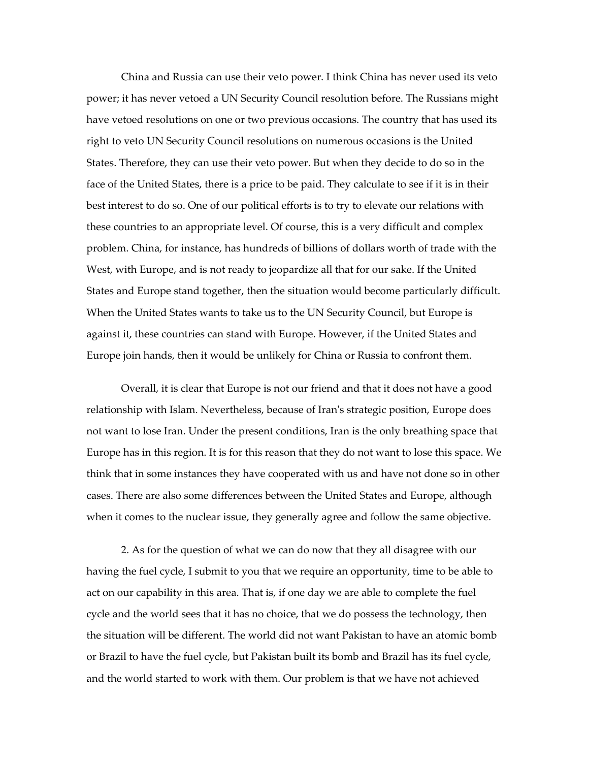China and Russia can use their veto power. I think China has never used its veto power; it has never vetoed a UN Security Council resolution before. The Russians might have vetoed resolutions on one or two previous occasions. The country that has used its right to veto UN Security Council resolutions on numerous occasions is the United States. Therefore, they can use their veto power. But when they decide to do so in the face of the United States, there is a price to be paid. They calculate to see if it is in their best interest to do so. One of our political efforts is to try to elevate our relations with these countries to an appropriate level. Of course, this is a very difficult and complex problem. China, for instance, has hundreds of billions of dollars worth of trade with the West, with Europe, and is not ready to jeopardize all that for our sake. If the United States and Europe stand together, then the situation would become particularly difficult. When the United States wants to take us to the UN Security Council, but Europe is against it, these countries can stand with Europe. However, if the United States and Europe join hands, then it would be unlikely for China or Russia to confront them.

Overall, it is clear that Europe is not our friend and that it does not have a good relationship with Islam. Nevertheless, because of Iran's strategic position, Europe does not want to lose Iran. Under the present conditions, Iran is the only breathing space that Europe has in this region. It is for this reason that they do not want to lose this space. We think that in some instances they have cooperated with us and have not done so in other cases. There are also some differences between the United States and Europe, although when it comes to the nuclear issue, they generally agree and follow the same objective.

2. As for the question of what we can do now that they all disagree with our having the fuel cycle, I submit to you that we require an opportunity, time to be able to act on our capability in this area. That is, if one day we are able to complete the fuel cycle and the world sees that it has no choice, that we do possess the technology, then the situation will be different. The world did not want Pakistan to have an atomic bomb or Brazil to have the fuel cycle, but Pakistan built its bomb and Brazil has its fuel cycle, and the world started to work with them. Our problem is that we have not achieved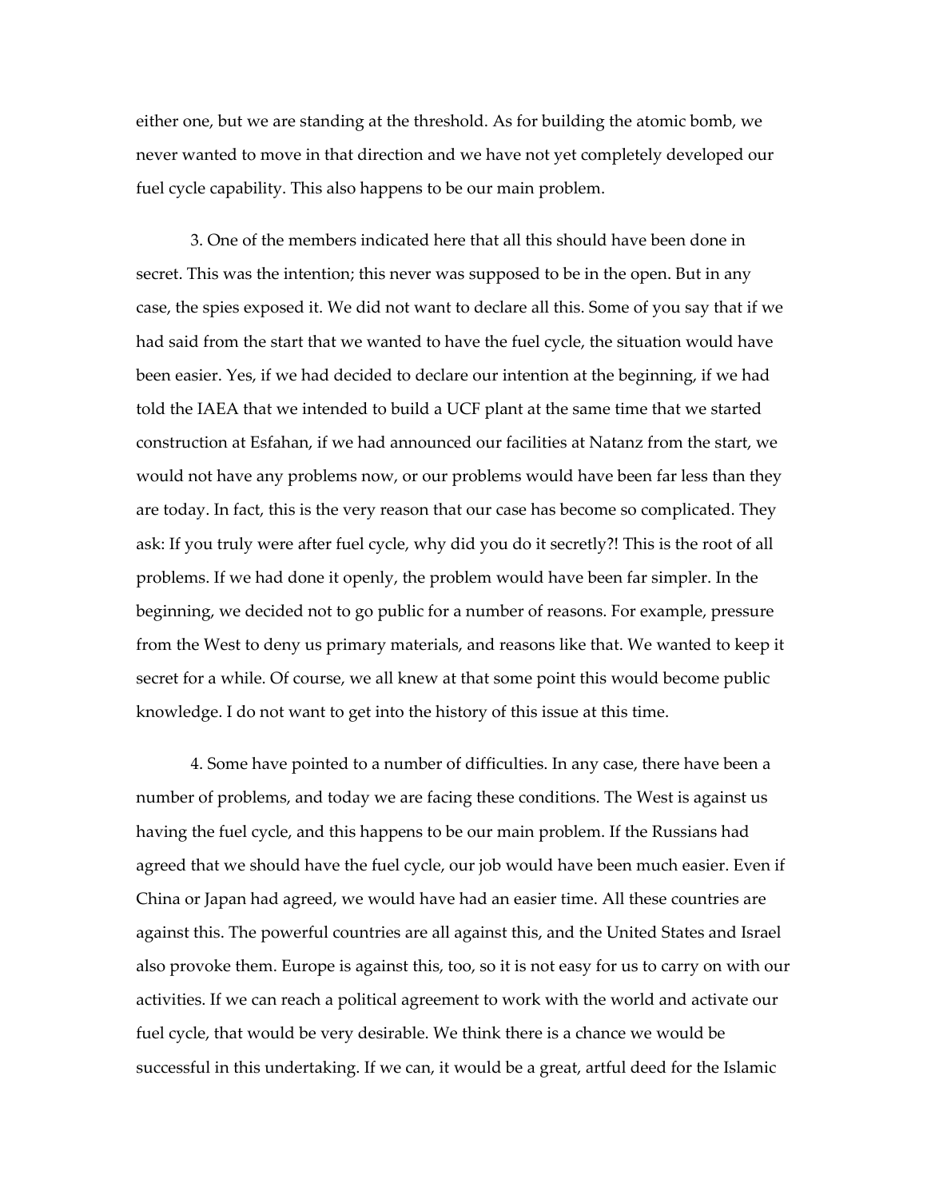either one, but we are standing at the threshold. As for building the atomic bomb, we never wanted to move in that direction and we have not yet completely developed our fuel cycle capability. This also happens to be our main problem.

3. One of the members indicated here that all this should have been done in secret. This was the intention; this never was supposed to be in the open. But in any case, the spies exposed it. We did not want to declare all this. Some of you say that if we had said from the start that we wanted to have the fuel cycle, the situation would have been easier. Yes, if we had decided to declare our intention at the beginning, if we had told the IAEA that we intended to build a UCF plant at the same time that we started construction at Esfahan, if we had announced our facilities at Natanz from the start, we would not have any problems now, or our problems would have been far less than they are today. In fact, this is the very reason that our case has become so complicated. They ask: If you truly were after fuel cycle, why did you do it secretly?! This is the root of all problems. If we had done it openly, the problem would have been far simpler. In the beginning, we decided not to go public for a number of reasons. For example, pressure from the West to deny us primary materials, and reasons like that. We wanted to keep it secret for a while. Of course, we all knew at that some point this would become public knowledge. I do not want to get into the history of this issue at this time.

4. Some have pointed to a number of difficulties. In any case, there have been a number of problems, and today we are facing these conditions. The West is against us having the fuel cycle, and this happens to be our main problem. If the Russians had agreed that we should have the fuel cycle, our job would have been much easier. Even if China or Japan had agreed, we would have had an easier time. All these countries are against this. The powerful countries are all against this, and the United States and Israel also provoke them. Europe is against this, too, so it is not easy for us to carry on with our activities. If we can reach a political agreement to work with the world and activate our fuel cycle, that would be very desirable. We think there is a chance we would be successful in this undertaking. If we can, it would be a great, artful deed for the Islamic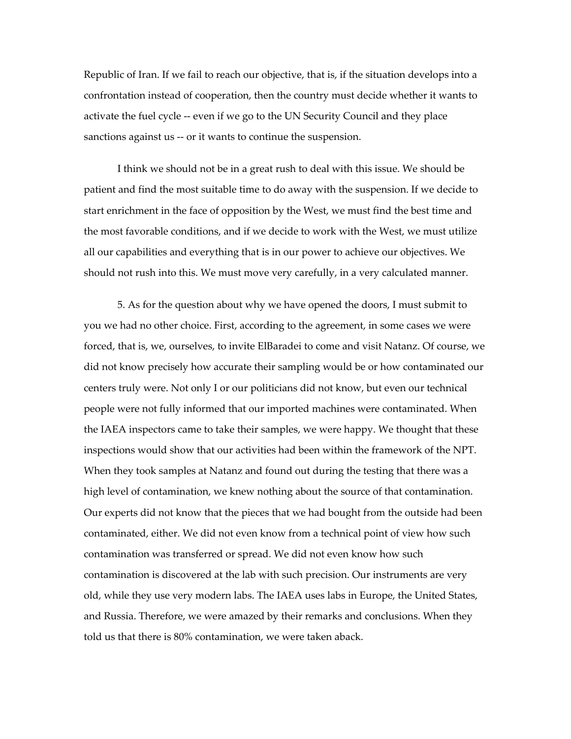Republic of Iran. If we fail to reach our objective, that is, if the situation develops into a confrontation instead of cooperation, then the country must decide whether it wants to activate the fuel cycle -- even if we go to the UN Security Council and they place sanctions against us -- or it wants to continue the suspension.

I think we should not be in a great rush to deal with this issue. We should be patient and find the most suitable time to do away with the suspension. If we decide to start enrichment in the face of opposition by the West, we must find the best time and the most favorable conditions, and if we decide to work with the West, we must utilize all our capabilities and everything that is in our power to achieve our objectives. We should not rush into this. We must move very carefully, in a very calculated manner.

5. As for the question about why we have opened the doors, I must submit to you we had no other choice. First, according to the agreement, in some cases we were forced, that is, we, ourselves, to invite ElBaradei to come and visit Natanz. Of course, we did not know precisely how accurate their sampling would be or how contaminated our centers truly were. Not only I or our politicians did not know, but even our technical people were not fully informed that our imported machines were contaminated. When the IAEA inspectors came to take their samples, we were happy. We thought that these inspections would show that our activities had been within the framework of the NPT. When they took samples at Natanz and found out during the testing that there was a high level of contamination, we knew nothing about the source of that contamination. Our experts did not know that the pieces that we had bought from the outside had been contaminated, either. We did not even know from a technical point of view how such contamination was transferred or spread. We did not even know how such contamination is discovered at the lab with such precision. Our instruments are very old, while they use very modern labs. The IAEA uses labs in Europe, the United States, and Russia. Therefore, we were amazed by their remarks and conclusions. When they told us that there is 80% contamination, we were taken aback.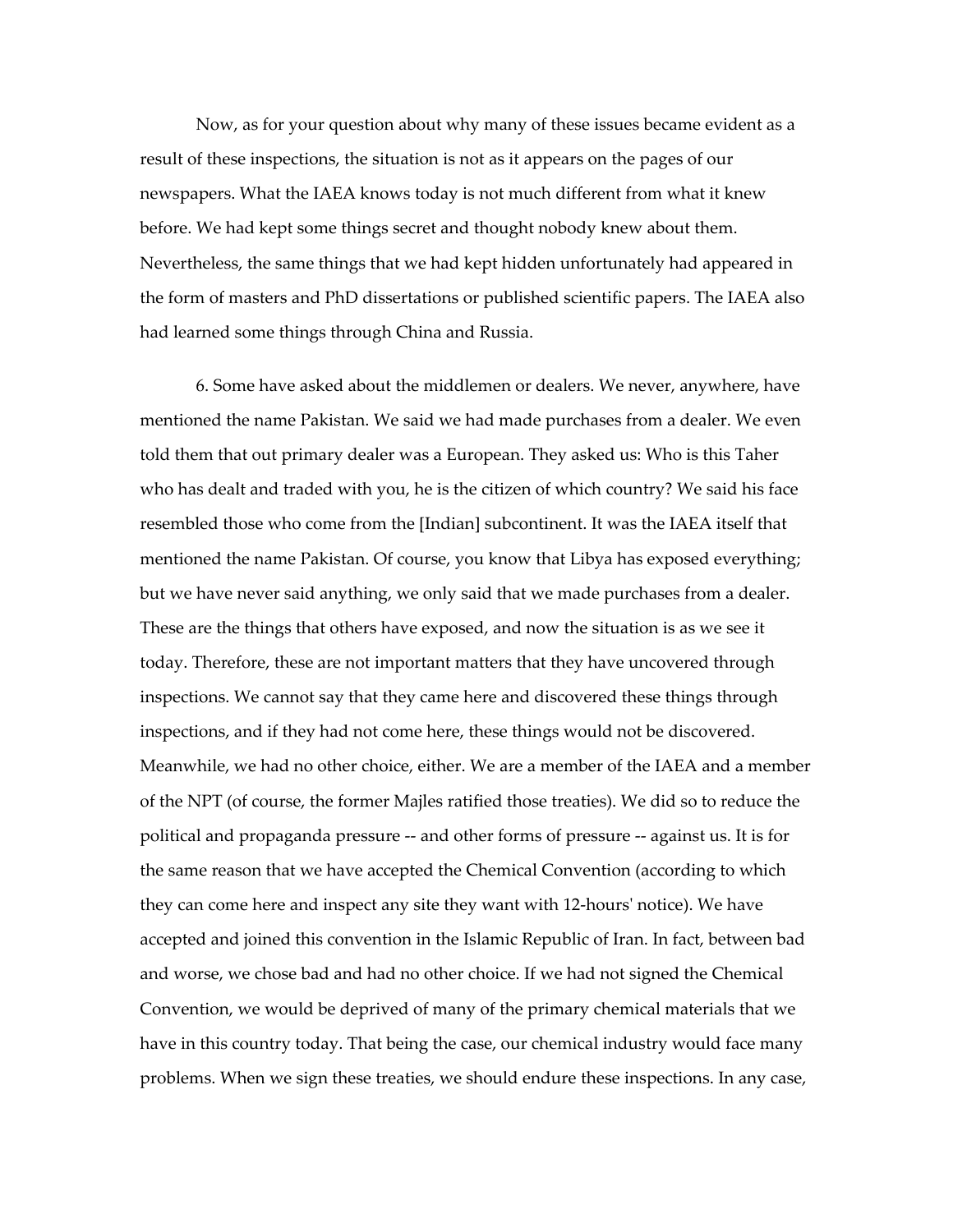Now, as for your question about why many of these issues became evident as a result of these inspections, the situation is not as it appears on the pages of our newspapers. What the IAEA knows today is not much different from what it knew before. We had kept some things secret and thought nobody knew about them. Nevertheless, the same things that we had kept hidden unfortunately had appeared in the form of masters and PhD dissertations or published scientific papers. The IAEA also had learned some things through China and Russia.

6. Some have asked about the middlemen or dealers. We never, anywhere, have mentioned the name Pakistan. We said we had made purchases from a dealer. We even told them that out primary dealer was a European. They asked us: Who is this Taher who has dealt and traded with you, he is the citizen of which country? We said his face resembled those who come from the [Indian] subcontinent. It was the IAEA itself that mentioned the name Pakistan. Of course, you know that Libya has exposed everything; but we have never said anything, we only said that we made purchases from a dealer. These are the things that others have exposed, and now the situation is as we see it today. Therefore, these are not important matters that they have uncovered through inspections. We cannot say that they came here and discovered these things through inspections, and if they had not come here, these things would not be discovered. Meanwhile, we had no other choice, either. We are a member of the IAEA and a member of the NPT (of course, the former Majles ratified those treaties). We did so to reduce the political and propaganda pressure -- and other forms of pressure -- against us. It is for the same reason that we have accepted the Chemical Convention (according to which they can come here and inspect any site they want with 12-hours' notice). We have accepted and joined this convention in the Islamic Republic of Iran. In fact, between bad and worse, we chose bad and had no other choice. If we had not signed the Chemical Convention, we would be deprived of many of the primary chemical materials that we have in this country today. That being the case, our chemical industry would face many problems. When we sign these treaties, we should endure these inspections. In any case,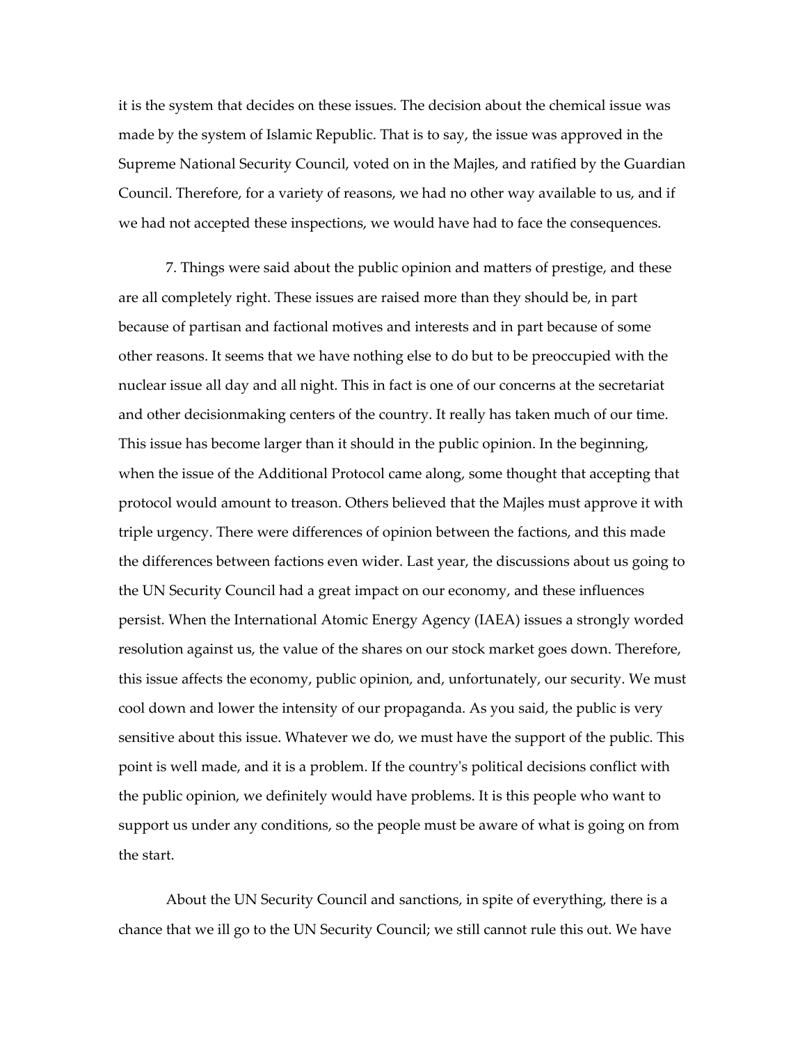it is the system that decides on these issues. The decision about the chemical issue was made by the system of Islamic Republic. That is to say, the issue was approved in the Supreme National Security Council, voted on in the Majles, and ratified by the Guardian Council. Therefore, for a variety of reasons, we had no other way available to us, and if we had not accepted these inspections, we would have had to face the consequences.

7. Things were said about the public opinion and matters of prestige, and these are all completely right. These issues are raised more than they should be, in part because of partisan and factional motives and interests and in part because of some other reasons. It seems that we have nothing else to do but to be preoccupied with the nuclear issue all day and all night. This in fact is one of our concerns at the secretariat and other decisionmaking centers of the country. It really has taken much of our time. This issue has become larger than it should in the public opinion. In the beginning, when the issue of the Additional Protocol came along, some thought that accepting that protocol would amount to treason. Others believed that the Majles must approve it with triple urgency. There were differences of opinion between the factions, and this made the differences between factions even wider. Last year, the discussions about us going to the UN Security Council had a great impact on our economy, and these influences persist. When the International Atomic Energy Agency (IAEA) issues a strongly worded resolution against us, the value of the shares on our stock market goes down. Therefore, this issue affects the economy, public opinion, and, unfortunately, our security. We must cool down and lower the intensity of our propaganda. As you said, the public is very sensitive about this issue. Whatever we do, we must have the support of the public. This point is well made, and it is a problem. If the country's political decisions conflict with the public opinion, we definitely would have problems. It is this people who want to support us under any conditions, so the people must be aware of what is going on from the start.

About the UN Security Council and sanctions, in spite of everything, there is a chance that we ill go to the UN Security Council; we still cannot rule this out. We have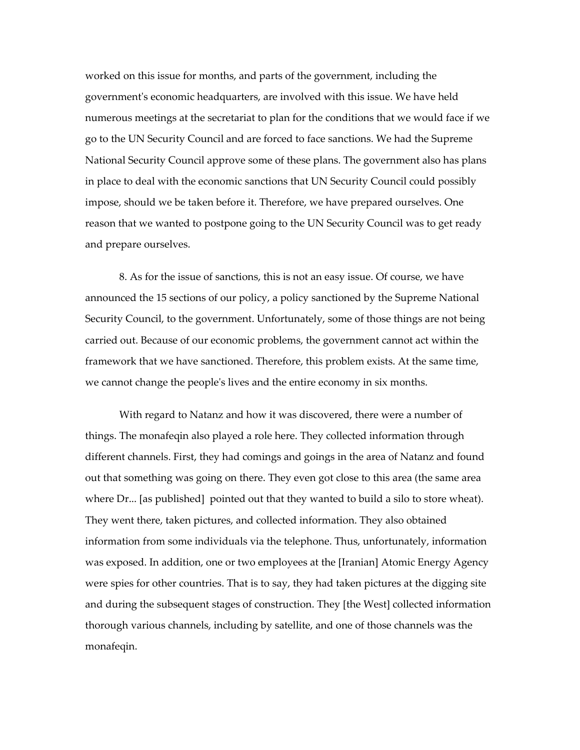worked on this issue for months, and parts of the government, including the government's economic headquarters, are involved with this issue. We have held numerous meetings at the secretariat to plan for the conditions that we would face if we go to the UN Security Council and are forced to face sanctions. We had the Supreme National Security Council approve some of these plans. The government also has plans in place to deal with the economic sanctions that UN Security Council could possibly impose, should we be taken before it. Therefore, we have prepared ourselves. One reason that we wanted to postpone going to the UN Security Council was to get ready and prepare ourselves.

8. As for the issue of sanctions, this is not an easy issue. Of course, we have announced the 15 sections of our policy, a policy sanctioned by the Supreme National Security Council, to the government. Unfortunately, some of those things are not being carried out. Because of our economic problems, the government cannot act within the framework that we have sanctioned. Therefore, this problem exists. At the same time, we cannot change the people's lives and the entire economy in six months.

With regard to Natanz and how it was discovered, there were a number of things. The monafeqin also played a role here. They collected information through different channels. First, they had comings and goings in the area of Natanz and found out that something was going on there. They even got close to this area (the same area where Dr... [as published] pointed out that they wanted to build a silo to store wheat). They went there, taken pictures, and collected information. They also obtained information from some individuals via the telephone. Thus, unfortunately, information was exposed. In addition, one or two employees at the [Iranian] Atomic Energy Agency were spies for other countries. That is to say, they had taken pictures at the digging site and during the subsequent stages of construction. They [the West] collected information thorough various channels, including by satellite, and one of those channels was the monafeqin.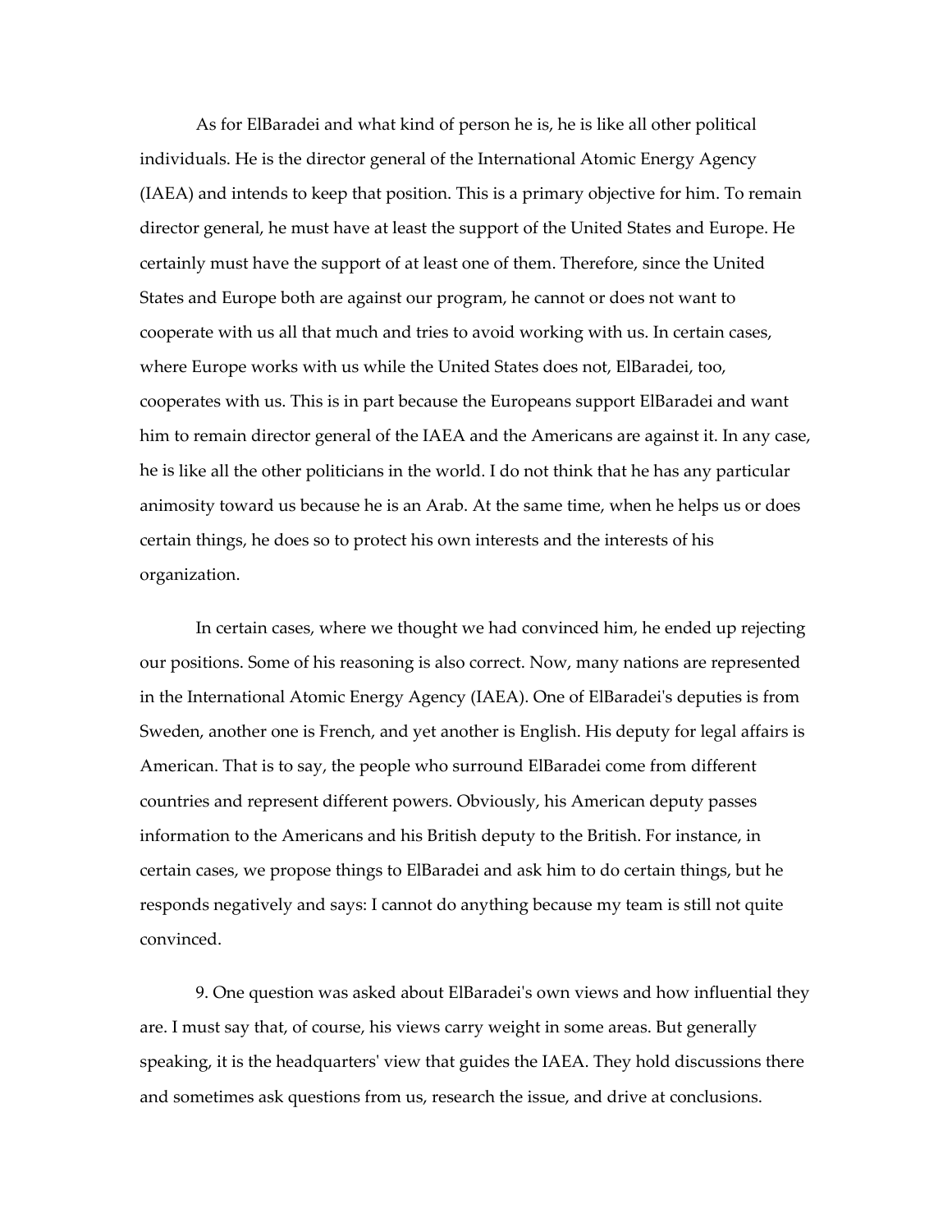As for ElBaradei and what kind of person he is, he is like all other political individuals. He is the director general of the International Atomic Energy Agency (IAEA) and intends to keep that position. This is a primary objective for him. To remain director general, he must have at least the support of the United States and Europe. He certainly must have the support of at least one of them. Therefore, since the United States and Europe both are against our program, he cannot or does not want to cooperate with us all that much and tries to avoid working with us. In certain cases, where Europe works with us while the United States does not, ElBaradei, too, cooperates with us. This is in part because the Europeans support ElBaradei and want him to remain director general of the IAEA and the Americans are against it. In any case, he is like all the other politicians in the world. I do not think that he has any particular animosity toward us because he is an Arab. At the same time, when he helps us or does certain things, he does so to protect his own interests and the interests of his organization.

In certain cases, where we thought we had convinced him, he ended up rejecting our positions. Some of his reasoning is also correct. Now, many nations are represented in the International Atomic Energy Agency (IAEA). One of ElBaradei's deputies is from Sweden, another one is French, and yet another is English. His deputy for legal affairs is American. That is to say, the people who surround ElBaradei come from different countries and represent different powers. Obviously, his American deputy passes information to the Americans and his British deputy to the British. For instance, in certain cases, we propose things to ElBaradei and ask him to do certain things, but he responds negatively and says: I cannot do anything because my team is still not quite convinced.

9. One question was asked about ElBaradei's own views and how influential they are. I must say that, of course, his views carry weight in some areas. But generally speaking, it is the headquarters' view that guides the IAEA. They hold discussions there and sometimes ask questions from us, research the issue, and drive at conclusions.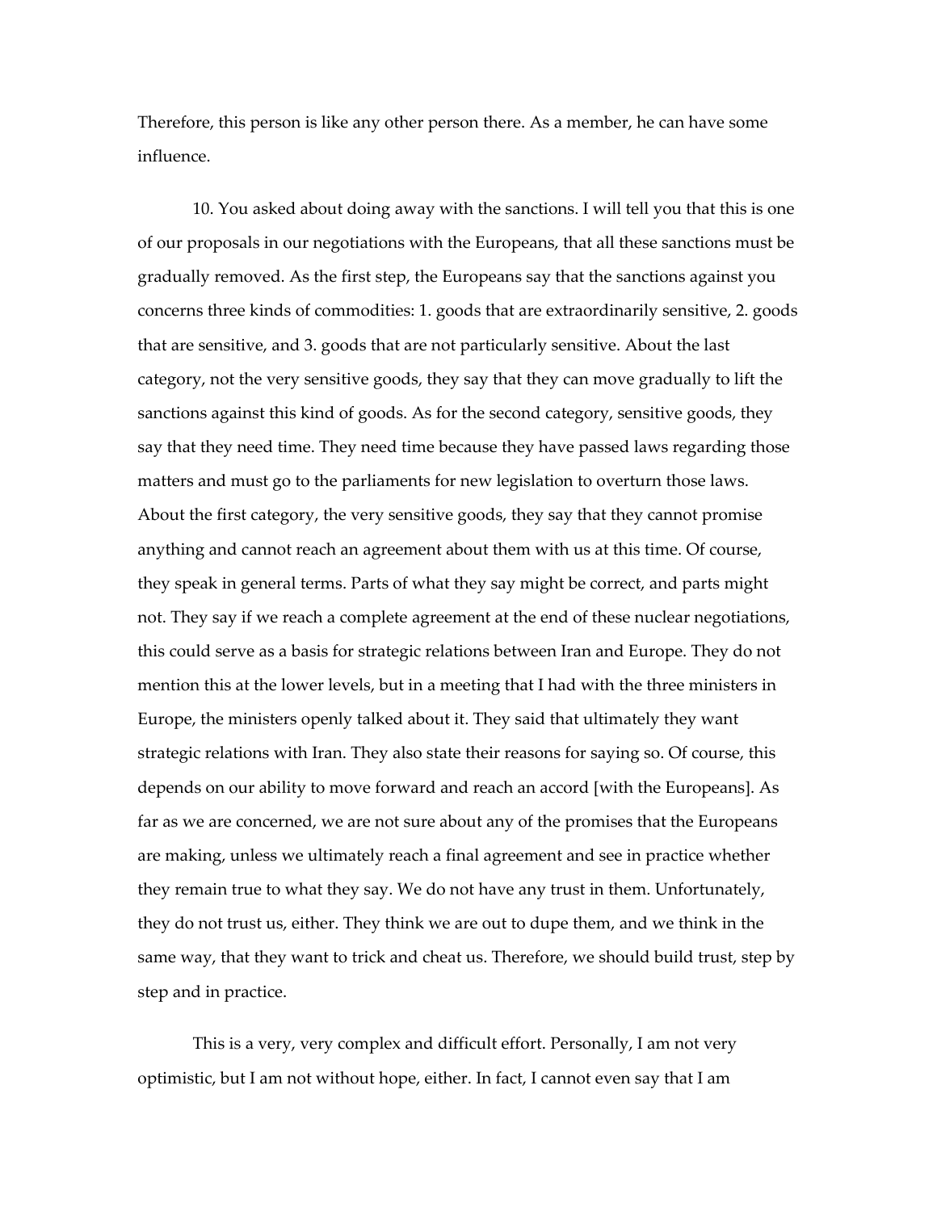Therefore, this person is like any other person there. As a member, he can have some influence.

10. You asked about doing away with the sanctions. I will tell you that this is one of our proposals in our negotiations with the Europeans, that all these sanctions must be gradually removed. As the first step, the Europeans say that the sanctions against you concerns three kinds of commodities: 1. goods that are extraordinarily sensitive, 2. goods that are sensitive, and 3. goods that are not particularly sensitive. About the last category, not the very sensitive goods, they say that they can move gradually to lift the sanctions against this kind of goods. As for the second category, sensitive goods, they say that they need time. They need time because they have passed laws regarding those matters and must go to the parliaments for new legislation to overturn those laws. About the first category, the very sensitive goods, they say that they cannot promise anything and cannot reach an agreement about them with us at this time. Of course, they speak in general terms. Parts of what they say might be correct, and parts might not. They say if we reach a complete agreement at the end of these nuclear negotiations, this could serve as a basis for strategic relations between Iran and Europe. They do not mention this at the lower levels, but in a meeting that I had with the three ministers in Europe, the ministers openly talked about it. They said that ultimately they want strategic relations with Iran. They also state their reasons for saying so. Of course, this depends on our ability to move forward and reach an accord [with the Europeans]. As far as we are concerned, we are not sure about any of the promises that the Europeans are making, unless we ultimately reach a final agreement and see in practice whether they remain true to what they say. We do not have any trust in them. Unfortunately, they do not trust us, either. They think we are out to dupe them, and we think in the same way, that they want to trick and cheat us. Therefore, we should build trust, step by step and in practice.

This is a very, very complex and difficult effort. Personally, I am not very optimistic, but I am not without hope, either. In fact, I cannot even say that I am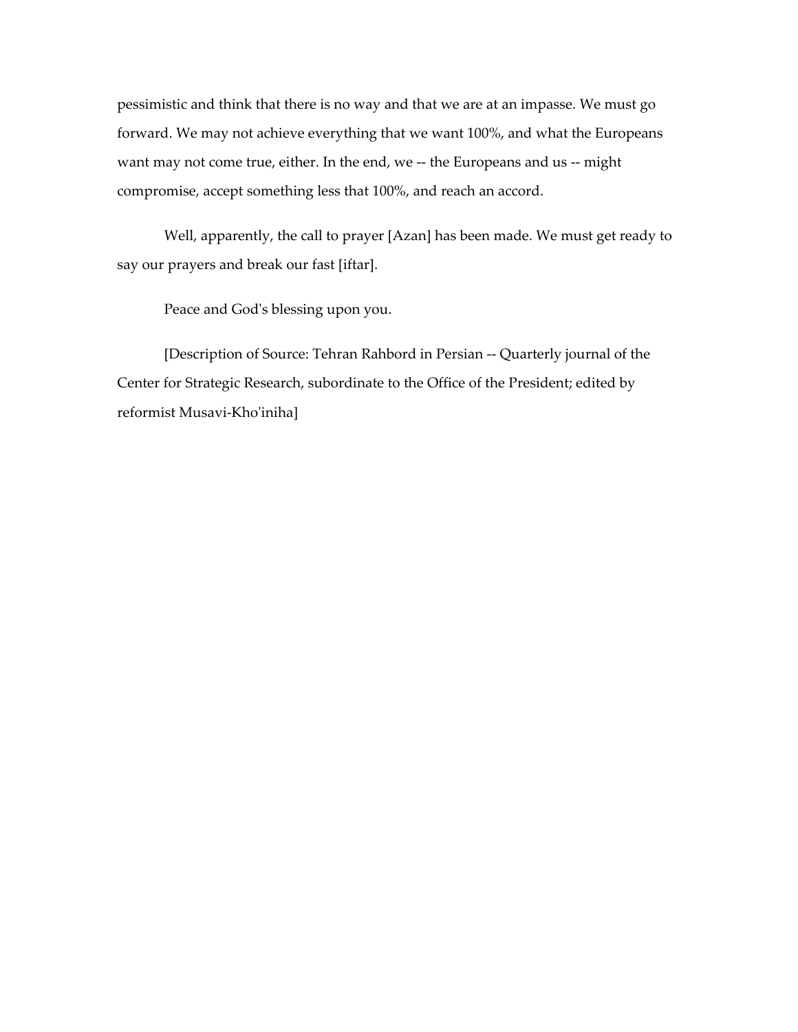pessimistic and think that there is no way and that we are at an impasse. We must go forward. We may not achieve everything that we want 100%, and what the Europeans want may not come true, either. In the end, we -- the Europeans and us -- might compromise, accept something less that 100%, and reach an accord.

Well, apparently, the call to prayer [Azan] has been made. We must get ready to say our prayers and break our fast [iftar].

Peace and God's blessing upon you.

[Description of Source: Tehran Rahbord in Persian -- Quarterly journal of the Center for Strategic Research, subordinate to the Office of the President; edited by reformist Musavi-Kho'iniha]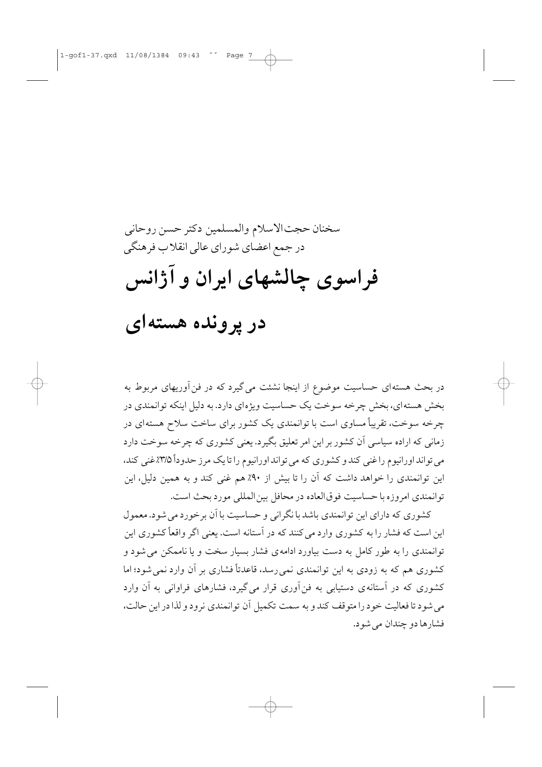سخنان حجت‌الاسلام والمسلمین دکتر حسن روحانی
در جمع اعضای شورای عالی انقلاب فرهنگی

# فراسوی چالشهای ایران و آژانس در پرونده هسته‌ای

در بحث هسته‌ای حساسیت موضوع از اینجا نشئت می‌گیرد که در فن‌آوریهای مربوط به بخش هسته‌ای، بخش چرخه سوخت یک حساسیت ویژه‌ای دارد. به دلیل اینکه توانمندی در چرخه سوخت، تقریباً مساوی است با توانمندی یک کشور برای ساخت سلاح هسته‌ای در زمانی که اراده سیاسی آن کشور بر این امر تعلیق بگیرد. یعنی کشوری که چرخه سوخت دارد می‌تواند اورانیوم را غنی کند و کشوری که می‌تواند اورانیوم را تا یک مرز حدوداً ۳/۵٪ غنی کند، این توانمندی را خواهد داشت که آن را تا بیش از ۹۰٪ هم غنی کند و به همین دلیل، این توانمندی امروزه با حساسیت فوق‌العاده در محافل بین‌المللی مورد بحث است.

کشوری که دارای این توانمندی باشد با نگرانی و حساسیت با آن برخورد می‌شود. معمول این است که فشار را به کشوری وارد می‌کنند که در آستانه است. یعنی اگر واقعاً کشوری این توانمندی را به طور کامل به دست بیاورد ادامه‌ی فشار بسیار سخت و یا ناممکن می‌شود و کشوری هم که به زودی به این توانمندی نمی‌رسد، قاعدتاً فشاری بر آن وارد نمی‌شود؛ اما کشوری که در آستانه‌ی دستیابی به فن‌آوری قرار می‌گیرد، فشارهای فراوانی به آن وارد می‌شود تا فعالیت خود را متوقف کند و به سمت تکمیل آن توانمندی نرود و لذا در این حالت، فشارها دو چندان می‌شود.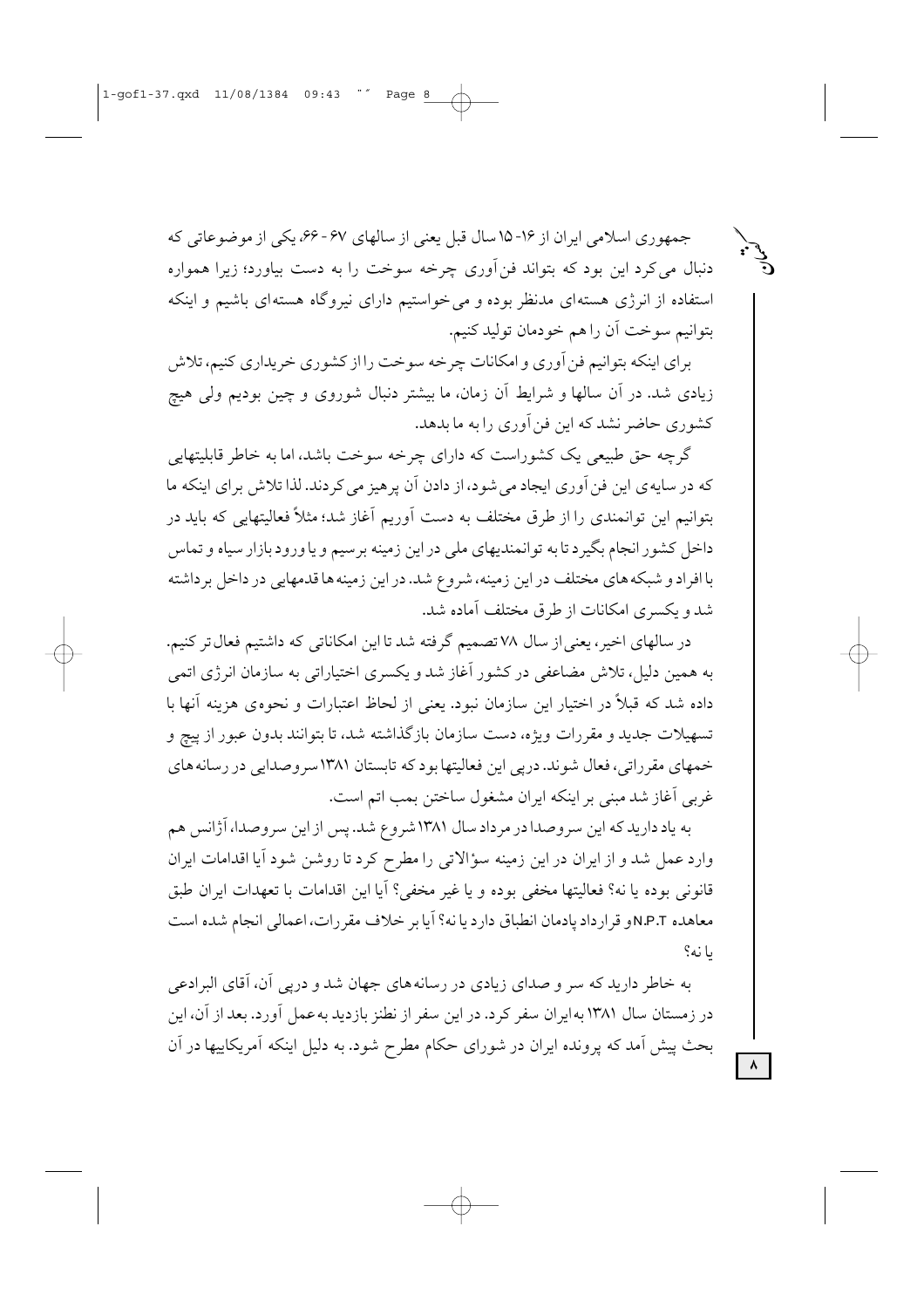جمهوری اسلامی ایران از ۱۶-۱۵ سال قبل یعنی از سالهای ۶۷-۶۶، یکی از موضوعاتی که دنبال می‌کرد این بود که بتواند فن‌آوری چرخه سوخت را به دست بیاورد؛ زیرا همواره استفاده از انرژی هسته‌ای مدنظر بوده و می‌خواستیم دارای نیروگاه هسته‌ای باشیم و اینکه بتوانیم سوخت آن را هم خودمان تولید کنیم.

برای اینکه بتوانیم فن‌آوری و امکانات چرخه سوخت را از کشوری خریداری کنیم، تلاش زیادی شد. در آن سالها و شرایط آن زمان، ما بیشتر دنبال شوروی و چین بودیم ولی هیچ کشوری حاضر نشد که این فن‌آوری را به ما بدهد.

گرچه حق طبیعی یک کشوراست که دارای چرخه سوخت باشد، اما به خاطر قابلیتهایی که در سایه‌ی این فن‌آوری ایجاد می‌شود، از دادن آن پرهیز می‌کردند. لذا تلاش برای اینکه ما بتوانیم این توانمندی را از طرق مختلف به دست آوریم آغاز شد؛ مثلاً فعالیتهایی که باید در داخل کشور انجام بگیرد تا به توانمندیهای ملی در این زمینه برسیم و یا ورود بازار سیاه و تماس با افراد و شبکه‌های مختلف در این زمینه، شروع شد. در این زمینه‌ها قدمهایی در داخل برداشته شد و یکسری امکانات از طرق مختلف آماده شد.

در سالهای اخیر، یعنی از سال ۷۸ تصمیم گرفته شد تا این امکاناتی که داشتیم فعال‌تر کنیم. به همین دلیل، تلاش مضاعفی در کشور آغاز شد و یکسری اختیاراتی به سازمان انرژی اتمی داده شد که قبلاً در اختیار این سازمان نبود. یعنی از لحاظ اعتبارات و نحوه‌ی هزینه آنها با تسهیلات جدید و مقررات ویژه، دست سازمان بازگذاشته شد، تا بتوانند بدون عبور از پیچ و خمهای مقرراتی، فعال شوند. درپی این فعالیتها بود که تابستان ۱۳۸۱ سروصدایی در رسانه‌های غربی آغاز شد مبنی بر اینکه ایران مشغول ساختن بمب اتم است.

به یاد دارید که این سروصدا در مرداد سال ۱۳۸۱ شروع شد. پس از این سروصدا، آژانس هم وارد عمل شد و از ایران در این زمینه سؤالاتی را مطرح کرد تا روشن شود آیا اقدامات ایران قانونی بوده یا نه؟ فعالیتها مخفی بوده و یا غیر مخفی؟ آیا این اقدامات با تعهدات ایران طبق معاهده N.P.T و قرارداد پادمان انطباق دارد یا نه؟ آیا بر خلاف مقررات، اعمالی انجام شده است یا نه؟

به خاطر دارید که سر و صدای زیادی در رسانه‌های جهان شد و درپی آن، آقای البرادعی در زمستان سال ۱۳۸۱ به ایران سفر کرد. در این سفر از نطنز بازدید به‌عمل آورد. بعد از آن، این بحث پیش آمد که پرونده ایران در شورای حکام مطرح شود. به دلیل اینکه آمریکاییها در آن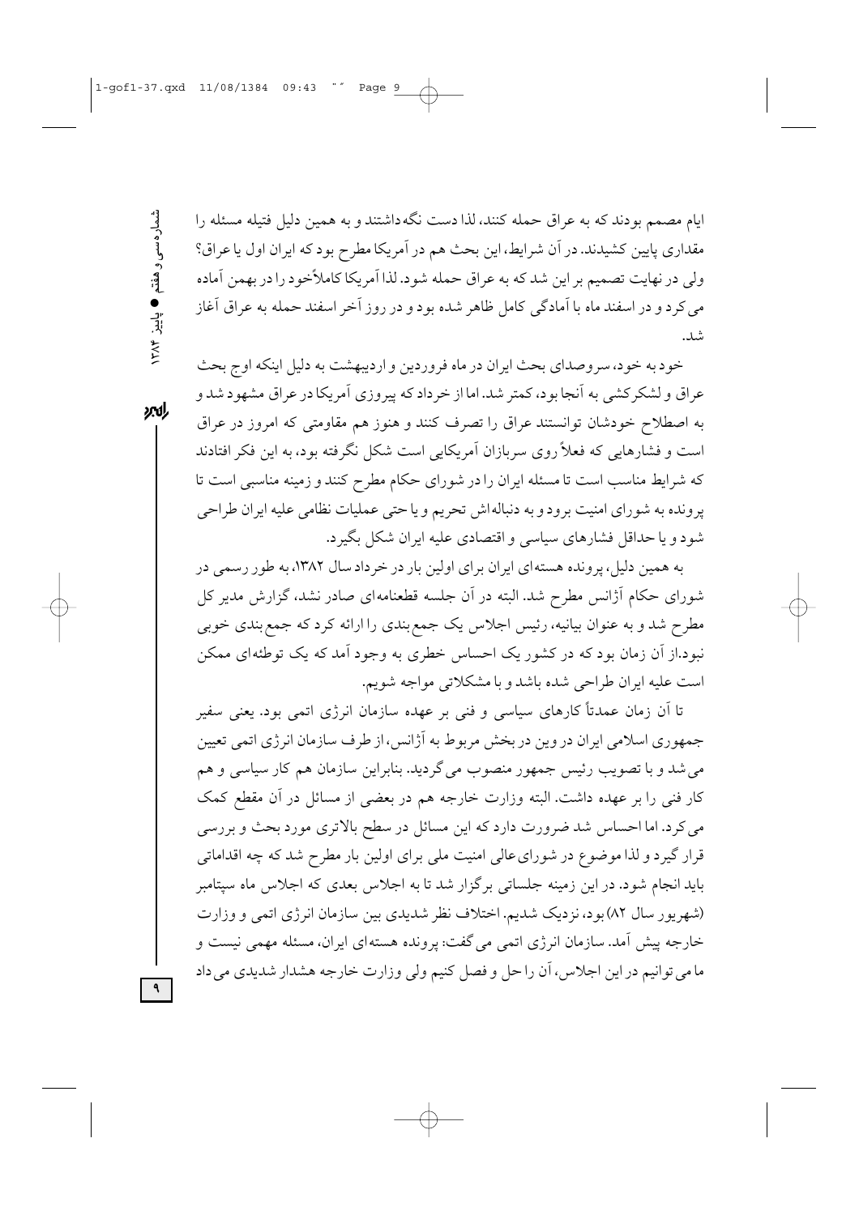ایام مصمم بودند که به عراق حمله کنند، لذا دست نگه‌داشتند و به همین دلیل فتیله مسئله را مقداری پایین کشیدند. در آن شرایط، این بحث هم در آمریکا مطرح بود که ایران اول یا عراق؟ ولی در نهایت تصمیم بر این شد که به عراق حمله شود. لذا آمریکا کاملاًخود را در بهمن آماده می‌کرد و در اسفند ماه با آمادگی کامل ظاهر شده بود و در روز آخر اسفند حمله به عراق آغاز شد.

خود به خود، سروصدای بحث ایران در ماه فروردین و اردیبهشت به دلیل اینکه اوج بحث عراق و لشکرکشی به آنجا بود، کمتر شد. اما از خرداد که پیروزی آمریکا در عراق مشهود شد و به اصطلاح خودشان توانستند عراق را تصرف کنند و هنوز هم مقاومتی که امروز در عراق است و فشارهایی که فعلاً روی سربازان آمریکایی است شکل نگرفته بود، به این فکر افتادند که شرایط مناسب است تا مسئله ایران را در شورای حکام مطرح کنند و زمینه مناسبی است تا پرونده به شورای امنیت برود و به دنباله‌اش تحریم و یا حتی عملیات نظامی علیه ایران طراحی شود و یا حداقل فشارهای سیاسی و اقتصادی علیه ایران شکل بگیرد.

به همین دلیل، پرونده هسته‌ای ایران برای اولین بار در خرداد سال ۱۳۸۲، به طور رسمی در شورای حکام آژانس مطرح شد. البته در آن جلسه قطعنامه‌ای صادر نشد، گزارش مدیر کل مطرح شد و به عنوان بیانیه، رئیس اجلاس یک جمع‌بندی را ارائه کرد که جمع‌بندی خوبی نبود.از آن زمان بود که در کشور یک احساس خطری به وجود آمد که یک توطئه‌ای ممکن است علیه ایران طراحی شده باشد و با مشکلاتی مواجه شویم.

تا آن زمان عمدتاً کارهای سیاسی و فنی بر عهده سازمان انرژی اتمی بود. یعنی سفیر جمهوری اسلامی ایران در وین در بخش مربوط به آژانس، از طرف سازمان انرژی اتمی تعیین می‌شد و با تصویب رئیس جمهور منصوب می‌گردید. بنابراین سازمان هم کار سیاسی و هم کار فنی را بر عهده داشت. البته وزارت خارجه هم در بعضی از مسائل در آن مقطع کمک می‌کرد. اما احساس شد ضرورت دارد که این مسائل در سطح بالاتری مورد بحث و بررسی قرار گیرد و لذا موضوع در شورای‌عالی امنیت ملی برای اولین بار مطرح شد که چه اقداماتی باید انجام شود. در این زمینه جلساتی برگزار شد تا به اجلاس بعدی که اجلاس ماه سپتامبر (شهریور سال ۸۲) بود، نزدیک شدیم. اختلاف نظر شدیدی بین سازمان انرژی اتمی و وزارت خارجه پیش آمد. سازمان انرژی اتمی می‌گفت: پرونده هسته‌ای ایران، مسئله مهمی نیست و ما می‌توانیم در این اجلاس، آن را حل و فصل کنیم ولی وزارت خارجه هشدار شدیدی می‌داد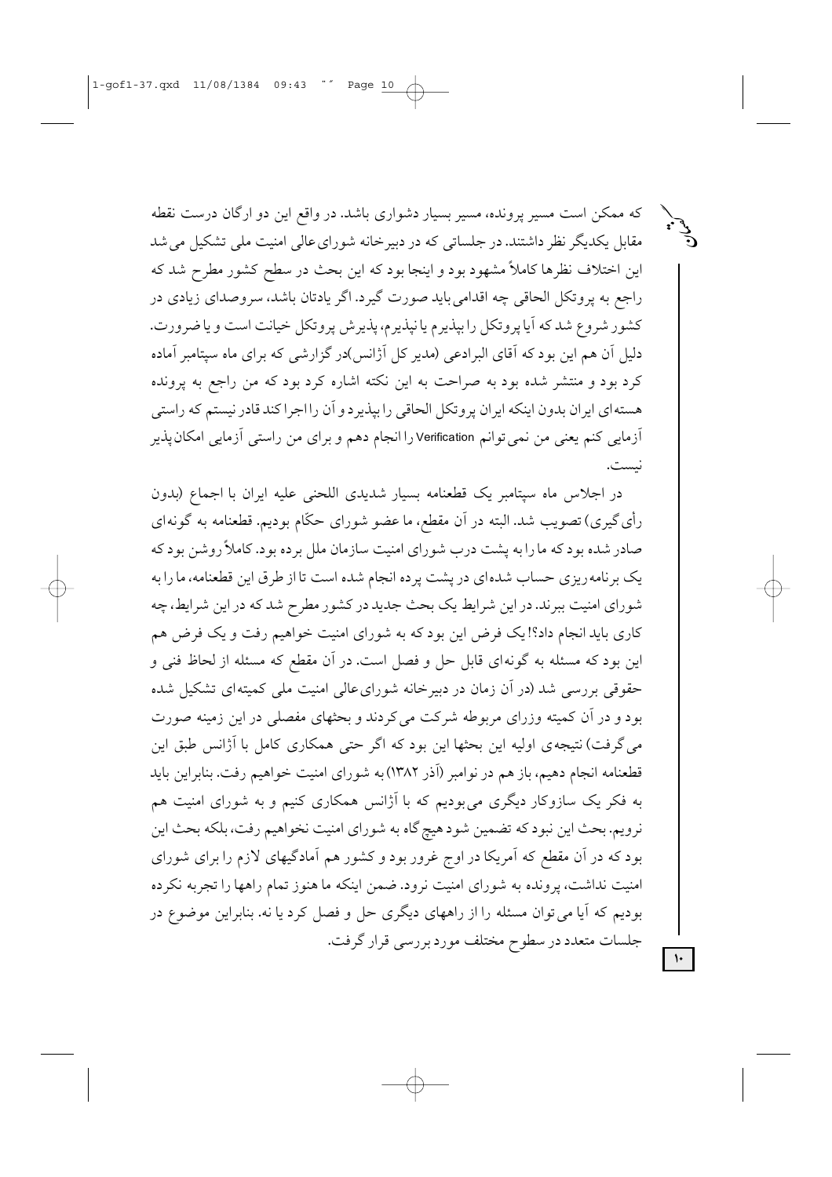که ممکن است مسیر پرونده، مسیر بسیار دشواری باشد. در واقع این دو ارگان درست نقطه مقابل یکدیگر نظر داشتند. در جلساتی که در دبیرخانه شورای‌عالی امنیت ملی تشکیل می‌شد این اختلاف نظرها کاملاً مشهود بود و اینجا بود که این بحث در سطح کشور مطرح شد که راجع به پروتکل الحاقی چه اقدامی باید صورت گیرد. اگر یادتان باشد، سروصدای زیادی در کشور شروع شد که آیا پروتکل را بپذیریم یا نپذیریم، پذیرش پروتکل خیانت است و یا ضرورت. دلیل آن هم این بود که آقای البرادعی (مدیر کل آژانس)در گزارشی که برای ماه سپتامبر آماده کرد بود و منتشر شده بود به صراحت به این نکته اشاره کرد بود که من راجع به پرونده هسته‌ای ایران بدون اینکه ایران پروتکل الحاقی را بپذیرد و آن را اجرا کند قادر نیستم که راستی آزمایی کنم یعنی من نمی‌توانم Verification را انجام دهم و برای من راستی آزمایی امکان‌پذیر نیست.

در اجلاس ماه سپتامبر یک قطعنامه بسیار شدیدی اللحنی علیه ایران با اجماع (بدون رأی‌گیری) تصویب شد. البته در آن مقطع، ما عضو شورای حکّام بودیم. قطعنامه به گونه‌ای صادر شده بود که ما را به پشت درب شورای امنیت سازمان ملل برده بود. کاملاً روشن بود که یک برنامه‌ریزی حساب شده‌ای در پشت پرده انجام شده است تا از طرق این قطعنامه، ما را به شورای امنیت ببرند. در این شرایط یک بحث جدید در کشور مطرح شد که در این شرایط، چه کاری باید انجام داد؟! یک فرض این بود که به شورای امنیت خواهیم رفت و یک فرض هم این بود که مسئله به گونه‌ای قابل حل و فصل است. در آن مقطع که مسئله از لحاظ فنی و حقوقی بررسی شد (در آن زمان در دبیرخانه شورای‌عالی امنیت ملی کمیته‌ای تشکیل شده بود و در آن کمیته وزرای مربوطه شرکت می‌کردند و بحثهای مفصلی در این زمینه صورت می‌گرفت) نتیجه‌ی اولیه این بحثها این بود که اگر حتی همکاری کامل با آژانس طبق این قطعنامه انجام دهیم، باز هم در نوامبر (آذر ۱۳۸۲) به شورای امنیت خواهیم رفت. بنابراین باید به فکر یک سازوکار دیگری می‌بودیم که با آژانس همکاری کنیم و به شورای امنیت هم نرویم. بحث این نبود که تضمین شود هیچ‌گاه به شورای امنیت نخواهیم رفت، بلکه بحث این بود که در آن مقطع که آمریکا در اوج غرور بود و کشور هم آمادگیهای لازم را برای شورای امنیت نداشت، پرونده به شورای امنیت نرود. ضمن اینکه ما هنوز تمام راهها را تجربه نکرده بودیم که آیا می‌توان مسئله را از راههای دیگری حل و فصل کرد یا نه. بنابراین موضوع در جلسات متعدد در سطوح مختلف مورد بررسی قرار گرفت.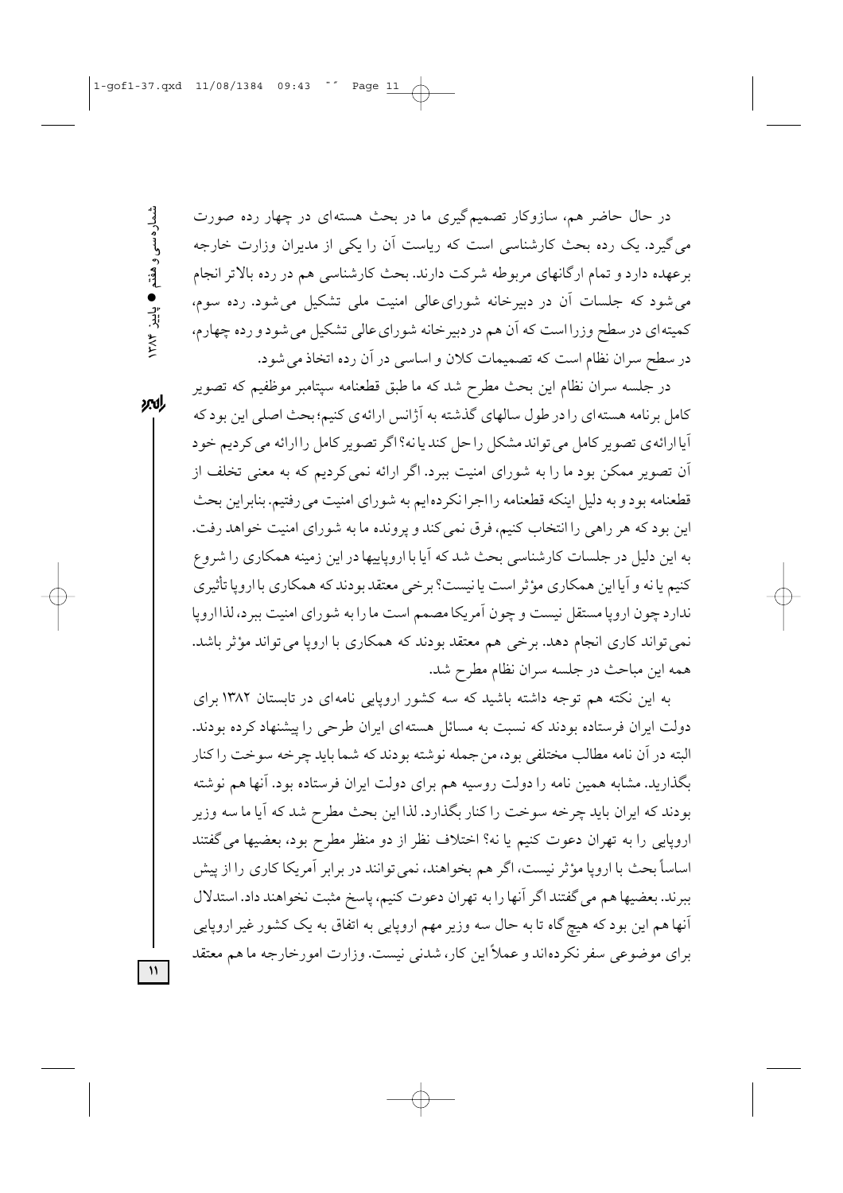در حال حاضر هم، سازوکار تصمیم‌گیری ما در بحث هسته‌ای در چهار رده صورت می‌گیرد. یک رده بحث کارشناسی است که ریاست آن را یکی از مدیران وزارت خارجه برعهده دارد و تمام ارگانهای مربوطه شرکت دارند. بحث کارشناسی هم در رده بالاتر انجام می‌شود که جلسات آن در دبیرخانه شورای‌عالی امنیت ملی تشکیل می‌شود. رده سوم، کمیته‌ای در سطح وزرا است که آن هم در دبیرخانه شورای‌عالی تشکیل می‌شود و رده چهارم، در سطح سران نظام است که تصمیمات کلان و اساسی در آن رده اتخاذ می‌شود.

در جلسه سران نظام این بحث مطرح شد که ما طبق قطعنامه سپتامبر موظفیم که تصویر کامل برنامه هسته‌ای را در طول سالهای گذشته به آژانس ارائه‌ی کنیم؛ بحث اصلی این بود که آیا ارائه‌ی تصویر کامل می‌تواند مشکل را حل کند یا نه؟ اگر تصویر کامل را ارائه می‌کردیم خود آن تصویر ممکن بود ما را به شورای امنیت ببرد. اگر ارائه نمی‌کردیم که به معنی تخلف از قطعنامه بود و به دلیل اینکه قطعنامه را اجرا نکرده‌ایم به شورای امنیت می‌رفتیم. بنابراین بحث این بود که هر راهی را انتخاب کنیم، فرق نمی‌کند و پرونده ما به شورای امنیت خواهد رفت. به این دلیل در جلسات کارشناسی بحث شد که آیا با اروپاییها در این زمینه همکاری را شروع کنیم یا نه و آیا این همکاری مؤثر است یا نیست؟ برخی معتقد بودند که همکاری با اروپا تأثیری ندارد چون اروپا مستقل نیست و چون آمریکا مصمم است ما را به شورای امنیت ببرد، لذا اروپا نمی‌تواند کاری انجام دهد. برخی هم معتقد بودند که همکاری با اروپا می‌تواند مؤثر باشد. همه این مباحث در جلسه سران نظام مطرح شد.

به این نکته هم توجه داشته باشید که سه کشور اروپایی نامه‌ای در تابستان ۱۳۸۲ برای دولت ایران فرستاده بودند که نسبت به مسائل هسته‌ای ایران طرحی را پیشنهاد کرده بودند. البته در آن نامه مطالب مختلفی بود، من جمله نوشته بودند که شما باید چرخه سوخت را کنار بگذارید. مشابه همین نامه را دولت روسیه هم برای دولت ایران فرستاده بود. آنها هم نوشته بودند که ایران باید چرخه سوخت را کنار بگذارد. لذا این بحث مطرح شد که آیا ما سه وزیر اروپایی را به تهران دعوت کنیم یا نه؟ اختلاف نظر از دو منظر مطرح بود، بعضیها می‌گفتند اساساً بحث با اروپا مؤثر نیست، اگر هم بخواهند، نمی‌توانند در برابر آمریکا کاری را از پیش ببرند. بعضیها هم می‌گفتند اگر آنها را به تهران دعوت کنیم، پاسخ مثبت نخواهند داد. استدلال آنها هم این بود که هیچ‌گاه تا به حال سه وزیر مهم اروپایی به اتفاق به یک کشور غیر اروپایی برای موضوعی سفر نکرده‌اند و عملاً این کار، شدنی نیست. وزارت امورخارجه ما هم معتقد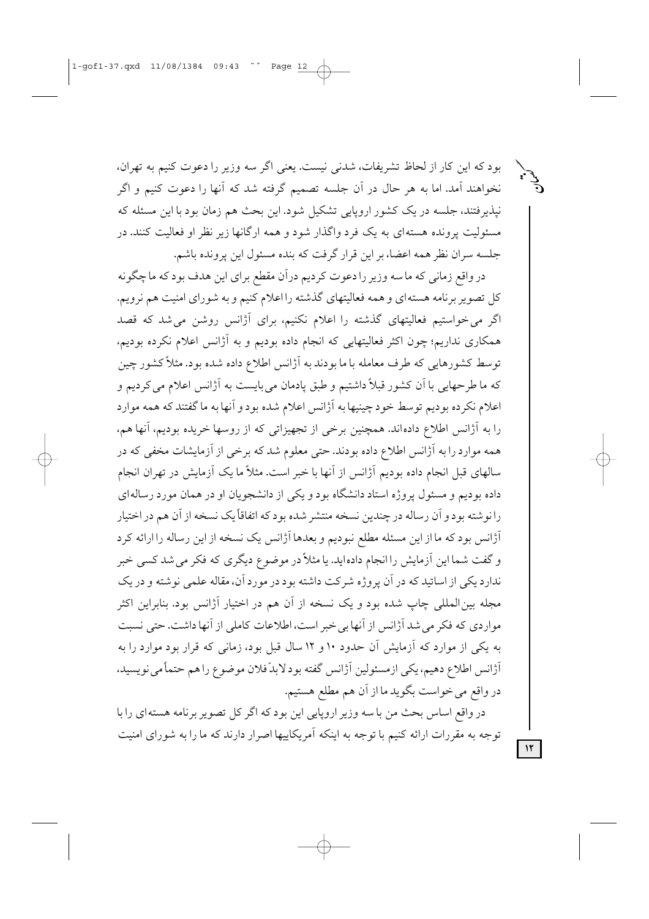بود که این کار از لحاظ تشریفات، شدنی نیست. یعنی اگر سه وزیر را دعوت کنیم به تهران، نخواهند آمد. اما به هر حال در آن جلسه تصمیم گرفته شد که آنها را دعوت کنیم و اگر نپذیرفتند، جلسه در یک کشور اروپایی تشکیل شود. این بحث هم زمان بود با این مسئله که مسئولیت پرونده هسته‌ای به یک فرد واگذار شود و همه ارگانها زیر نظر او فعالیت کنند. در جلسه سران نظر همه اعضا، بر این قرار گرفت که بنده مسئول این پرونده باشم.

در واقع زمانی که ما سه وزیر را دعوت کردیم درآن مقطع برای این هدف بود که ما چگونه کل تصویر برنامه هسته‌ای و همه فعالیتهای گذشته را اعلام کنیم و به شورای امنیت هم نرویم. اگر می‌خواستیم فعالیتهای گذشته را اعلام نکنیم، برای آژانس روشن می‌شد که قصد همکاری نداریم؛ چون اکثر فعالیتهایی که انجام داده بودیم و به آژانس اعلام نکرده بودیم، توسط کشورهایی که طرف معامله با ما بودند به آژانس اطلاع داده شده بود. مثلاً کشور چین که ما طرحهایی با آن کشور قبلاً داشتیم و طبق پادمان می‌بایست به آژانس اعلام می‌کردیم و اعلام نکرده بودیم توسط خود چینیها به آژانس اعلام شده بود و آنها به ما گفتند که همه موارد را به آژانس اطلاع داده‌اند. همچنین برخی از تجهیزاتی که از روسها خریده بودیم، آنها هم، همه موارد را به آژانس اطلاع داده بودند. حتی معلوم شد که برخی از آزمایشات مخفی که در سالهای قبل انجام داده بودیم آژانس از آنها با خبر است. مثلاً ما یک آزمایش در تهران انجام داده بودیم و مسئول پروژه استاد دانشگاه بود و یکی از دانشجویان او در همان مورد رساله‌ای را نوشته بود و آن رساله در چندین نسخه منتشر شده بود که اتفاقاً یک نسخه از آن هم در اختیار آژانس بود که ما از این مسئله مطلع نبودیم و بعدها آژانس یک نسخه از این رساله را ارائه کرد و گفت شما این آزمایش را انجام داده‌اید. یا مثلاً در موضوع دیگری که فکر می‌شد کسی خبر ندارد یکی از اساتید که در آن پروژه شرکت داشته بود در مورد آن، مقاله علمی نوشته و در یک مجله بین‌المللی چاپ شده بود و یک نسخه از آن هم در اختیار آژانس بود. بنابراین اکثر مواردی که فکر می‌شد آژانس از آنها بی‌خبر است، اطلاعات کاملی از آنها داشت. حتی نسبت به یکی از موارد که آزمایش آن حدود ۱۰ و ۱۲ سال قبل بود، زمانی که قرار بود موارد را به آژانس اطلاع دهیم، یکی ازمسئولین آژانس گفته بود لابدّ فلان موضوع را هم حتماً می‌نویسید، در واقع می‌خواست بگوید ما از آن هم مطلع هستیم.

در واقع اساس بحث من با سه وزیر اروپایی این بود که اگر کل تصویر برنامه هسته‌ای را با توجه به مقررات ارائه کنیم با توجه به اینکه آمریکاییها اصرار دارند که ما را به شورای امنیت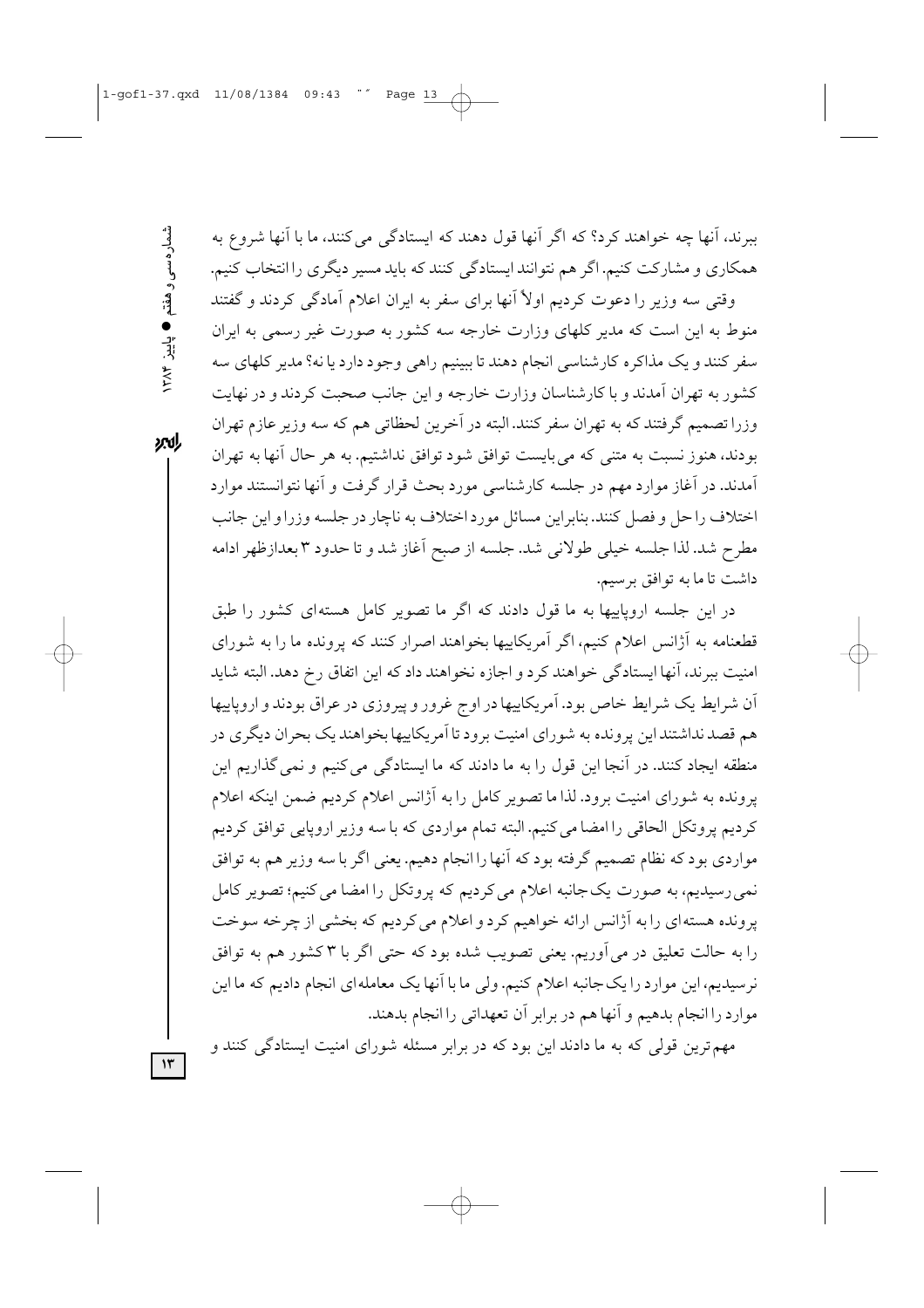ببرند، آنها چه خواهند کرد؟ که اگر آنها قول دهند که ایستادگی می‌کنند، ما با آنها شروع به همکاری و مشارکت کنیم. اگر هم نتوانند ایستادگی کنند که باید مسیر دیگری را انتخاب کنیم.

وقتی سه وزیر را دعوت کردیم اولاً آنها برای سفر به ایران اعلام آمادگی کردند و گفتند منوط به این است که مدیر کلهای وزارت خارجه سه کشور به صورت غیر رسمی به ایران سفر کنند و یک مذاکره کارشناسی انجام دهند تا ببینیم راهی وجود دارد یا نه؟ مدیر کلهای سه کشور به تهران آمدند و با کارشناسان وزارت خارجه و این جانب صحبت کردند و در نهایت وزرا تصمیم گرفتند که به تهران سفر کنند. البته در آخرین لحظاتی هم که سه وزیر عازم تهران بودند، هنوز نسبت به متنی که می‌بایست توافق شود توافق نداشتیم. به هر حال آنها به تهران آمدند. در آغاز موارد مهم در جلسه کارشناسی مورد بحث قرار گرفت و آنها نتوانستند موارد اختلاف را حل و فصل کنند. بنابراین مسائل مورد اختلاف به ناچار در جلسه وزرا و این جانب مطرح شد. لذا جلسه خیلی طولانی شد. جلسه از صبح آغاز شد و تا حدود ۳ بعدازظهر ادامه داشت تا ما به توافق برسیم.

در این جلسه اروپاییها به ما قول دادند که اگر ما تصویر کامل هسته‌ای کشور را طبق قطعنامه به آژانس اعلام کنیم، اگر آمریکاییها بخواهند اصرار کنند که پرونده ما را به شورای امنیت ببرند، آنها ایستادگی خواهند کرد و اجازه نخواهند داد که این اتفاق رخ دهد. البته شاید آن شرایط یک شرایط خاص بود. آمریکاییها در اوج غرور و پیروزی در عراق بودند و اروپاییها هم قصد نداشتند این پرونده به شورای امنیت برود تا آمریکاییها بخواهند یک بحران دیگری در منطقه ایجاد کنند. در آنجا این قول را به ما دادند که ما ایستادگی می‌کنیم و نمی‌گذاریم این پرونده به شورای امنیت برود. لذا ما تصویر کامل را به آژانس اعلام کردیم ضمن اینکه اعلام کردیم پروتکل الحاقی را امضا می‌کنیم. البته تمام مواردی که با سه وزیر اروپایی توافق کردیم مواردی بود که نظام تصمیم گرفته بود که آنها را انجام دهیم. یعنی اگر با سه وزیر هم به توافق نمی‌رسیدیم، به صورت یک‌جانبه اعلام می‌کردیم که پروتکل را امضا می‌کنیم؛ تصویر کامل پرونده هسته‌ای را به آژانس ارائه خواهیم کرد و اعلام می‌کردیم که بخشی از چرخه سوخت را به حالت تعلیق در می‌آوریم. یعنی تصویب شده بود که حتی اگر با ۳ کشور هم به توافق نرسیدیم، این موارد را یک‌جانبه اعلام کنیم. ولی ما با آنها یک معامله‌ای انجام دادیم که ما این موارد را انجام بدهیم و آنها هم در برابر آن تعهداتی را انجام بدهند.

مهم‌ترین قولی که به ما دادند این بود که در برابر مسئله شورای امنیت ایستادگی کنند و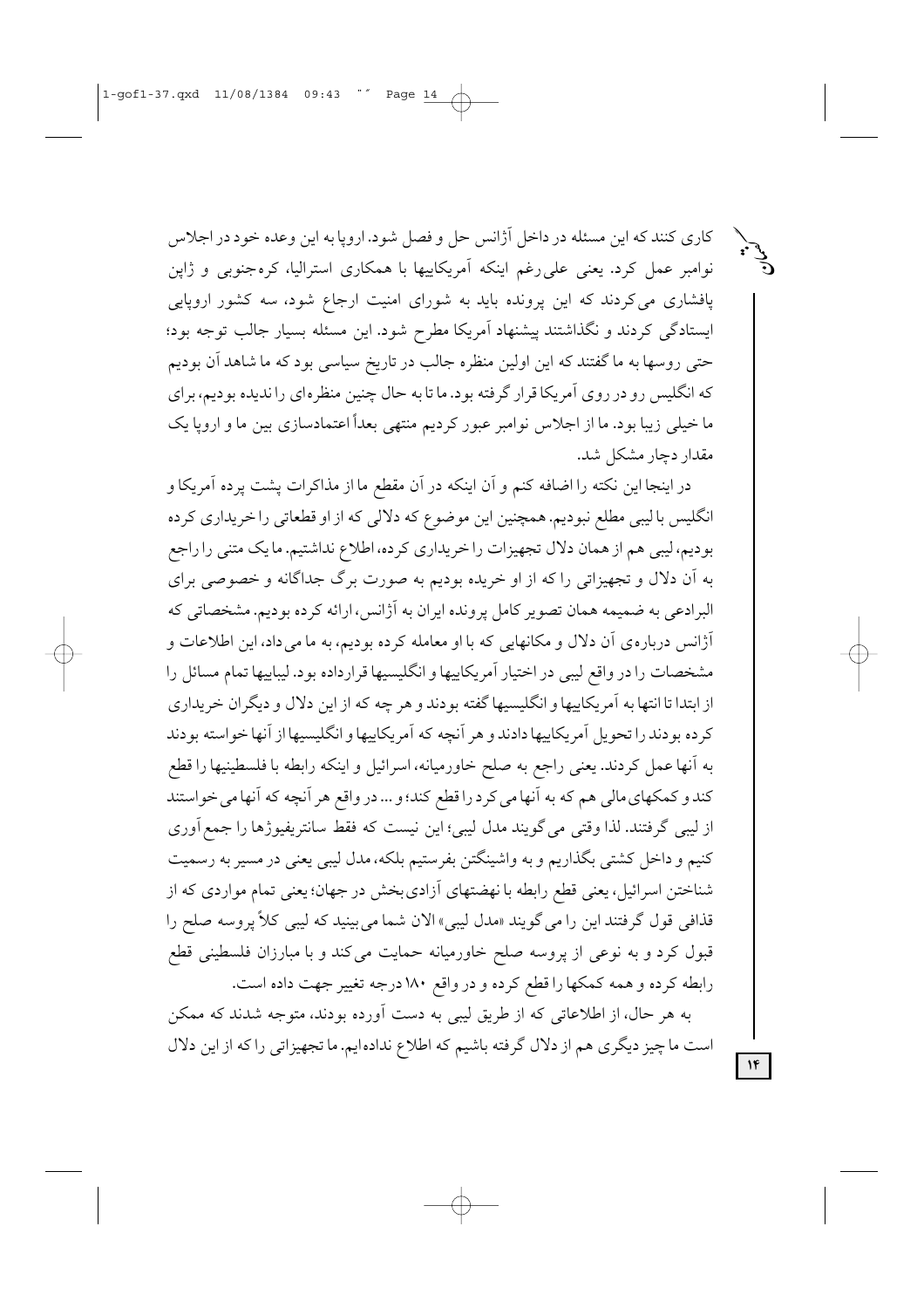کاری کنند که این مسئله در داخل آژانس حل و فصل شود. اروپا به این وعده خود در اجلاس نوامبر عمل کرد. یعنی علی‌رغم اینکه آمریکاییها با همکاری استرالیا، کره‌جنوبی و ژاپن پافشاری می‌کردند که این پرونده باید به شورای امنیت ارجاع شود، سه کشور اروپایی ایستادگی کردند و نگذاشتند پیشنهاد آمریکا مطرح شود. این مسئله بسیار جالب توجه بود؛ حتی روسها به ما گفتند که این اولین منظره جالب در تاریخ سیاسی بود که ما شاهد آن بودیم که انگلیس رو در روی آمریکا قرار گرفته بود. ما تا به حال چنین منظره‌ای را ندیده بودیم، برای ما خیلی زیبا بود. ما از اجلاس نوامبر عبور کردیم منتهی بعداً اعتمادسازی بین ما و اروپا یک مقدار دچار مشکل شد.

در اینجا این نکته را اضافه کنم و آن اینکه در آن مقطع ما از مذاکرات پشت پرده آمریکا و انگلیس با لیبی مطلع نبودیم. همچنین این موضوع که دلالی که از او قطعاتی را خریداری کرده بودیم، لیبی هم از همان دلال تجهیزات را خریداری کرده، اطلاع نداشتیم. ما یک متنی را راجع به آن دلال و تجهیزاتی را که از او خریده بودیم به صورت برگ جداگانه و خصوصی برای البرادعی به ضمیمه همان تصویر کامل پرونده ایران به آژانس، ارائه کرده بودیم. مشخصاتی که آژانس درباره‌ی آن دلال و مکانهایی که با او معامله کرده بودیم، به ما می‌داد، این اطلاعات و مشخصات را در واقع لیبی در اختیار آمریکاییها و انگلیسیها قرارداده بود. لیباییها تمام مسائل را از ابتدا تا انتها به آمریکاییها و انگلیسیها گفته بودند و هر چه که از این دلال و دیگران خریداری کرده بودند را تحویل آمریکاییها دادند و هر آنچه که آمریکاییها و انگلیسیها از آنها خواسته بودند به آنها عمل کردند. یعنی راجع به صلح خاورمیانه، اسرائیل و اینکه رابطه با فلسطینیها را قطع کند و کمکهای مالی هم که به آنها می‌کرد را قطع کند؛ و ... در واقع هر آنچه که آنها می‌خواستند از لیبی گرفتند. لذا وقتی می‌گویند مدل لیبی؛ این نیست که فقط سانتریفیوژها را جمع‌آوری کنیم و داخل کشتی بگذاریم و به واشینگتن بفرستیم بلکه، مدل لیبی یعنی در مسیر به رسمیت شناختن اسرائیل، یعنی قطع رابطه با نهضتهای آزادی‌بخش در جهان؛ یعنی تمام مواردی که از قذافی قول گرفتند این را می‌گویند «مدل لیبی» الان شما می‌بینید که لیبی کلاً پروسه صلح را قبول کرد و به نوعی از پروسه صلح خاورمیانه حمایت می‌کند و با مبارزان فلسطینی قطع رابطه کرده و همه کمکها را قطع کرده و در واقع ۱۸۰ درجه تغییر جهت داده است.

به هر حال، از اطلاعاتی که از طریق لیبی به دست آورده بودند، متوجه شدند که ممکن است ما چیز دیگری هم از دلال گرفته باشیم که اطلاع نداده‌ایم. ما تجهیزاتی را که از این دلال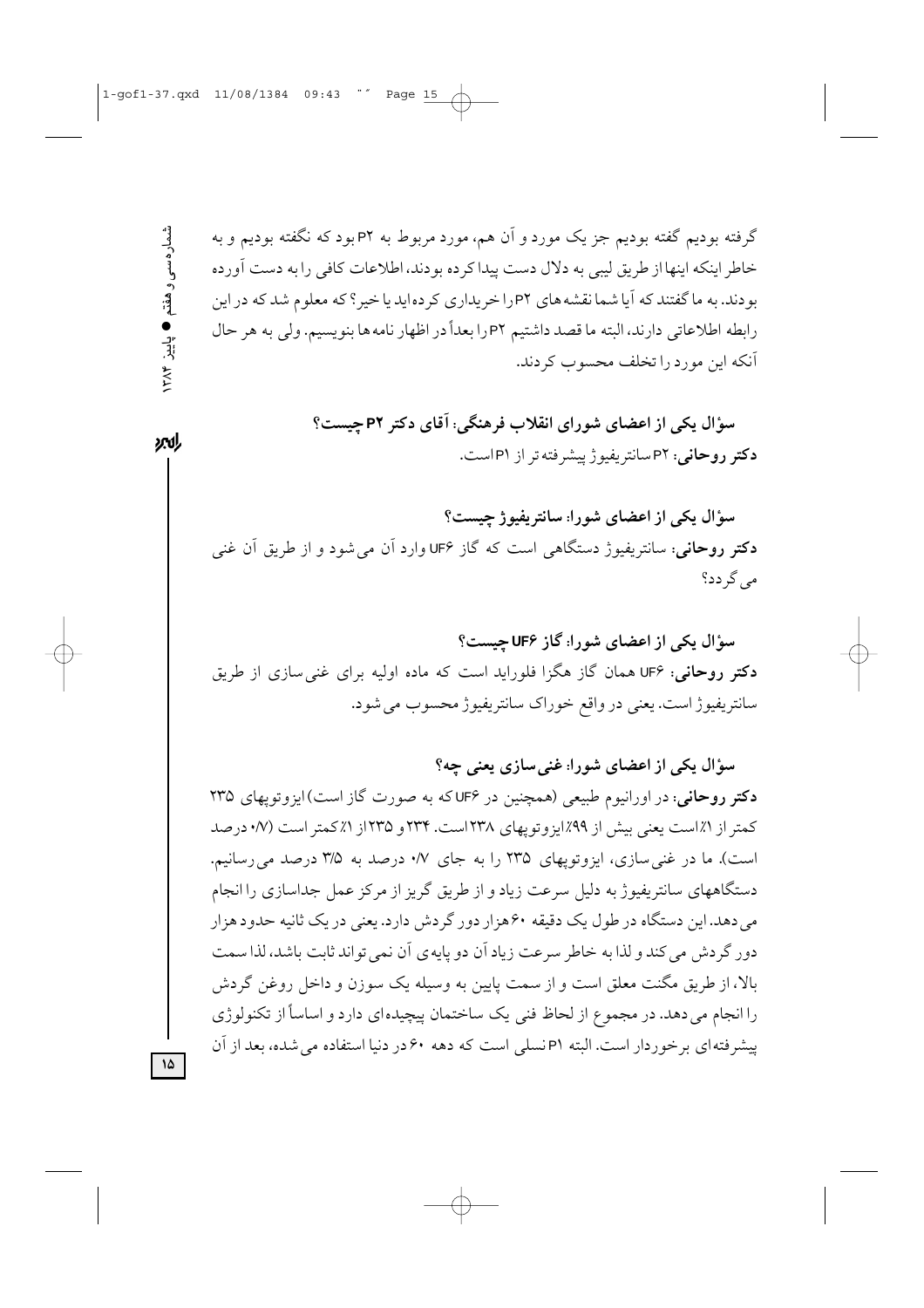گرفته بودیم گفته بودیم جز یک مورد و آن هم، مورد مربوط به P2 بود که نگفته بودیم و به خاطر اینکه اینها از طریق لیبی به دلال دست پیدا کرده بودند، اطلاعات کافی را به دست آورده بودند. به ما گفتند که آیا شما نقشه های P2 را خریداری کرده اید یا خیر؟ که معلوم شد که در این رابطه اطلاعاتی دارند، البته ما قصد داشتیم P2 را بعداً در اظهار نامه ها بنویسیم. ولی به هر حال آنکه این مورد را تخلف محسوب کردند.

**سؤال یکی از اعضای شورای انقلاب فرهنگی: آقای دکتر P2 چیست؟**

**دکتر روحانی:** P2 سانتریفیوژ پیشرفته تر از P1 است.

**سؤال یکی از اعضای شورا: سانتریفیوژ چیست؟**

**دکتر روحانی:** سانتریفیوژ دستگاهی است که گاز UF6 وارد آن می شود و از طریق آن غنی می گردد؟

**سؤال یکی از اعضای شورا: گاز UF6 چیست؟**

**دکتر روحانی:** UF6 همان گاز هگزا فلوراید است که ماده اولیه برای غنی سازی از طریق سانتریفیوژ است. یعنی در واقع خوراک سانتریفیوژ محسوب می شود.

**سؤال یکی از اعضای شورا: غنی سازی یعنی چه؟**

**دکتر روحانی:** در اورانیوم طبیعی (همچنین در UF6 که به صورت گاز است) ایزوتوپهای ۲۳۵ کمتر از ۱٪ است یعنی بیش از ۹۹٪ ایزوتوپهای ۲۳۸ است. ۲۳۴ و ۲۳۵ از ۱٪ کمتر است (۰/۷ درصد است). ما در غنی سازی، ایزوتوپهای ۲۳۵ را به جای ۰/۷ درصد به ۳/۵ درصد می رسانیم. دستگاههای سانتریفیوژ به دلیل سرعت زیاد و از طریق گریز از مرکز عمل جداسازی را انجام می دهد. این دستگاه در طول یک دقیقه ۶۰ هزار دور گردش دارد. یعنی در یک ثانیه حدود هزار دور گردش می کند و لذا به خاطر سرعت زیاد آن دو پایه ی آن نمی تواند ثابت باشد، لذا سمت بالا، از طریق مگنت معلق است و از سمت پایین به وسیله یک سوزن و داخل روغن گردش را انجام می دهد. در مجموع از لحاظ فنی یک ساختمان پیچیده ای دارد و اساساً از تکنولوژی پیشرفته ای برخوردار است. البته P1 نسلی است که دهه ۶۰ در دنیا استفاده می شده، بعد از آن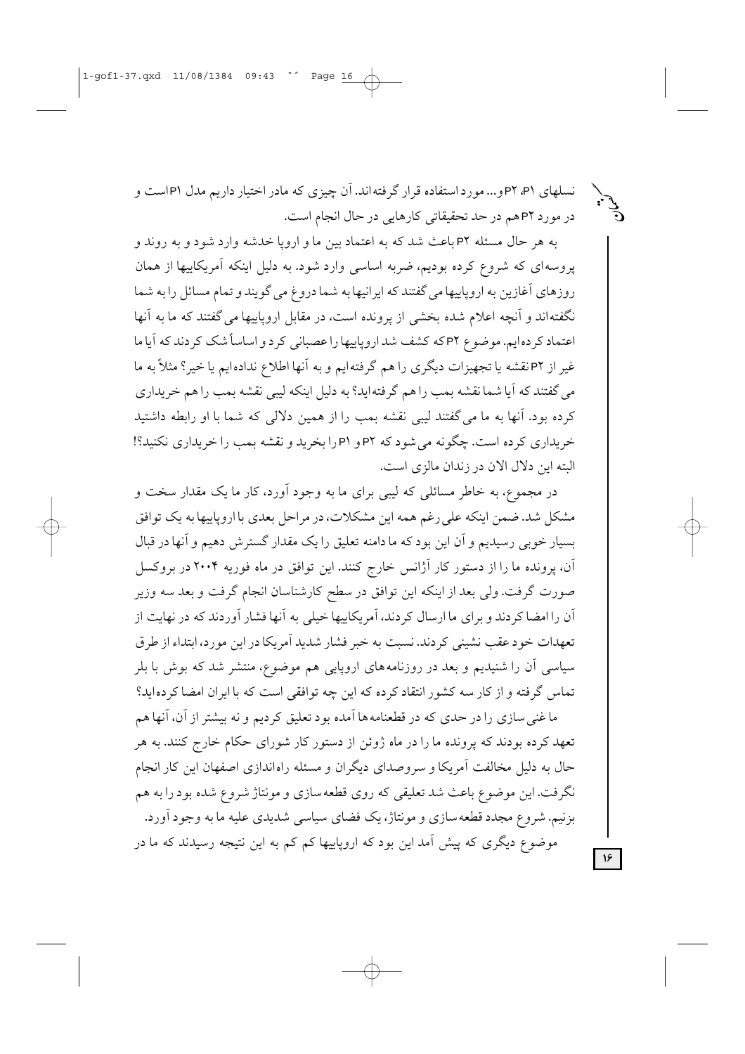نسلهای P۱، P۲ و... مورد استفاده قرار گرفته‌اند. آن چیزی که مادر اختیار داریم مدل P۱است و در مورد P۲ هم در حد تحقیقاتی کارهایی در حال انجام است.

به هر حال مسئله P۲ باعث شد که به اعتماد بین ما و اروپا خدشه وارد شود و به روند و پروسه‌ای که شروع کرده بودیم، ضربه اساسی وارد شود. به دلیل اینکه آمریکاییها از همان روزهای آغازین به اروپاییها می‌گفتند که ایرانیها به شما دروغ می‌گویند و تمام مسائل را به شما نگفته‌اند و آنچه اعلام شده بخشی از پرونده است، در مقابل اروپاییها می‌گفتند که ما به آنها اعتماد کرده‌ایم. موضوع P۲که کشف شد اروپاییها را عصبانی کرد و اساساً شک کردند که آیا ما غیر از P۲نقشه یا تجهیزات دیگری را هم گرفته‌ایم و به آنها اطلاع نداده‌ایم یا خیر؟ مثلاً به ما می‌گفتند که آیا شما نقشه بمب را هم گرفته‌اید؟ به دلیل اینکه لیبی نقشه بمب را هم خریداری کرده بود. آنها به ما می‌گفتند لیبی نقشه بمب را از همین دلالی که شما با او رابطه داشتید خریداری کرده است. چگونه می‌شود که P۲ و P۱ را بخرید و نقشه بمب را خریداری نکنید؟! البته این دلال الان در زندان مالزی است.

در مجموع، به خاطر مسائلی که لیبی برای ما به وجود آورد، کار ما یک مقدار سخت و مشکل شد. ضمن اینکه علی‌رغم همه این مشکلات، در مراحل بعدی با اروپاییها به یک توافق بسیار خوبی رسیدیم و آن این بود که ما دامنه تعلیق را یک مقدار گسترش دهیم و آنها در قبال آن، پرونده ما را از دستور کار آژانس خارج کنند. این توافق در ماه فوریه ۲۰۰۴ در بروکسل صورت گرفت. ولی بعد از اینکه این توافق در سطح کارشناسان انجام گرفت و بعد سه وزیر آن را امضا کردند و برای ما ارسال کردند، آمریکاییها خیلی به آنها فشار آوردند که در نهایت از تعهدات خود عقب نشینی کردند. نسبت به خبر فشار شدید آمریکا در این مورد، ابتداء از طرق سیاسی آن را شنیدیم و بعد در روزنامه‌های اروپایی هم موضوع، منتشر شد که بوش با بلر تماس گرفته و از کار سه کشور انتقاد کرده که این چه توافقی است که با ایران امضا کرده‌اید؟

ما غنی‌سازی را در حدی که در قطعنامه‌ها آمده بود تعلیق کردیم و نه بیشتر از آن، آنها هم تعهد کرده بودند که پرونده ما را در ماه ژوئن از دستور کار شورای حکام خارج کنند. به هر حال به دلیل مخالفت آمریکا و سروصدای دیگران و مسئله راه‌اندازی اصفهان این کار انجام نگرفت. این موضوع باعث شد تعلیقی که روی قطعه‌سازی و مونتاژ شروع شده بود را به هم بزنیم. شروع مجدد قطعه‌سازی و مونتاژ، یک فضای سیاسی شدیدی علیه ما به وجود آورد.

موضوع دیگری که پیش آمد این بود که اروپاییها کم کم به این نتیجه رسیدند که ما در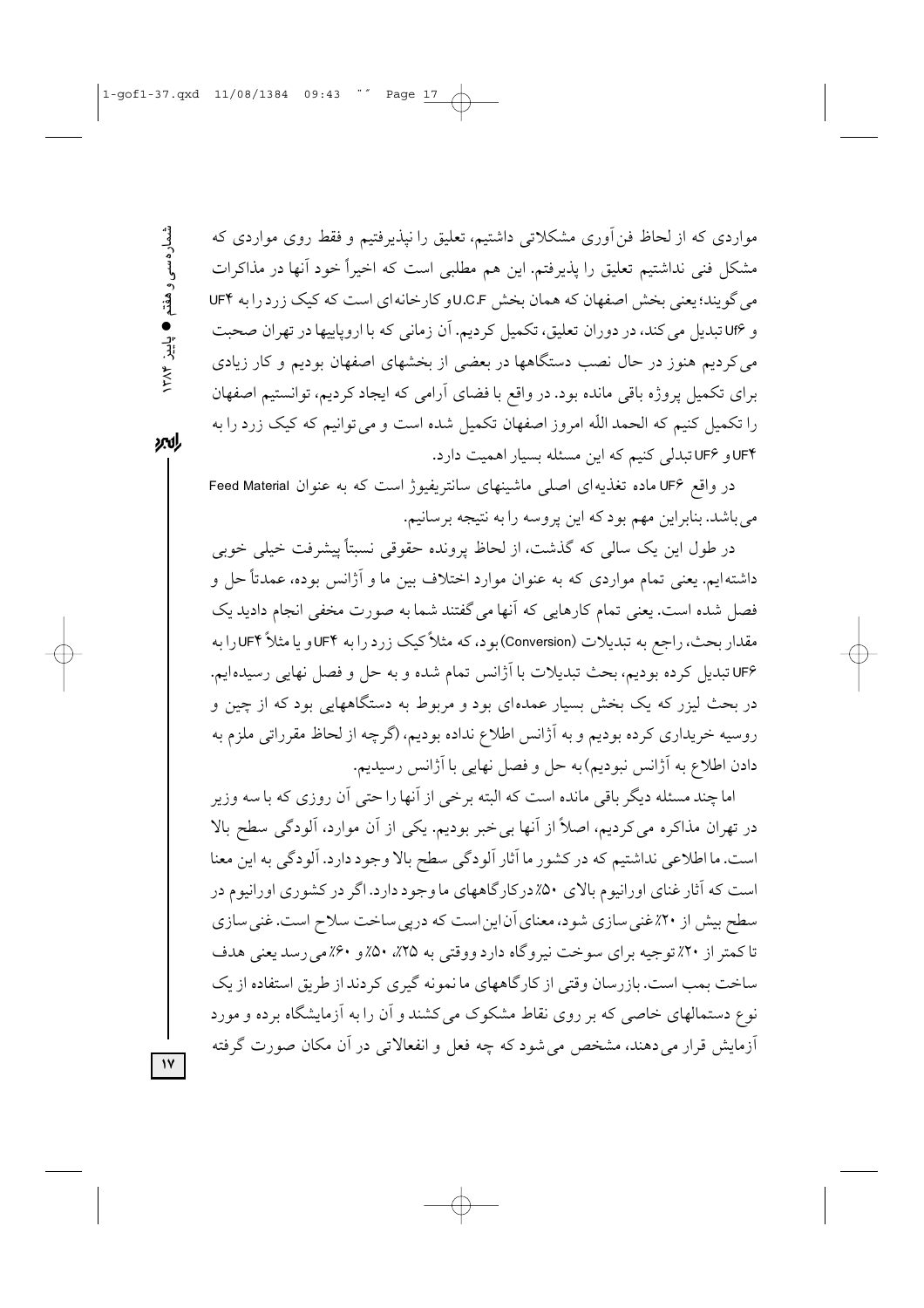مواردی که از لحاظ فن‌آوری مشکلاتی داشتیم، تعلیق را نپذیرفتیم و فقط روی مواردی که مشکل فنی نداشتیم تعلیق را پذیرفتم. این هم مطلبی است که اخیراً خود آنها در مذاکرات می‌گویند؛ یعنی بخش اصفهان که همان بخش U.C.F و کارخانه‌ای است که کیک زرد را به UF4 و UF6 تبدیل می‌کند، در دوران تعلیق، تکمیل کردیم. آن زمانی که با اروپاییها در تهران صحبت می‌کردیم هنوز در حال نصب دستگاهها در بعضی از بخشهای اصفهان بودیم و کار زیادی برای تکمیل پروژه باقی مانده بود. در واقع با فضای آرامی که ایجاد کردیم، توانستیم اصفهان را تکمیل کنیم که الحمد اللّه امروز اصفهان تکمیل شده است و می‌توانیم که کیک زرد را به UF4 و UF6 تبدلی کنیم که این مسئله بسیار اهمیت دارد.

در واقع UF6 ماده تغذیه‌ای اصلی ماشینهای سانتریفیوژ است که به عنوان Feed Material می‌باشد. بنابراین مهم بود که این پروسه را به نتیجه برسانیم.

در طول این یک سالی که گذشت، از لحاظ پرونده حقوقی نسبتاً پیشرفت خیلی خوبی داشته‌ایم. یعنی تمام مواردی که به عنوان موارد اختلاف بین ما و آژانس بوده، عمدتاً حل و فصل شده است. یعنی تمام کارهایی که آنها می‌گفتند شما به صورت مخفی انجام دادید یک مقدار بحث، راجع به تبدیلات (Conversion) بود، که مثلاً کیک زرد را به UF4 و یا مثلاً UF4 را به UF6 تبدیل کرده بودیم، بحث تبدیلات با آژانس تمام شده و به حل و فصل نهایی رسیده‌ایم. در بحث لیزر که یک بخش بسیار عمده‌ای بود و مربوط به دستگاههایی بود که از چین و روسیه خریداری کرده بودیم و به آژانس اطلاع نداده بودیم، (گرچه از لحاظ مقرراتی ملزم به دادن اطلاع به آژانس نبودیم) به حل و فصل نهایی با آژانس رسیدیم.

اما چند مسئله دیگر باقی مانده است که البته برخی از آنها را حتی آن روزی که با سه وزیر در تهران مذاکره می‌کردیم، اصلاً از آنها بی‌خبر بودیم. یکی از آن موارد، آلودگی سطح بالا است. ما اطلاعی نداشتیم که در کشور ما آثار آلودگی سطح بالا وجود دارد. آلودگی به این معنا است که آثار غنای اورانیوم بالای ۵۰٪ درکارگاههای ما وجود دارد. اگر در کشوری اورانیوم در سطح بیش از ۲۰٪ غنی‌سازی شود، معنای آن این است که درپی ساخت سلاح است. غنی‌سازی تا کمتر از ۲۰٪ توجیه برای سوخت نیروگاه دارد ووقتی به ۲۵٪، ۵۰٪ و ۶۰٪ می‌رسد یعنی هدف ساخت بمب است. بازرسان وقتی از کارگاههای ما نمونه گیری کردند از طریق استفاده از یک نوع دستمالهای خاصی که بر روی نقاط مشکوک می‌کشند و آن را به آزمایشگاه برده و مورد آزمایش قرار می‌دهند، مشخص می‌شود که چه فعل و انفعالاتی در آن مکان صورت گرفته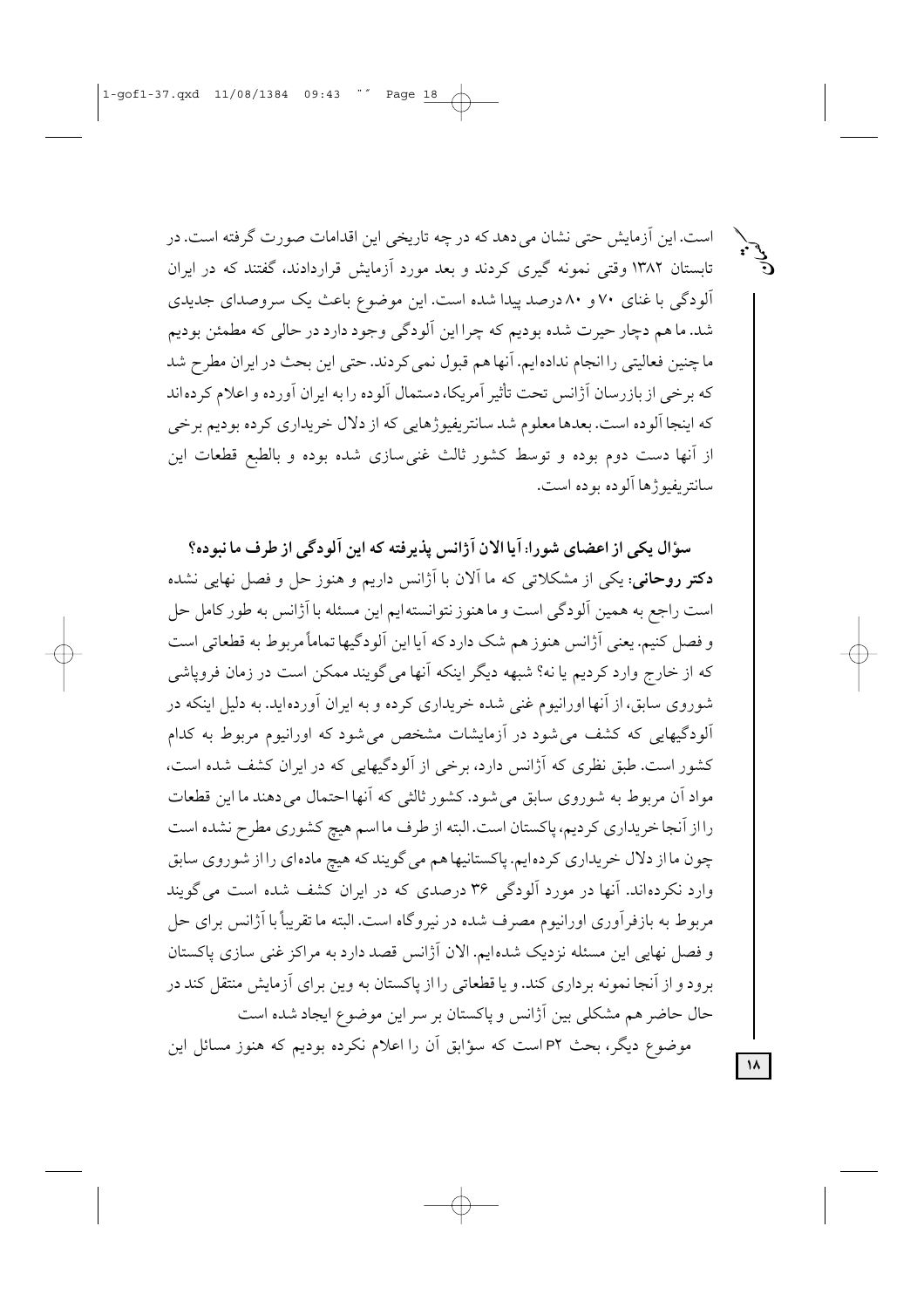است. این آزمایش حتی نشان می‌دهد که در چه تاریخی این اقدامات صورت گرفته است. در تابستان ۱۳۸۲ وقتی نمونه گیری کردند و بعد مورد آزمایش قراردادند، گفتند که در ایران آلودگی با غنای ۷۰ و ۸۰ درصد پیدا شده است. این موضوع باعث یک سروصدای جدیدی شد. ما هم دچار حیرت شده بودیم که چرا این آلودگی وجود دارد در حالی که مطمئن بودیم ما چنین فعالیتی را انجام نداده‌ایم. آنها هم قبول نمی‌کردند. حتی این بحث در ایران مطرح شد که برخی از بازرسان آژانس تحت تأثیر آمریکا، دستمال آلوده را به ایران آورده و اعلام کرده‌اند که اینجا آلوده است. بعدها معلوم شد سانتریفیوژهایی که از دلال خریداری کرده بودیم برخی از آنها دست دوم بوده و توسط کشور ثالث غنی‌سازی شده بوده و بالطبع قطعات این سانتریفیوژها آلوده بوده است.

**سؤال یکی از اعضای شورا: آیا الان آژانس پذیرفته که این آلودگی از طرف ما نبوده؟**

**دکتر روحانی:** یکی از مشکلاتی که ما آلان با آژانس داریم و هنوز حل و فصل نهایی نشده است راجع به همین آلودگی است و ما هنوز نتوانسته‌ایم این مسئله با آژانس به طور کامل حل و فصل کنیم. یعنی آژانس هنوز هم شک دارد که آیا این آلودگیها تماماً مربوط به قطعاتی است که از خارج وارد کردیم یا نه؟ شبهه دیگر اینکه آنها می‌گویند ممکن است در زمان فروپاشی شوروی سابق، از آنها اورانیوم غنی شده خریداری کرده و به ایران آورده‌اید. به دلیل اینکه در آلودگیهایی که کشف می‌شود در آزمایشات مشخص می‌شود که اورانیوم مربوط به کدام کشور است. طبق نظری که آژانس دارد، برخی از آلودگیهایی که در ایران کشف شده است، مواد آن مربوط به شوروی سابق می‌شود. کشور ثالثی که آنها احتمال می‌دهند ما این قطعات را از آنجا خریداری کردیم، پاکستان است. البته از طرف ما اسم هیچ کشوری مطرح نشده است چون ما از دلال خریداری کرده‌ایم. پاکستانیها هم می‌گویند که هیچ ماده‌ای را از شوروی سابق وارد نکرده‌اند. آنها در مورد آلودگی ۳۶ درصدی که در ایران کشف شده است می‌گویند مربوط به بازفرآوری اورانیوم مصرف شده در نیروگاه است. البته ما تقریباً با آژانس برای حل و فصل نهایی این مسئله نزدیک شده‌ایم. الان آژانس قصد دارد به مراکز غنی سازی پاکستان برود و از آنجا نمونه برداری کند. و یا قطعاتی را از پاکستان به وین برای آزمایش منتقل کند در حال حاضر هم مشکلی بین آژانس و پاکستان بر سر این موضوع ایجاد شده است

موضوع دیگر، بحث P2 است که سؤابق آن را اعلام نکرده بودیم که هنوز مسائل این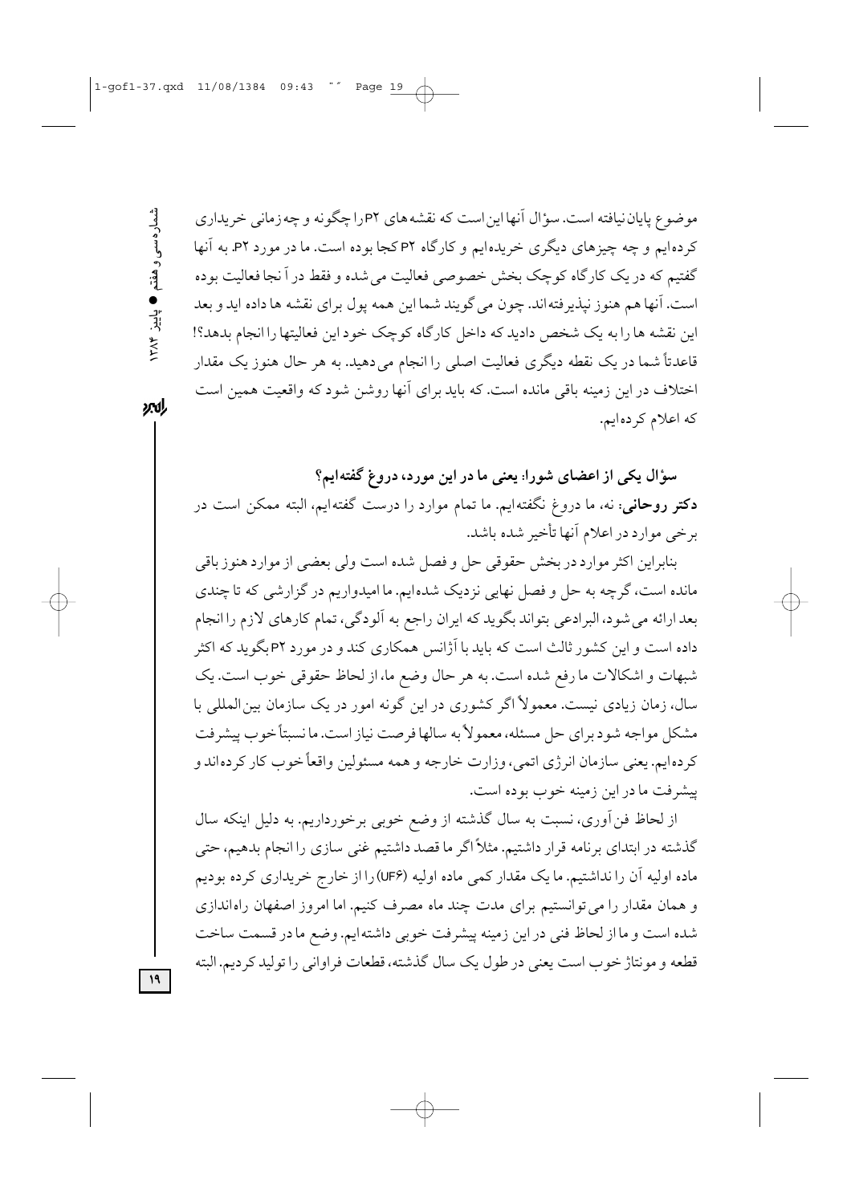موضوع پایان‌نیافته است. سؤال آنها این است که نقشه‌های P۲ را چگونه و چه زمانی خریداری کرده‌ایم و چه چیزهای دیگری خریده‌ایم و کارگاه P۲ کجا بوده است. ما در مورد P۲، به آنها گفتیم که در یک کارگاه کوچک بخش خصوصی فعالیت می‌شده و فقط در آنجا فعالیت بوده است. آنها هم هنوز نپذیرفته‌اند. چون می‌گویند شما این همه پول برای نقشه ها داده اید و بعد این نقشه ها را به یک شخص دادید که داخل کارگاه کوچک خود این فعالیتها را انجام بدهد؟! قاعدتاً شما در یک نقطه دیگری فعالیت اصلی را انجام می‌دهید. به هر حال هنوز یک مقدار اختلاف در این زمینه باقی مانده است. که باید برای آنها روشن شود که واقعیت همین است که اعلام کرده‌ایم.

**سؤال یکی از اعضای شورا: یعنی ما در این مورد، دروغ گفته‌ایم؟**

**دکتر روحانی:** نه، ما دروغ نگفته‌ایم. ما تمام موارد را درست گفته‌ایم، البته ممکن است در برخی موارد در اعلام آنها تأخیر شده باشد.

بنابراین اکثر موارد در بخش حقوقی حل و فصل شده است ولی بعضی از موارد هنوز باقی مانده است، گرچه به حل و فصل نهایی نزدیک شده‌ایم. ما امیدواریم در گزارشی که تا چندی بعد ارائه می‌شود، البرادعی بتواند بگوید که ایران راجع به آلودگی، تمام کارهای لازم را انجام داده است و این کشور ثالث است که باید با آژانس همکاری کند و در مورد P۲ بگوید که اکثر شبهات و اشکالات ما رفع شده است. به هر حال وضع ما، از لحاظ حقوقی خوب است. یک سال، زمان زیادی نیست. معمولاً اگر کشوری در این گونه امور در یک سازمان بین‌المللی با مشکل مواجه شود برای حل مسئله، معمولاً به سالها فرصت نیاز است. ما نسبتاً خوب پیشرفت کرده‌ایم. یعنی سازمان انرژی اتمی، وزارت خارجه و همه مسئولین واقعاً خوب کار کرده‌اند و پیشرفت ما در این زمینه خوب بوده است.

از لحاظ فن‌آوری، نسبت به سال گذشته از وضع خوبی برخورداریم. به دلیل اینکه سال گذشته در ابتدای برنامه قرار داشتیم. مثلاً اگر ما قصد داشتیم غنی سازی را انجام بدهیم، حتی ماده اولیه آن را نداشتیم. ما یک مقدار کمی ماده اولیه (UF6) را از خارج خریداری کرده بودیم و همان مقدار را می‌توانستیم برای مدت چند ماه مصرف کنیم. اما امروز اصفهان راه‌اندازی شده است و ما از لحاظ فنی در این زمینه پیشرفت خوبی داشته‌ایم. وضع ما در قسمت ساخت قطعه و مونتاژ خوب است یعنی در طول یک سال گذشته، قطعات فراوانی را تولید کردیم. البته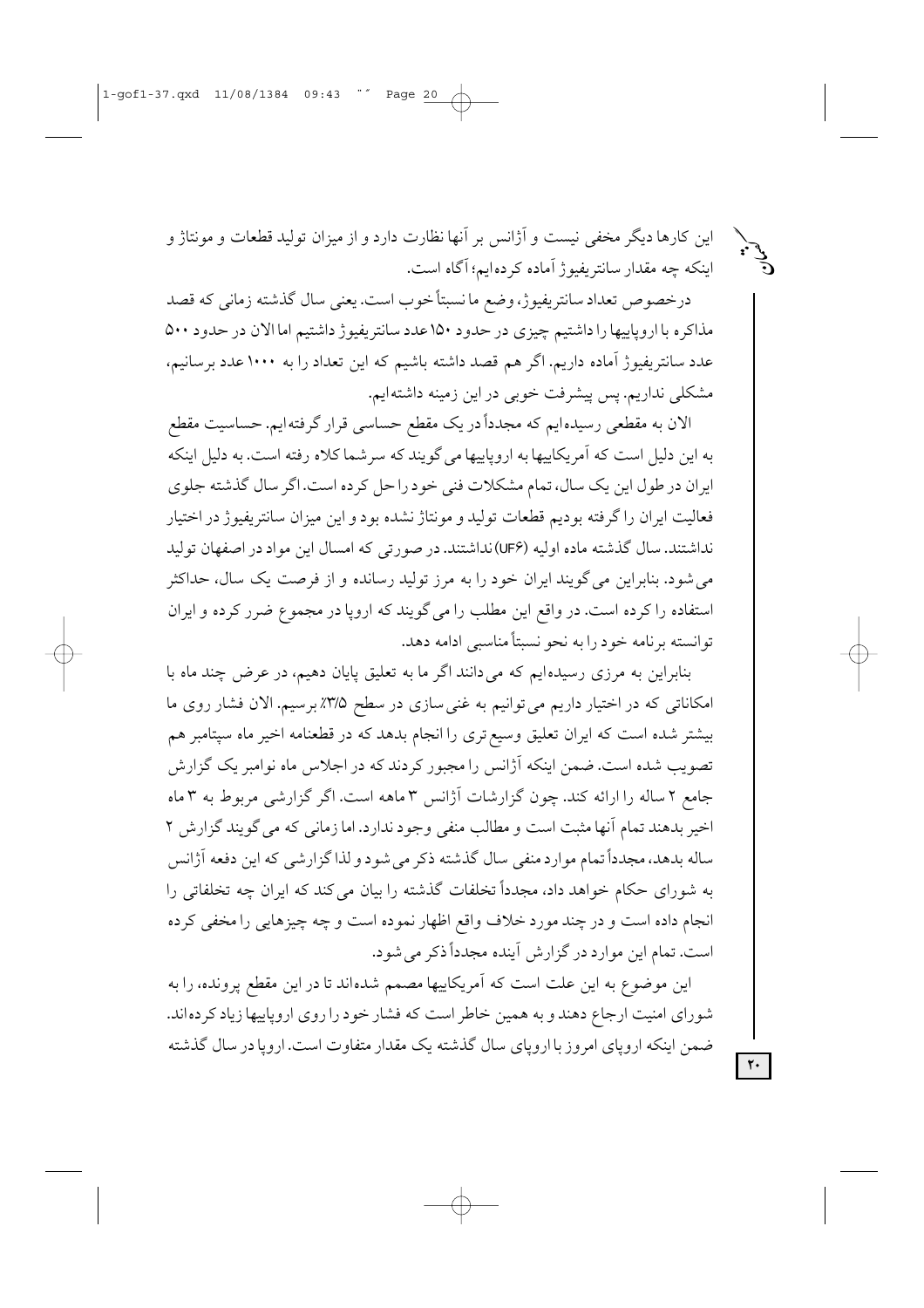این کارها دیگر مخفی نیست و آژانس بر آنها نظارت دارد و از میزان تولید قطعات و مونتاژ و اینکه چه مقدار سانتریفیوژ آماده کرده‌ایم؛ آگاه است.

درخصوص تعداد سانتریفیوژ، وضع ما نسبتاً خوب است. یعنی سال گذشته زمانی که قصد مذاکره با اروپاییها را داشتیم چیزی در حدود ۱۵۰ عدد سانتریفیوژ داشتیم اما الان در حدود ۵۰۰ عدد سانتریفیوژ آماده داریم. اگر هم قصد داشته باشیم که این تعداد را به ۱۰۰۰ عدد برسانیم، مشکلی نداریم. پس پیشرفت خوبی در این زمینه داشته‌ایم.

الان به مقطعی رسیده‌ایم که مجدداً در یک مقطع حساسی قرار گرفته‌ایم. حساسیت مقطع به این دلیل است که آمریکاییها به اروپاییها می‌گویند که سرشما کلاه رفته است. به دلیل اینکه ایران در طول این یک سال، تمام مشکلات فنی خود را حل کرده است. اگر سال گذشته جلوی فعالیت ایران را گرفته بودیم قطعات تولید و مونتاژ نشده بود و این میزان سانتریفیوژ در اختیار نداشتند. سال گذشته ماده اولیه (UF۶) نداشتند. در صورتی که امسال این مواد در اصفهان تولید می‌شود. بنابراین می‌گویند ایران خود را به مرز تولید رسانده و از فرصت یک سال، حداکثر استفاده را کرده است. در واقع این مطلب را می‌گویند که اروپا در مجموع ضرر کرده و ایران توانسته برنامه خود را به نحو نسبتاً مناسبی ادامه دهد.

بنابراین به مرزی رسیده‌ایم که می‌دانند اگر ما به تعلیق پایان دهیم، در عرض چند ماه با امکاناتی که در اختیار داریم می‌توانیم به غنی‌سازی در سطح ۳/۵٪ برسیم. الان فشار روی ما بیشتر شده است که ایران تعلیق وسیع‌تری را انجام بدهد که در قطعنامه اخیر ماه سپتامبر هم تصویب شده است. ضمن اینکه آژانس را مجبور کردند که در اجلاس ماه نوامبر یک گزارش جامع ۲ ساله را ارائه کند. چون گزارشات آژانس ۳ ماهه است. اگر گزارشی مربوط به ۳ ماه اخیر بدهند تمام آنها مثبت است و مطالب منفی وجود ندارد. اما زمانی که می‌گویند گزارش ۲ ساله بدهد، مجدداً تمام موارد منفی سال گذشته ذکر می‌شود و لذا گزارشی که این دفعه آژانس به شورای حکام خواهد داد، مجدداً تخلفات گذشته را بیان می‌کند که ایران چه تخلفاتی را انجام داده است و در چند مورد خلاف واقع اظهار نموده است و چه چیزهایی را مخفی کرده است. تمام این موارد در گزارش آینده مجدداً ذکر می‌شود.

این موضوع به این علت است که آمریکاییها مصمم شده‌اند تا در این مقطع پرونده، را به شورای امنیت ارجاع دهند و به همین خاطر است که فشار خود را روی اروپاییها زیاد کرده‌اند. ضمن اینکه اروپای امروز با اروپای سال گذشته یک مقدار متفاوت است. اروپا در سال گذشته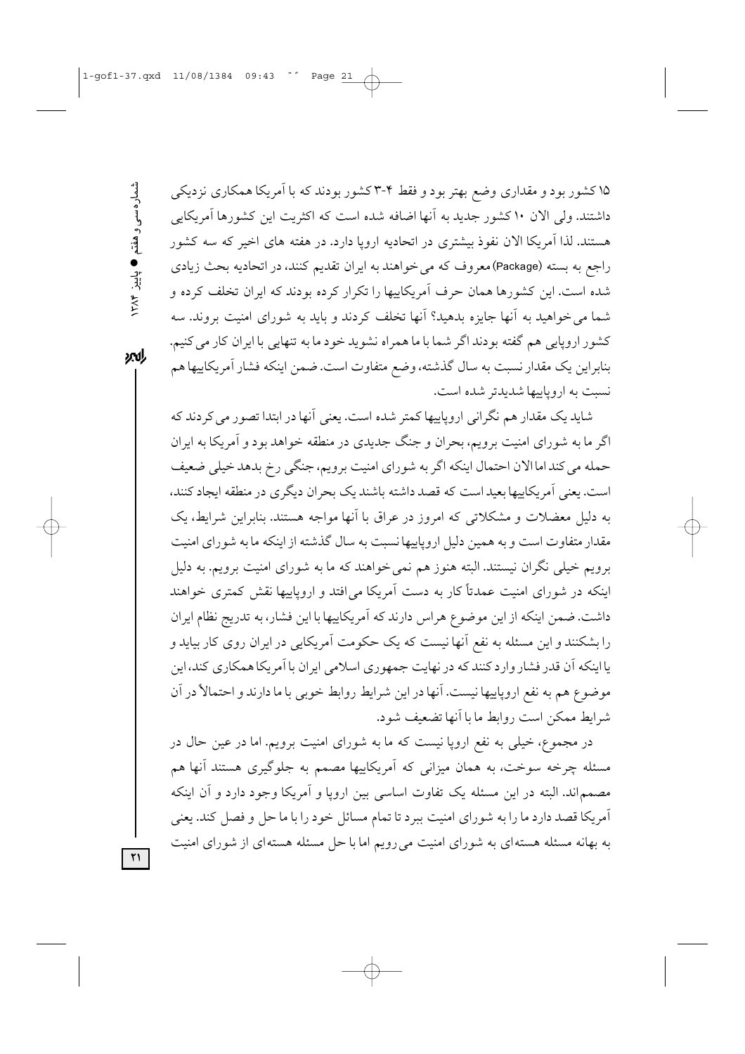۱۵ کشور بود و مقداری وضع بهتر بود و فقط ۴-۳ کشور بودند که با آمریکا همکاری نزدیکی داشتند. ولی الان ۱۰ کشور جدید به آنها اضافه شده است که اکثریت این کشورها آمریکایی هستند. لذا آمریکا الان نفوذ بیشتری در اتحادیه اروپا دارد. در هفته های اخیر که سه کشور راجع به بسته (Package) معروف که می‌خواهند به ایران تقدیم کنند، در اتحادیه بحث زیادی شده است. این کشورها همان حرف آمریکاییها را تکرار کرده بودند که ایران تخلف کرده و شما می‌خواهید به آنها جایزه بدهید؟ آنها تخلف کردند و باید به شورای امنیت بروند. سه کشور اروپایی هم گفته بودند اگر شما با ما همراه نشوید خود ما به تنهایی با ایران کار می‌کنیم. بنابراین یک مقدار نسبت به سال گذشته، وضع متفاوت است. ضمن اینکه فشار آمریکاییها هم نسبت به اروپاییها شدیدتر شده است.

شاید یک مقدار هم نگرانی اروپاییها کمتر شده است. یعنی آنها در ابتدا تصور می‌کردند که اگر ما به شورای امنیت برویم، بحران و جنگ جدیدی در منطقه خواهد بود و آمریکا به ایران حمله می‌کند اما الان احتمال اینکه اگر به شورای امنیت برویم، جنگی رخ بدهد خیلی ضعیف است. یعنی آمریکاییها بعید است که قصد داشته باشند یک بحران دیگری در منطقه ایجاد کنند، به دلیل معضلات و مشکلاتی که امروز در عراق با آنها مواجه هستند. بنابراین شرایط، یک مقدار متفاوت است و به همین دلیل اروپاییها نسبت به سال گذشته از اینکه ما به شورای امنیت برویم خیلی نگران نیستند. البته هنوز هم نمی‌خواهند که ما به شورای امنیت برویم. به دلیل اینکه در شورای امنیت عمدتاً کار به دست آمریکا می‌افتد و اروپاییها نقش کمتری خواهند داشت. ضمن اینکه از این موضوع هراس دارند که آمریکاییها با این فشار، به تدریج نظام ایران را بشکنند و این مسئله به نفع آنها نیست که یک حکومت آمریکایی در ایران روی کار بیاید و یا اینکه آن قدر فشار وارد کنند که در نهایت جمهوری اسلامی ایران با آمریکا همکاری کند، این موضوع هم به نفع اروپاییها نیست. آنها در این شرایط روابط خوبی با ما دارند و احتمالاً در آن شرایط ممکن است روابط ما با آنها تضعیف شود.

در مجموع، خیلی به نفع اروپا نیست که ما به شورای امنیت برویم. اما در عین حال در مسئله چرخه سوخت، به همان میزانی که آمریکاییها مصمم به جلوگیری هستند آنها هم مصمم‌اند. البته در این مسئله یک تفاوت اساسی بین اروپا و آمریکا وجود دارد و آن اینکه آمریکا قصد دارد ما را به شورای امنیت ببرد تا تمام مسائل خود را با ما حل و فصل کند. یعنی به بهانه مسئله هسته‌ای به شورای امنیت می‌رویم اما با حل مسئله هسته‌ای از شورای امنیت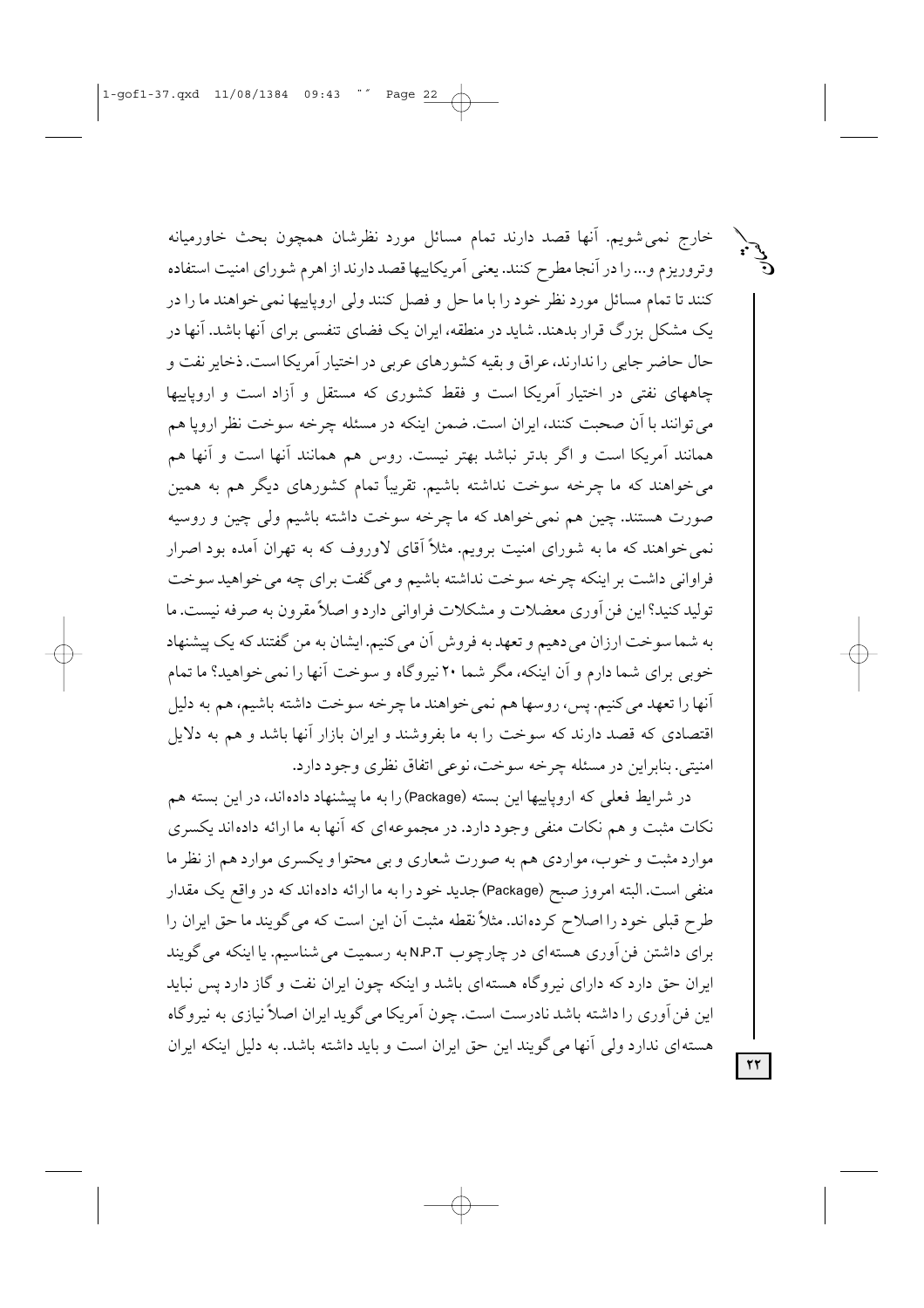خارج نمی‌شویم. آنها قصد دارند تمام مسائل مورد نظرشان همچون بحث خاورمیانه وتروریزم و... را در آنجا مطرح کنند. یعنی آمریکاییها قصد دارند از اهرم شورای امنیت استفاده کنند تا تمام مسائل مورد نظر خود را با ما حل و فصل کنند ولی اروپاییها نمی‌خواهند ما را در یک مشکل بزرگ قرار بدهند. شاید در منطقه، ایران یک فضای تنفسی برای آنها باشد. آنها در حال حاضر جایی را ندارند، عراق و بقیه کشورهای عربی در اختیار آمریکا است. ذخایر نفت و چاههای نفتی در اختیار آمریکا است و فقط کشوری که مستقل و آزاد است و اروپاییها می‌توانند با آن صحبت کنند، ایران است. ضمن اینکه در مسئله چرخه سوخت نظر اروپا هم همانند آمریکا است و اگر بدتر نباشد بهتر نیست. روس هم همانند آنها است و آنها هم می‌خواهند که ما چرخه سوخت نداشته باشیم. تقریباً تمام کشورهای دیگر هم به همین صورت هستند. چین هم نمی‌خواهد که ما چرخه سوخت داشته باشیم ولی چین و روسیه نمی‌خواهند که ما به شورای امنیت برویم. مثلاً آقای لاوروف که به تهران آمده بود اصرار فراوانی داشت بر اینکه چرخه سوخت نداشته باشیم و می‌گفت برای چه می‌خواهید سوخت تولید کنید؟ این فن‌آوری معضلات و مشکلات فراوانی دارد و اصلاً مقرون به صرفه نیست. ما به شما سوخت ارزان می‌دهیم و تعهد به فروش آن می‌کنیم. ایشان به من گفتند که یک پیشنهاد خوبی برای شما دارم و آن اینکه، مگر شما ۲۰ نیروگاه و سوخت آنها را نمی‌خواهید؟ ما تمام آنها را تعهد می‌کنیم. پس، روسها هم نمی‌خواهند ما چرخه سوخت داشته باشیم، هم به دلیل اقتصادی که قصد دارند که سوخت را به ما بفروشند و ایران بازار آنها باشد و هم به دلایل امنیتی. بنابراین در مسئله چرخه سوخت، نوعی اتفاق نظری وجود دارد.

در شرایط فعلی که اروپاییها این بسته (Package) را به ما پیشنهاد داده‌اند، در این بسته هم نکات مثبت و هم نکات منفی وجود دارد. در مجموعه‌ای که آنها به ما ارائه داده‌اند یکسری موارد مثبت و خوب، مواردی هم به صورت شعاری و بی محتوا و یکسری موارد هم از نظر ما منفی است. البته امروز صبح (Package) جدید خود را به ما ارائه داده‌اند که در واقع یک مقدار طرح قبلی خود را اصلاح کرده‌اند. مثلاً نقطه مثبت آن این است که می‌گویند ما حق ایران را برای داشتن فن‌آوری هسته‌ای در چارچوب N.P.T به رسمیت می‌شناسیم. یا اینکه می‌گویند ایران حق دارد که دارای نیروگاه هسته‌ای باشد و اینکه چون ایران نفت و گاز دارد پس نباید این فن‌آوری را داشته باشد نادرست است. چون آمریکا می‌گوید ایران اصلاً نیازی به نیروگاه هسته‌ای ندارد ولی آنها می‌گویند این حق ایران است و باید داشته باشد. به دلیل اینکه ایران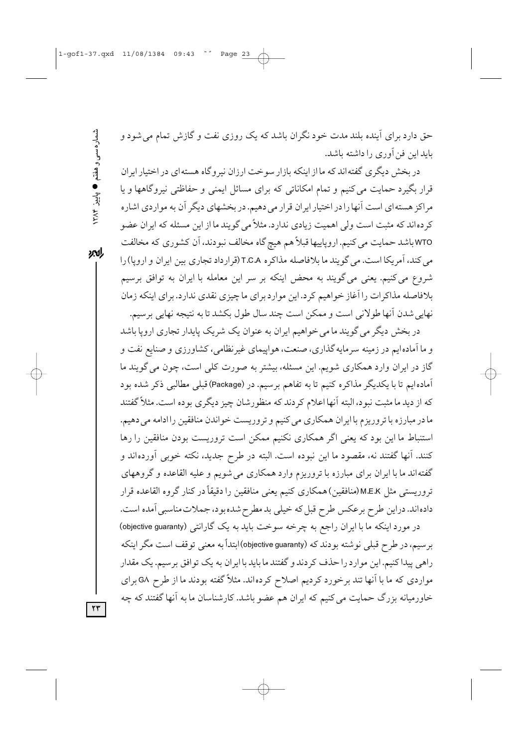حق دارد برای آینده بلند مدت خود نگران باشد که یک روزی نفت و گازش تمام می‌شود و باید این فن‌آوری را داشته باشد.

در بخش دیگری گفته‌اند که ما از اینکه بازار سوخت ارزان نیروگاه هسته‌ای در اختیار ایران قرار بگیرد حمایت می‌کنیم و تمام امکاناتی که برای مسائل ایمنی و حفاظتی نیروگاهها و یا مراکز هسته‌ای است آنها را در اختیار ایران قرار می‌دهیم. در بخشهای دیگر آن به مواردی اشاره کرده‌اند که مثبت است ولی اهمیت زیادی ندارد. مثلاً می‌گویند ما از این مسئله که ایران عضو WTO باشد حمایت می‌کنیم. اروپاییها قبلاً هم هیچ گاه مخالف نبودند، آن کشوری که مخالفت می‌کند، آمریکا است. می‌گویند ما بلافاصله مذاکره T.C.A (قرارداد تجاری بین ایران و اروپا) را شروع می‌کنیم. یعنی می‌گویند به محض اینکه بر سر این معامله با ایران به توافق برسیم بلافاصله مذاکرات را آغاز خواهیم کرد. این موارد برای ما چیزی نقدی ندارد. برای اینکه زمان نهایی شدن آنها طولانی است و ممکن است چند سال طول بکشد تا به نتیجه نهایی برسیم.

در بخش دیگر می‌گویند ما می‌خواهیم ایران به عنوان یک شریک پایدار تجاری اروپا باشد و ما آماده‌ایم در زمینه سرمایه‌گذاری، صنعت، هواپیمای غیرنظامی، کشاورزی و صنایع نفت و گاز در ایران وارد همکاری شویم. این مسئله، بیشتر به صورت کلی است، چون می‌گویند ما آماده‌ایم تا با یکدیگر مذاکره کنیم تا به تفاهم برسیم. در (Package) قبلی مطالبی ذکر شده بود که از دید ما مثبت نبود، البته آنها اعلام کردند که منظورشان چیز دیگری بوده است. مثلاً گفتند ما در مبارزه با تروریزم با ایران همکاری می‌کنیم و تروریست خواندن منافقین را ادامه می‌دهیم. استنباط ما این بود که یعنی اگر همکاری نکنیم ممکن است تروریست بودن منافقین را رها کنند. آنها گفتند نه، مقصود ما این نبوده است. البته در طرح جدید، نکته خوبی آورده‌اند و گفته‌اند ما با ایران برای مبارزه با تروریزم وارد همکاری می‌شویم و علیه القاعده و گروههای تروریستی مثل M.E.K (منافقین) همکاری کنیم یعنی منافقین را دقیقاً در کنار گروه القاعده قرار داده‌اند. دراین طرح برعکس طرح قبل که خیلی بد مطرح شده بود، جملات مناسبی آمده است.

در مورد اینکه ما با ایران راجع به چرخه سوخت باید به یک گارانتی (objective guaranty) برسیم، در طرح قبلی نوشته بودند که (objective guaranty) ابتداً به معنی توقف است مگر اینکه راهی پیدا کنیم. این موارد را حذف کردند و گفتند ما باید با ایران به یک توافق برسیم. یک مقدار مواردی که ما با آنها تند برخورد کردیم اصلاح کرده‌اند. مثلاً گفته بودند ما از طرح G8 برای خاورمیانه بزرگ حمایت می‌کنیم که ایران هم عضو باشد. کارشناسان ما به آنها گفتند که چه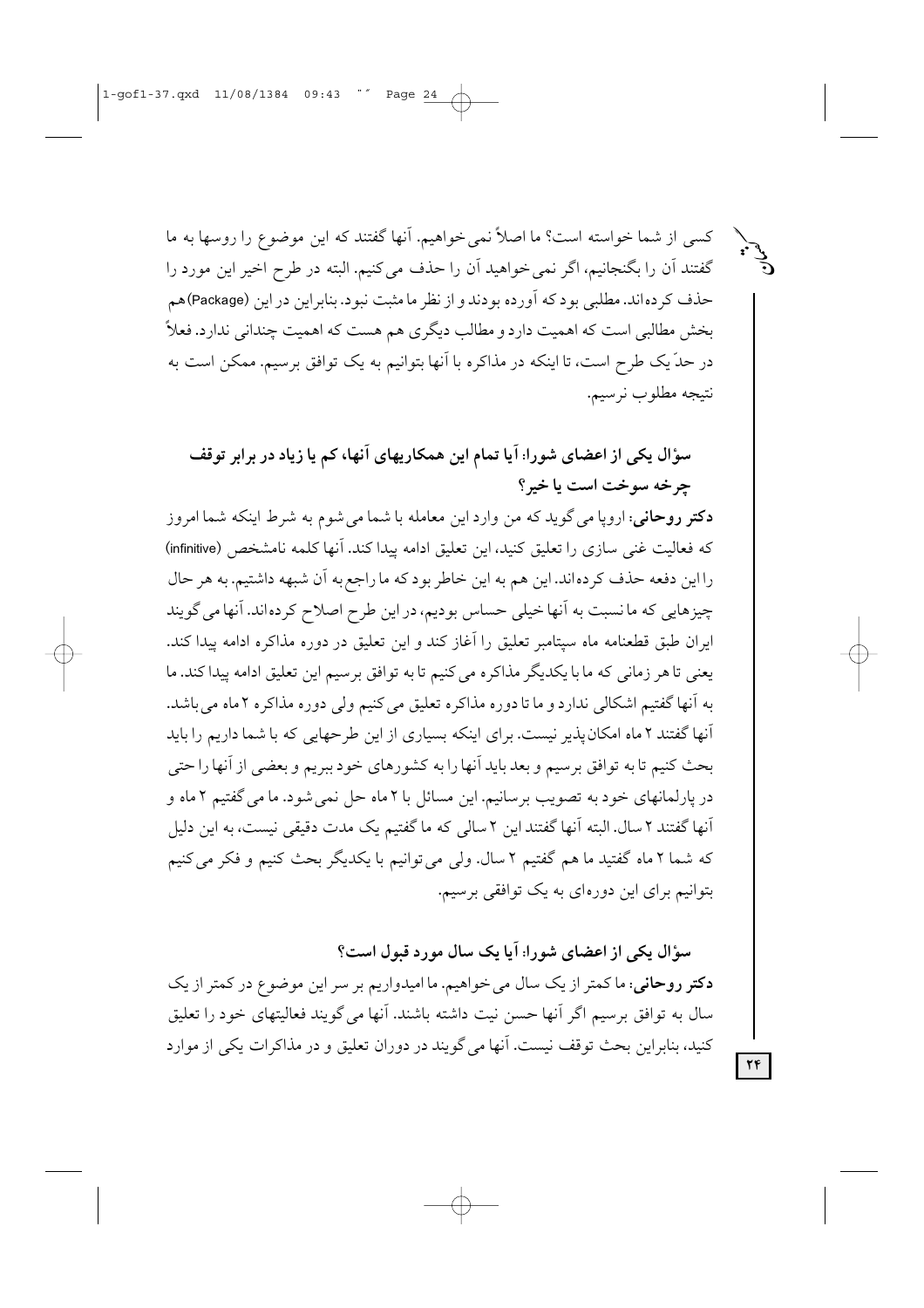کسی از شما خواسته است؟ ما اصلاً نمی‌خواهیم. آنها گفتند که این موضوع را روسها به ما گفتند آن را بگنجانیم، اگر نمی‌خواهید آن را حذف می‌کنیم. البته در طرح اخیر این مورد را حذف کرده‌اند. مطلبی بود که آورده بودند و از نظر ما مثبت نبود. بنابراین در این (Package) هم بخش مطالبی است که اهمیت دارد و مطالب دیگری هم هست که اهمیت چندانی ندارد. فعلاً در حدّ یک طرح است، تا اینکه در مذاکره با آنها بتوانیم به یک توافق برسیم. ممکن است به نتیجه مطلوب نرسیم.

**سؤال یکی از اعضای شورا: آیا تمام این همکاریهای آنها، کم یا زیاد در برابر توقف چرخه سوخت است یا خیر؟**

**دکتر روحانی:** اروپا می‌گوید که من وارد این معامله با شما می‌شوم به شرط اینکه شما امروز که فعالیت غنی سازی را تعلیق کنید، این تعلیق ادامه پیدا کند. آنها کلمه نامشخص (infinitive) را این دفعه حذف کرده‌اند. این هم به این خاطر بود که ما راجع به آن شبهه داشتیم. به هر حال چیزهایی که ما نسبت به آنها خیلی حساس بودیم، در این طرح اصلاح کرده‌اند. آنها می‌گویند ایران طبق قطعنامه ماه سپتامبر تعلیق را آغاز کند و این تعلیق در دوره مذاکره ادامه پیدا کند. یعنی تا هر زمانی که ما با یکدیگر مذاکره می‌کنیم تا به توافق برسیم این تعلیق ادامه پیدا کند. ما به آنها گفتیم اشکالی ندارد و ما تا دوره مذاکره تعلیق می‌کنیم ولی دوره مذاکره ۲ ماه می‌باشد. آنها گفتند ۲ ماه امکان‌پذیر نیست. برای اینکه بسیاری از این طرحهایی که با شما داریم را باید بحث کنیم تا به توافق برسیم و بعد باید آنها را به کشورهای خود ببریم و بعضی از آنها را حتی در پارلمانهای خود به تصویب برسانیم. این مسائل با ۲ ماه حل نمی‌شود. ما می‌گفتیم ۲ ماه و آنها گفتند ۲ سال. البته آنها گفتند این ۲ سالی که ما گفتیم یک مدت دقیقی نیست، به این دلیل که شما ۲ ماه گفتید ما هم گفتیم ۲ سال. ولی می‌توانیم با یکدیگر بحث کنیم و فکر می‌کنیم بتوانیم برای این دوره‌ای به یک توافقی برسیم.

**سؤال یکی از اعضای شورا: آیا یک سال مورد قبول است؟**

**دکتر روحانی:** ما کمتر از یک سال می‌خواهیم. ما امیدواریم بر سر این موضوع در کمتر از یک سال به توافق برسیم اگر آنها حسن نیت داشته باشند. آنها می‌گویند فعالیتهای خود را تعلیق کنید، بنابراین بحث توقف نیست. آنها می‌گویند در دوران تعلیق و در مذاکرات یکی از موارد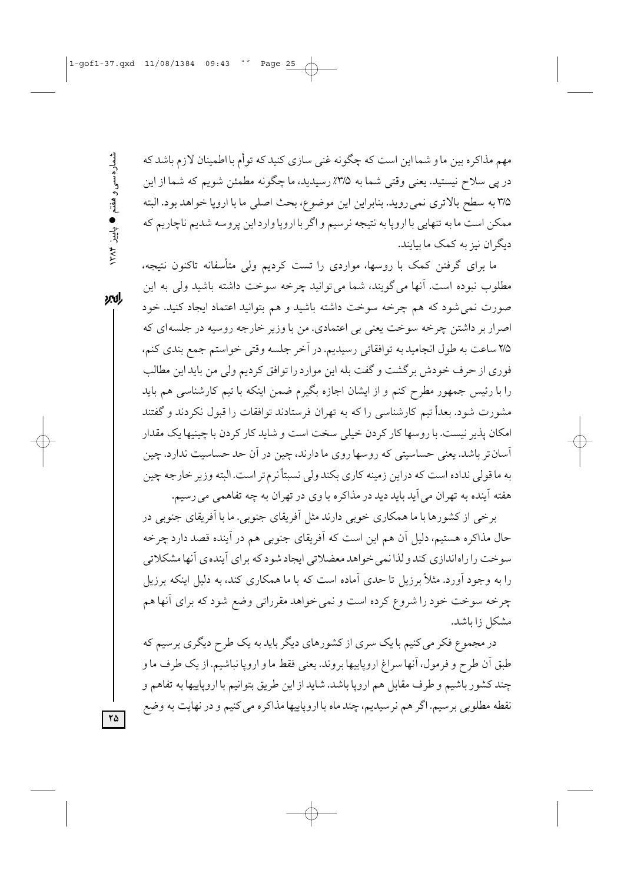مهم مذاکره بین ما و شما این است که چگونه غنی سازی کنید که توأم با اطمینان لازم باشد که در پی سلاح نیستید. یعنی وقتی شما به ۳/۵٪ رسیدید، ما چگونه مطمئن شویم که شما از این ۳/۵ به سطح بالاتری نمی‌روید. بنابراین این موضوع، بحث اصلی ما با اروپا خواهد بود. البته ممکن است ما به تنهایی با اروپا به نتیجه نرسیم و اگر با اروپا وارد این پروسه شدیم ناچاریم که دیگران نیز به کمک ما بیایند.

ما برای گرفتن کمک با روسها، مواردی را تست کردیم ولی متأسفانه تاکنون نتیجه، مطلوب نبوده است. آنها می‌گویند، شما می‌توانید چرخه سوخت داشته باشید ولی به این صورت نمی‌شود که هم چرخه سوخت داشته باشید و هم بتوانید اعتماد ایجاد کنید. خود اصرار بر داشتن چرخه سوخت یعنی بی اعتمادی. من با وزیر خارجه روسیه در جلسه‌ای که ۲/۵ ساعت به طول انجامید به توافقاتی رسیدیم. در آخر جلسه وقتی خواستم جمع بندی کنم، فوری از حرف خودش برگشت و گفت بله این موارد را توافق کردیم ولی من باید این مطالب را با رئیس جمهور مطرح کنم و از ایشان اجازه بگیرم ضمن اینکه با تیم کارشناسی هم باید مشورت شود. بعداً تیم کارشناسی را که به تهران فرستادند توافقات را قبول نکردند و گفتند امکان پذیر نیست. با روسها کار کردن خیلی سخت است و شاید کار کردن با چینیها یک مقدار آسان‌تر باشد. یعنی حساسیتی که روسها روی ما دارند، چین در آن حد حساسیت ندارد. چین به ما قولی نداده است که دراین زمینه کاری بکند ولی نسبتاً نرم‌تر است. البته وزیر خارجه چین هفته آینده به تهران می‌آید باید دید در مذاکره با وی در تهران به چه تفاهمی می‌رسیم.

برخی از کشورها با ما همکاری خوبی دارند مثل آفریقای جنوبی. ما با آفریقای جنوبی در حال مذاکره هستیم، دلیل آن هم این است که آفریقای جنوبی هم در آینده قصد دارد چرخه سوخت را راه‌اندازی کند و لذا نمی‌خواهد معضلاتی ایجاد شود که برای آینده‌ی آنها مشکلاتی را به وجود آورد. مثلاً برزیل تا حدی آماده است که با ما همکاری کند، به دلیل اینکه برزیل چرخه سوخت خود را شروع کرده است و نمی‌خواهد مقرراتی وضع شود که برای آنها هم مشکل زا باشد.

در مجموع فکر می‌کنیم با یک سری از کشورهای دیگر باید به یک طرح دیگری برسیم که طبق آن طرح و فرمول، آنها سراغ اروپاییها بروند. یعنی فقط ما و اروپا نباشیم. از یک طرف ما و چند کشور باشیم و طرف مقابل هم اروپا باشد. شاید از این طریق بتوانیم با اروپاییها به تفاهم و نقطه مطلوبی برسیم. اگر هم نرسیدیم، چند ماه با اروپاییها مذاکره می‌کنیم و در نهایت به وضع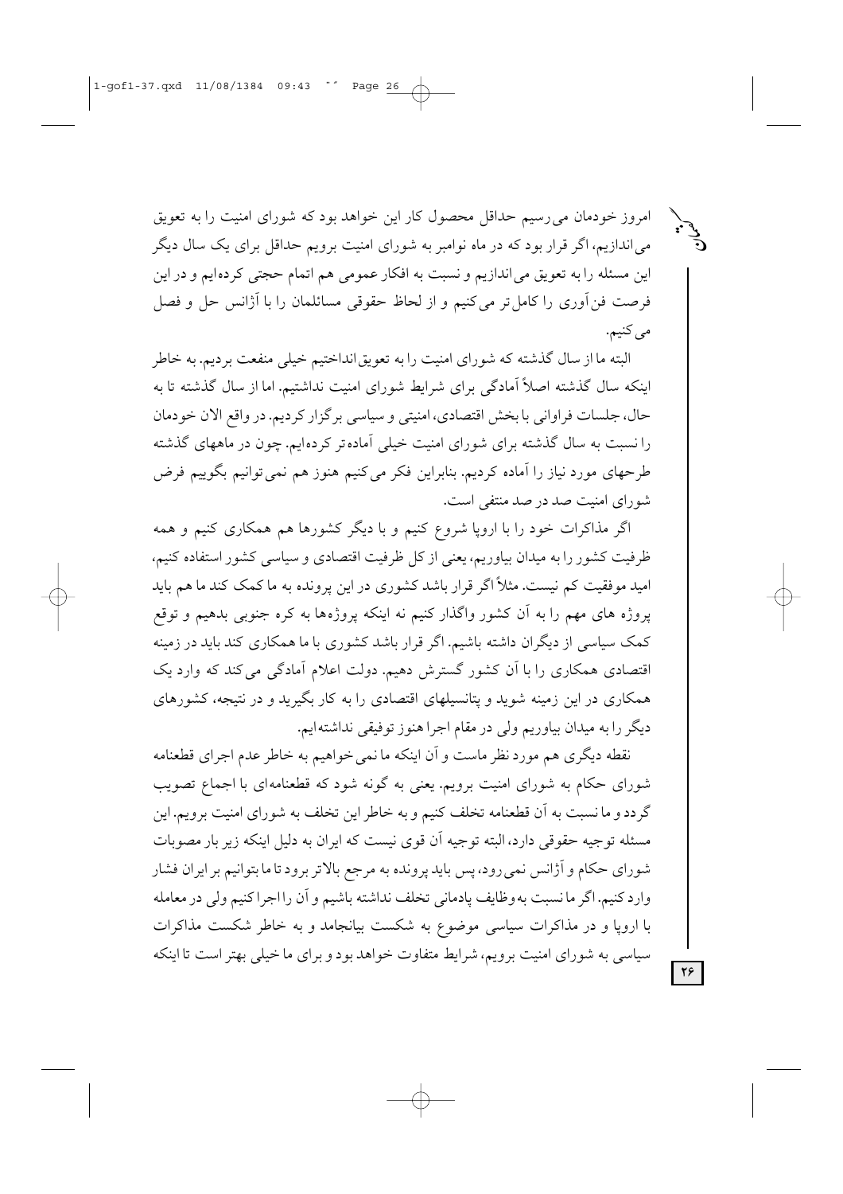امروز خودمان می‌رسیم حداقل محصول کار این خواهد بود که شورای امنیت را به تعویق می‌اندازیم، اگر قرار بود که در ماه نوامبر به شورای امنیت برویم حداقل برای یک سال دیگر این مسئله را به تعویق می‌اندازیم و نسبت به افکار عمومی هم اتمام حجتی کرده‌ایم و در این فرصت فن‌آوری را کامل‌تر می‌کنیم و از لحاظ حقوقی مسائلمان را با آژانس حل و فصل می‌کنیم.

البته ما از سال گذشته که شورای امنیت را به تعویق‌انداختیم خیلی منفعت بردیم. به خاطر اینکه سال گذشته اصلاً آمادگی برای شرایط شورای امنیت نداشتیم. اما از سال گذشته تا به حال، جلسات فراوانی با بخش اقتصادی، امنیتی و سیاسی برگزار کردیم. در واقع الان خودمان را نسبت به سال گذشته برای شورای امنیت خیلی آماده‌تر کرده‌ایم. چون در ماههای گذشته طرحهای مورد نیاز را آماده کردیم. بنابراین فکر می‌کنیم هنوز هم نمی‌توانیم بگوییم فرض شورای امنیت صد در صد منتفی است.

اگر مذاکرات خود را با اروپا شروع کنیم و با دیگر کشورها هم همکاری کنیم و همه ظرفیت کشور را به میدان بیاوریم، یعنی از کل ظرفیت اقتصادی و سیاسی کشور استفاده کنیم، امید موفقیت کم نیست. مثلاً اگر قرار باشد کشوری در این پرونده به ما کمک کند ما هم باید پروژه های مهم را به آن کشور واگذار کنیم نه اینکه پروژه‌ها را به کره جنوبی بدهیم و توقع کمک سیاسی از دیگران داشته باشیم. اگر قرار باشد کشوری با ما همکاری کند باید در زمینه اقتصادی همکاری را با آن کشور گسترش دهیم. دولت اعلام آمادگی می‌کند که وارد یک همکاری در این زمینه شوید و پتانسیلهای اقتصادی را به کار بگیرید و در نتیجه، کشورهای دیگر را به میدان بیاوریم ولی در مقام اجرا هنوز توفیقی نداشته‌ایم.

نقطه دیگری هم مورد نظر ماست و آن اینکه ما نمی‌خواهیم به خاطر عدم اجرای قطعنامه شورای حکام به شورای امنیت برویم. یعنی به گونه شود که قطعنامه‌ای با اجماع تصویب گردد و ما نسبت به آن قطعنامه تخلف کنیم و به خاطر این تخلف به شورای امنیت برویم. این مسئله توجیه حقوقی دارد، البته توجیه آن قوی نیست که ایران به دلیل اینکه زیر بار مصوبات شورای حکام و آژانس نمی‌رود، پس باید پرونده به مرجع بالاتر برود تا ما بتوانیم بر ایران فشار وارد کنیم. اگر ما نسبت به وظایف پادمانی تخلف نداشته باشیم و آن را اجرا کنیم ولی در معامله با اروپا و در مذاکرات سیاسی موضوع به شکست بیانجامد و به خاطر شکست مذاکرات سیاسی به شورای امنیت برویم، شرایط متفاوت خواهد بود و برای ما خیلی بهتر است تا اینکه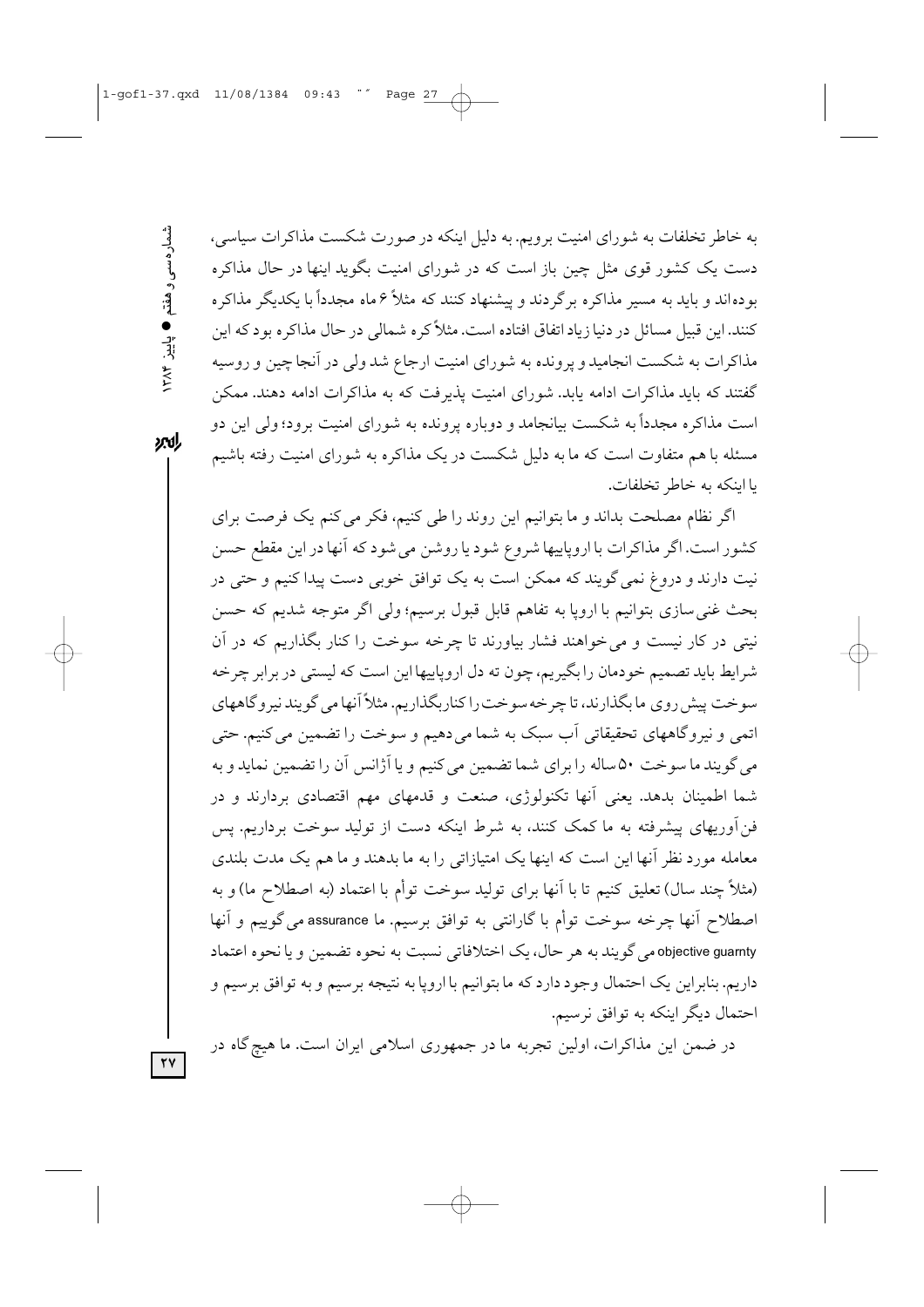به خاطر تخلفات به شورای امنیت برویم. به دلیل اینکه در صورت شکست مذاکرات سیاسی، دست یک کشور قوی مثل چین باز است که در شورای امنیت بگوید اینها در حال مذاکره بوده‌اند و باید به مسیر مذاکره برگردند و پیشنهاد کنند که مثلاً ۶ ماه مجدداً با یکدیگر مذاکره کنند. این قبیل مسائل در دنیا زیاد اتفاق افتاده است. مثلاً کره شمالی در حال مذاکره بود که این مذاکرات به شکست انجامید و پرونده به شورای امنیت ارجاع شد ولی در آنجا چین و روسیه گفتند که باید مذاکرات ادامه یابد. شورای امنیت پذیرفت که به مذاکرات ادامه دهند. ممکن است مذاکره مجدداً به شکست بیانجامد و دوباره پرونده به شورای امنیت برود؛ ولی این دو مسئله با هم متفاوت است که ما به دلیل شکست در یک مذاکره به شورای امنیت رفته باشیم یا اینکه به خاطر تخلفات.

اگر نظام مصلحت بداند و ما بتوانیم این روند را طی کنیم، فکر می‌کنم یک فرصت برای کشور است. اگر مذاکرات با اروپاییها شروع شود یا روشن می‌شود که آنها در این مقطع حسن نیت دارند و دروغ نمی‌گویند که ممکن است به یک توافق خوبی دست پیدا کنیم و حتی در بحث غنی‌سازی بتوانیم با اروپا به تفاهم قابل قبول برسیم؛ ولی اگر متوجه شدیم که حسن نیتی در کار نیست و می‌خواهند فشار بیاورند تا چرخه سوخت را کنار بگذاریم که در آن شرایط باید تصمیم خودمان را بگیریم، چون ته دل اروپاییها این است که لیستی در برابر چرخه سوخت پیش روی ما بگذارند، تا چرخه سوخت را کنار بگذاریم. مثلاً آنها می‌گویند نیروگاههای اتمی و نیروگاههای تحقیقاتی آب سبک به شما می‌دهیم و سوخت را تضمین می‌کنیم. حتی می‌گویند ما سوخت ۵۰ ساله را برای شما تضمین می‌کنیم و یا آژانس آن را تضمین نماید و به شما اطمینان بدهد. یعنی آنها تکنولوژی، صنعت و قدمهای مهم اقتصادی بردارند و در فن‌آوریهای پیشرفته به ما کمک کنند، به شرط اینکه دست از تولید سوخت برداریم. پس معامله مورد نظر آنها این است که اینها یک امتیازاتی را به ما بدهند و ما هم یک مدت بلندی (مثلاً چند سال) تعلیق کنیم تا با آنها برای تولید سوخت توأم با اعتماد (به اصطلاح ما) و به اصطلاح آنها چرخه سوخت توأم با گارانتی به توافق برسیم. ما assurance می‌گوییم و آنها objective guarnty می‌گویند به هر حال، یک اختلافاتی نسبت به نحوه تضمین و یا نحوه اعتماد داریم. بنابراین یک احتمال وجود دارد که ما بتوانیم با اروپا به نتیجه برسیم و به توافق برسیم و احتمال دیگر اینکه به توافق نرسیم.

در ضمن این مذاکرات، اولین تجربه ما در جمهوری اسلامی ایران است. ما هیچ‌گاه در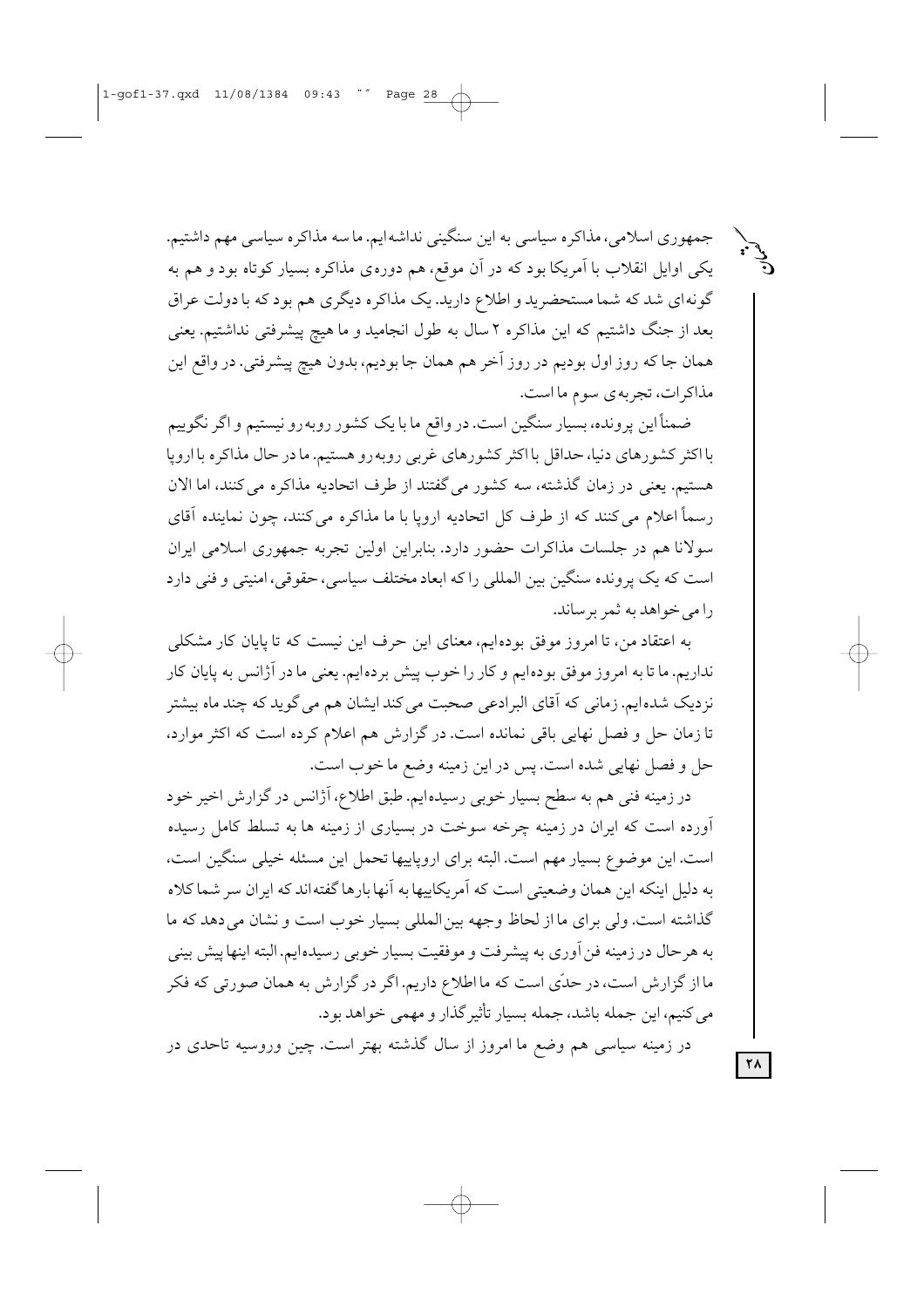جمهوری اسلامی، مذاکره سیاسی به این سنگینی نداشه‌ایم. ما سه مذاکره سیاسی مهم داشتیم. یکی اوایل انقلاب با آمریکا بود که در آن موقع، هم دوره‌ی مذاکره بسیار کوتاه بود و هم به گونه‌ای شد که شما مستحضرید و اطلاع دارید. یک مذاکره دیگری هم بود که با دولت عراق بعد از جنگ داشتیم که این مذاکره ۲ سال به طول انجامید و ما هیچ پیشرفتی نداشتیم. یعنی همان جا که روز اول بودیم در روز آخر هم همان جا بودیم، بدون هیچ پیشرفتی. در واقع این مذاکرات، تجربه‌ی سوم ما است.

ضمناً این پرونده، بسیار سنگین است. در واقع ما با یک کشور روبه‌رو نیستیم و اگر نگوییم با اکثر کشورهای دنیا، حداقل با اکثر کشورهای غربی روبه‌رو هستیم. ما در حال مذاکره با اروپا هستیم. یعنی در زمان گذشته، سه کشور می‌گفتند از طرف اتحادیه مذاکره می‌کنند، اما الان رسماً اعلام می‌کنند که از طرف کل اتحادیه اروپا با ما مذاکره می‌کنند، چون نماینده آقای سولانا هم در جلسات مذاکرات حضور دارد. بنابراین اولین تجربه جمهوری اسلامی ایران است که یک پرونده سنگین بین المللی را که ابعاد مختلف سیاسی، حقوقی، امنیتی و فنی دارد را می‌خواهد به ثمر برساند.

به اعتقاد من، تا امروز موفق بوده‌ایم، معنای این حرف این نیست که تا پایان کار مشکلی نداریم. ما تا به امروز موفق بوده‌ایم و کار را خوب پیش برده‌ایم. یعنی ما در آژانس به پایان کار نزدیک شده‌ایم. زمانی که آقای البرادعی صحبت می‌کند ایشان هم می‌گوید که چند ماه بیشتر تا زمان حل و فصل نهایی باقی نمانده است. در گزارش هم اعلام کرده است که اکثر موارد، حل و فصل نهایی شده است. پس در این زمینه وضع ما خوب است.

در زمینه فنی هم به سطح بسیار خوبی رسیده‌ایم. طبق اطلاع، آژانس در گزارش اخیر خود آورده است که ایران در زمینه چرخه سوخت در بسیاری از زمینه ها به تسلط کامل رسیده است. این موضوع بسیار مهم است. البته برای اروپاییها تحمل این مسئله خیلی سنگین است، به دلیل اینکه این همان وضعیتی است که آمریکاییها به آنها بارها گفته‌اند که ایران سر شما کلاه گذاشته است. ولی برای ما از لحاظ وجهه بین‌المللی بسیار خوب است و نشان می‌دهد که ما به هرحال در زمینه فن‌آوری به پیشرفت و موفقیت بسیار خوبی رسیده‌ایم. البته اینها پیش بینی ما از گزارش است، در حدّی است که ما اطلاع داریم. اگر در گزارش به همان صورتی که فکر می‌کنیم، این جمله باشد، جمله بسیار تأثیرگذار و مهمی خواهد بود.

در زمینه سیاسی هم وضع ما امروز از سال گذشته بهتر است. چین وروسیه تاحدی در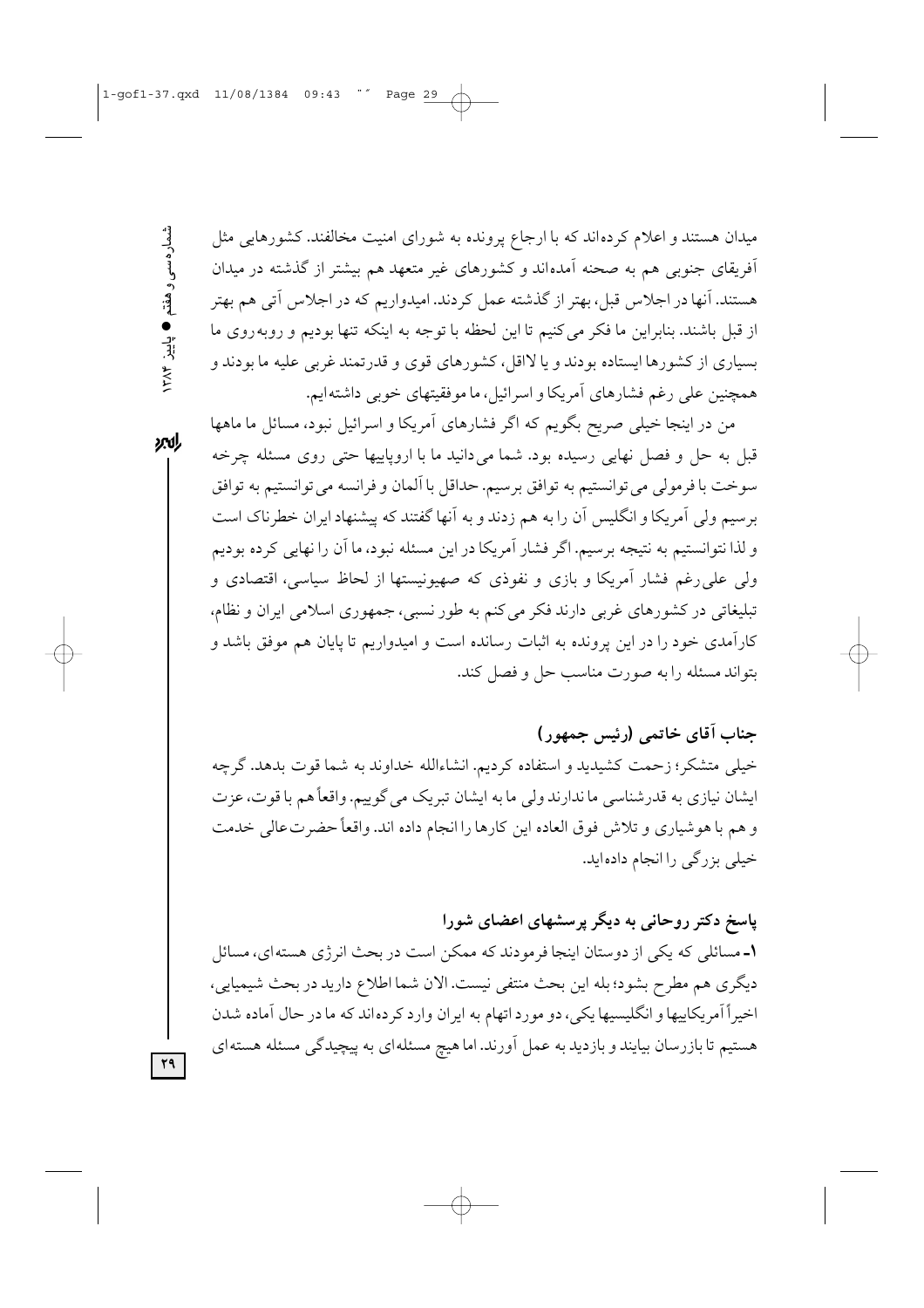میدان هستند و اعلام کرده‌اند که با ارجاع پرونده به شورای امنیت مخالفند. کشورهایی مثل آفریقای جنوبی هم به صحنه آمده‌اند و کشورهای غیر متعهد هم بیشتر از گذشته در میدان هستند. آنها در اجلاس قبل، بهتر از گذشته عمل کردند. امیدواریم که در اجلاس آتی هم بهتر از قبل باشند. بنابراین ما فکر می‌کنیم تا این لحظه با توجه به اینکه تنها بودیم و روبه‌روی ما بسیاری از کشورها ایستاده بودند و یا لااقل، کشورهای قوی و قدرتمند غربی علیه ما بودند و همچنین علی رغم فشارهای آمریکا و اسرائیل، ما موفقیتهای خوبی داشته‌ایم.

من در اینجا خیلی صریح بگویم که اگر فشارهای آمریکا و اسرائیل نبود، مسائل ما ماهها قبل به حل و فصل نهایی رسیده بود. شما می‌دانید ما با اروپاییها حتی روی مسئله چرخه سوخت با فرمولی می‌توانستیم به توافق برسیم. حداقل با آلمان و فرانسه می‌توانستیم به توافق برسیم ولی آمریکا و انگلیس آن را به هم زدند و به آنها گفتند که پیشنهاد ایران خطرناک است و لذا نتوانستیم به نتیجه برسیم. اگر فشار آمریکا در این مسئله نبود، ما آن را نهایی کرده بودیم ولی علی‌رغم فشار آمریکا و بازی و نفوذی که صهیونیستها از لحاظ سیاسی، اقتصادی و تبلیغاتی در کشورهای غربی دارند فکر می‌کنم به طور نسبی، جمهوری اسلامی ایران و نظام، کارآمدی خود را در این پرونده به اثبات رسانده است و امیدواریم تا پایان هم موفق باشد و بتواند مسئله را به صورت مناسب حل و فصل کند.

### جناب آقای خاتمی (رئیس جمهور)

خیلی متشکر؛ زحمت کشیدید و استفاده کردیم. انشاءالله خداوند به شما قوت بدهد. گرچه ایشان نیازی به قدرشناسی ما ندارند ولی ما به ایشان تبریک می‌گوییم. واقعاً هم با قوت، عزت و هم با هوشیاری و تلاش فوق العاده این کارها را انجام داده اند. واقعاً حضرت‌عالی خدمت خیلی بزرگی را انجام داده‌اید.

### پاسخ دکتر روحانی به دیگر پرسشهای اعضای شورا

**۱-** مسائلی که یکی از دوستان اینجا فرمودند که ممکن است در بحث انرژی هسته‌ای، مسائل دیگری هم مطرح بشود؛ بله این بحث منتفی نیست. الان شما اطلاع دارید در بحث شیمیایی، اخیراً آمریکاییها و انگلیسیها یکی، دو مورد اتهام به ایران وارد کرده‌اند که ما در حال آماده شدن هستیم تا بازرسان بیایند و بازدید به عمل آورند. اما هیچ مسئله‌ای به پیچیدگی مسئله هسته‌ای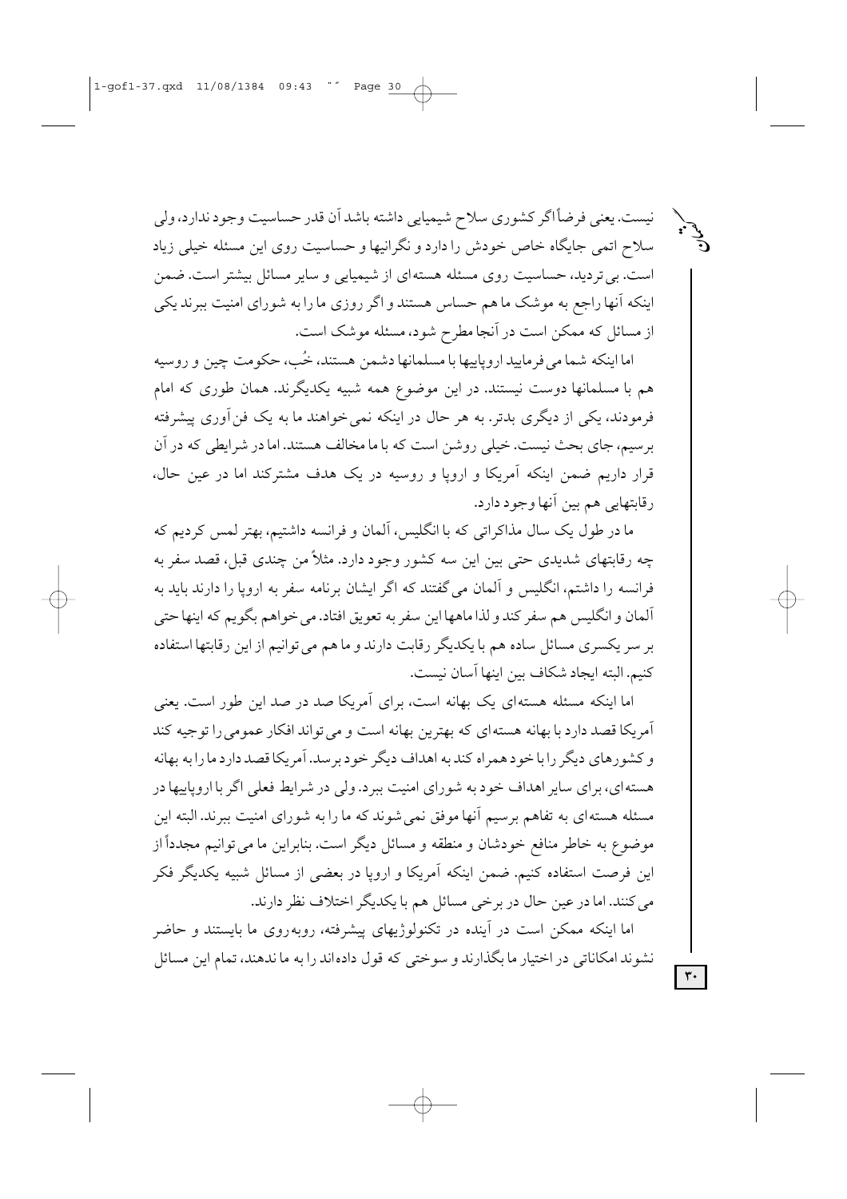نیست. یعنی فرضاً اگر کشوری سلاح شیمیایی داشته باشد آن قدر حساسیت وجود ندارد، ولی سلاح اتمی جایگاه خاص خودش را دارد و نگرانیها و حساسیت روی این مسئله خیلی زیاد است. بی تردید، حساسیت روی مسئله هسته‌ای از شیمیایی و سایر مسائل بیشتر است. ضمن اینکه آنها راجع به موشک ما هم حساس هستند و اگر روزی ما را به شورای امنیت ببرند یکی از مسائل که ممکن است در آنجا مطرح شود، مسئله موشک است.

اما اینکه شما می فرمایید اروپاییها با مسلمانها دشمن هستند، خُب، حکومت چین و روسیه هم با مسلمانها دوست نیستند. در این موضوع همه شبیه یکدیگرند. همان طوری که امام فرمودند، یکی از دیگری بدتر. به هر حال در اینکه نمی خواهند ما به یک فن‌آوری پیشرفته برسیم، جای بحث نیست. خیلی روشن است که با ما مخالف هستند. اما در شرایطی که در آن قرار داریم ضمن اینکه آمریکا و اروپا و روسیه در یک هدف مشترکند اما در عین حال، رقابتهایی هم بین آنها وجود دارد.

ما در طول یک سال مذاکراتی که با انگلیس، آلمان و فرانسه داشتیم، بهتر لمس کردیم که چه رقابتهای شدیدی حتی بین این سه کشور وجود دارد. مثلاً من چندی قبل، قصد سفر به فرانسه را داشتم، انگلیس و آلمان می گفتند که اگر ایشان برنامه سفر به اروپا را دارند باید به آلمان و انگلیس هم سفر کند و لذا ماهها این سفر به تعویق افتاد. می خواهم بگویم که اینها حتی بر سر یکسری مسائل ساده هم با یکدیگر رقابت دارند و ما هم می توانیم از این رقابتها استفاده کنیم. البته ایجاد شکاف بین اینها آسان نیست.

اما اینکه مسئله هسته‌ای یک بهانه است، برای آمریکا صد در صد این طور است. یعنی آمریکا قصد دارد با بهانه هسته‌ای که بهترین بهانه است و می تواند افکار عمومی را توجیه کند و کشورهای دیگر را با خود همراه کند به اهداف دیگر خود برسد. آمریکا قصد دارد ما را به بهانه هسته‌ای، برای سایر اهداف خود به شورای امنیت ببرد. ولی در شرایط فعلی اگر با اروپاییها در مسئله هسته‌ای به تفاهم برسیم آنها موفق نمی شوند که ما را به شورای امنیت ببرند. البته این موضوع به خاطر منافع خودشان و منطقه و مسائل دیگر است. بنابراین ما می توانیم مجدداً از این فرصت استفاده کنیم. ضمن اینکه آمریکا و اروپا در بعضی از مسائل شبیه یکدیگر فکر می کنند. اما در عین حال در برخی مسائل هم با یکدیگر اختلاف نظر دارند.

اما اینکه ممکن است در آینده در تکنولوژیهای پیشرفته، روبه‌روی ما بایستند و حاضر نشوند امکاناتی در اختیار ما بگذارند و سوختی که قول داده‌اند را به ما ندهند، تمام این مسائل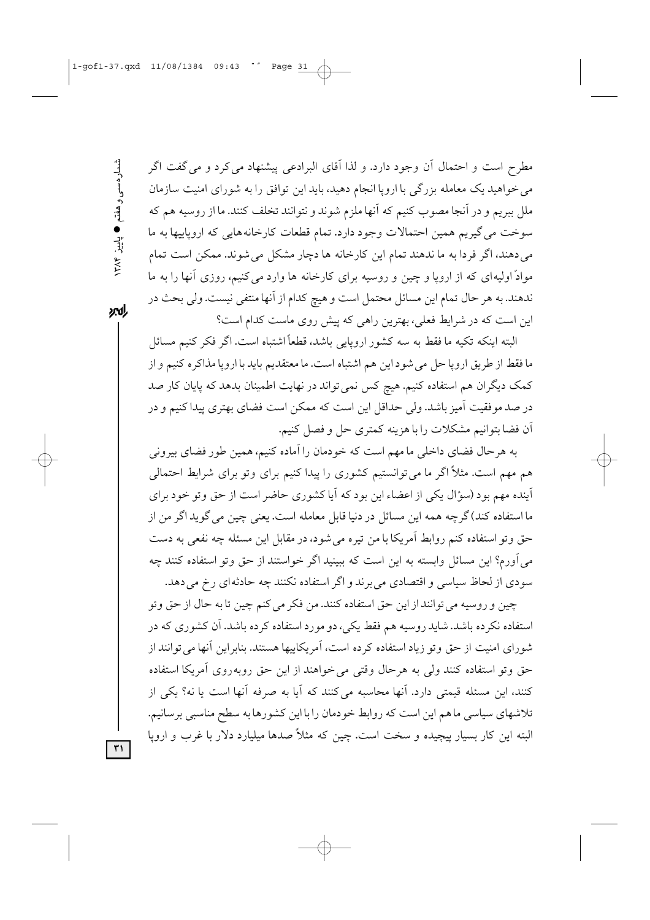مطرح است و احتمال آن وجود دارد. و لذا آقای البرادعی پیشنهاد می‌کرد و می‌گفت اگر می‌خواهید یک معامله بزرگی با اروپا انجام دهید، باید این توافق را به شورای امنیت سازمان ملل ببریم و در آنجا مصوب کنیم که آنها ملزم شوند و نتوانند تخلف کنند. ما از روسیه هم که سوخت می‌گیریم همین احتمالات وجود دارد. تمام قطعات کارخانه‌هایی که اروپاییها به ما می‌دهند، اگر فردا به ما ندهند تمام این کارخانه ها دچار مشکل می‌شوند. ممکن است تمام موادّ اولیه‌ای که از اروپا و چین و روسیه برای کارخانه ها وارد می‌کنیم، روزی آنها را به ما ندهند. به هر حال تمام این مسائل محتمل است و هیچ کدام از آنها منتفی نیست. ولی بحث در این است که در شرایط فعلی، بهترین راهی که پیش روی ماست کدام است؟

البته اینکه تکیه ما فقط به سه کشور اروپایی باشد، قطعاً اشتباه است. اگر فکر کنیم مسائل ما فقط از طریق اروپا حل می‌شود این هم اشتباه است. ما معتقدیم باید با اروپا مذاکره کنیم و از کمک دیگران هم استفاده کنیم. هیچ کس نمی‌تواند در نهایت اطمینان بدهد که پایان کار صد در صد موفقیت آمیز باشد. ولی حداقل این است که ممکن است فضای بهتری پیدا کنیم و در آن فضا بتوانیم مشکلات را با هزینه کمتری حل و فصل کنیم.

به هرحال فضای داخلی ما مهم است که خودمان را آماده کنیم، همین طور فضای بیرونی هم مهم است. مثلاً اگر ما می‌توانستیم کشوری را پیدا کنیم برای وتو برای شرایط احتمالی آینده مهم بود (سؤال یکی از اعضاء این بود که آیا کشوری حاضر است از حق وتو خود برای ما استفاده کند) گرچه همه این مسائل در دنیا قابل معامله است. یعنی چین می‌گوید اگر من از حق وتو استفاده کنم روابط آمریکا با من تیره می‌شود، در مقابل این مسئله چه نفعی به دست می‌آورم؟ این مسائل وابسته به این است که ببینید اگر خواستند از حق وتو استفاده کنند چه سودی از لحاظ سیاسی و اقتصادی می‌برند و اگر استفاده نکنند چه حادثه‌ای رخ می‌دهد.

چین و روسیه می‌توانند از این حق استفاده کنند. من فکر می‌کنم چین تا به حال از حق وتو استفاده نکرده باشد. شاید روسیه هم فقط یکی، دو مورد استفاده کرده باشد. آن کشوری که در شورای امنیت از حق وتو زیاد استفاده کرده است، آمریکاییها هستند. بنابراین آنها می‌توانند از حق وتو استفاده کنند ولی به هرحال وقتی می‌خواهند از این حق روبه‌روی آمریکا استفاده کنند، این مسئله قیمتی دارد. آنها محاسبه می‌کنند که آیا به صرفه آنها است یا نه؟ یکی از تلاشهای سیاسی ما هم این است که روابط خودمان را با این کشورها به سطح مناسبی برسانیم. البته این کار بسیار پیچیده و سخت است. چین که مثلاً صدها میلیارد دلار با غرب و اروپا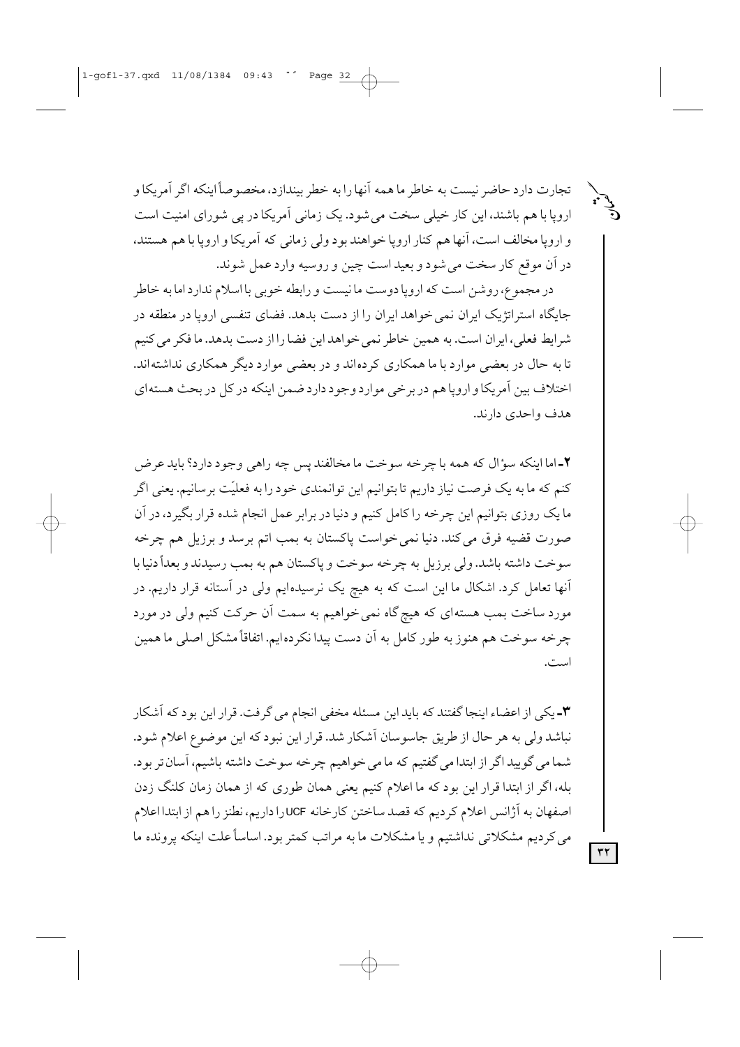تجارت دارد حاضر نیست به خاطر ما همه آنها را به خطر بیندازد، مخصوصاً اینکه اگر آمریکا و اروپا با هم باشند، این کار خیلی سخت می‌شود. یک زمانی آمریکا در پی شورای امنیت است و اروپا مخالف است، آنها هم کنار اروپا خواهند بود ولی زمانی که آمریکا و اروپا با هم هستند، در آن موقع کار سخت می‌شود و بعید است چین و روسیه وارد عمل شوند.

در مجموع، روشن است که اروپا دوست ما نیست و رابطه خوبی با اسلام ندارد اما به خاطر جایگاه استراتژیک ایران نمی‌خواهد ایران را از دست بدهد. فضای تنفسی اروپا در منطقه در شرایط فعلی، ایران است. به همین خاطر نمی‌خواهد این فضا را از دست بدهد. ما فکر می‌کنیم تا به حال در بعضی موارد با ما همکاری کرده‌اند و در بعضی موارد دیگر همکاری نداشته‌اند. اختلاف بین آمریکا و اروپا هم در برخی موارد وجود دارد ضمن اینکه در کل در بحث هسته‌ای هدف واحدی دارند.

**۲**ـ اما اینکه سؤال که همه با چرخه سوخت ما مخالفند پس چه راهی وجود دارد؟ باید عرض کنم که ما به یک فرصت نیاز داریم تا بتوانیم این توانمندی خود را به فعلیّت برسانیم. یعنی اگر ما یک روزی بتوانیم این چرخه را کامل کنیم و دنیا در برابر عمل انجام شده قرار بگیرد، در آن صورت قضیه فرق می‌کند. دنیا نمی‌خواست پاکستان به بمب اتم برسد و برزیل هم چرخه سوخت داشته باشد. ولی برزیل به چرخه سوخت و پاکستان هم به بمب رسیدند و بعداً دنیا با آنها تعامل کرد. اشکال ما این است که به هیچ یک نرسیده‌ایم ولی در آستانه قرار داریم. در مورد ساخت بمب هسته‌ای که هیچ‌گاه نمی‌خواهیم به سمت آن حرکت کنیم ولی در مورد چرخه سوخت هم هنوز به طور کامل به آن دست پیدا نکرده‌ایم. اتفاقاً مشکل اصلی ما همین است.

**۳**ـ یکی از اعضاء اینجا گفتند که باید این مسئله مخفی انجام می‌گرفت. قرار این بود که آشکار نباشد ولی به هر حال از طریق جاسوسان آشکار شد. قرار این نبود که این موضوع اعلام شود. شما می‌گویید اگر از ابتدا می‌گفتیم که ما می‌خواهیم چرخه سوخت داشته باشیم، آسان‌تر بود. بله، اگر از ابتدا قرار این بود که ما اعلام کنیم یعنی همان طوری که از همان زمان کلنگ زدن اصفهان به آژانس اعلام کردیم که قصد ساختن کارخانه UCF را داریم، نطنز را هم از ابتدا اعلام می‌کردیم مشکلاتی نداشتیم و یا مشکلات ما به مراتب کمتر بود. اساساً علت اینکه پرونده ما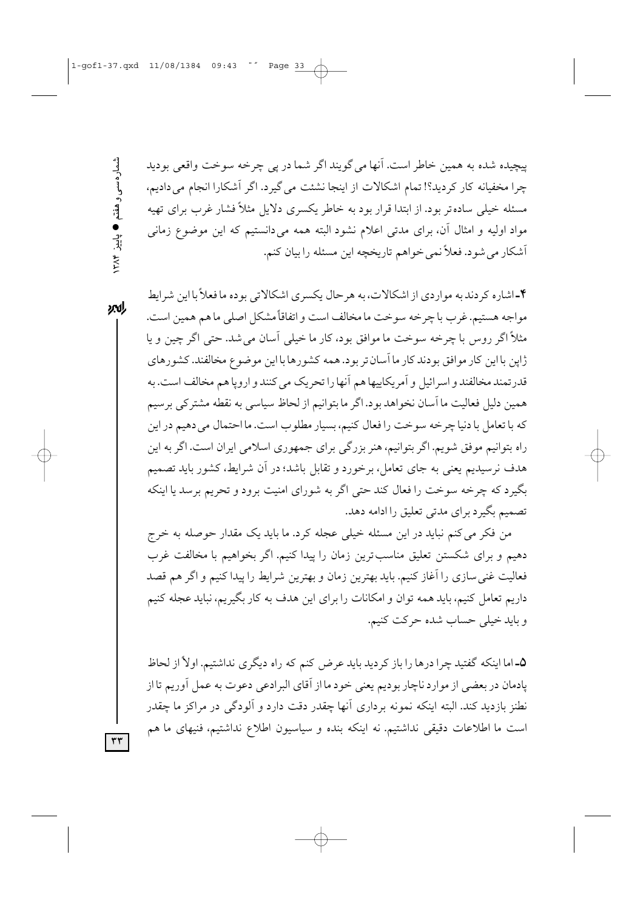پیچیده شده به همین خاطر است. آنها می‌گویند اگر شما در پی چرخه سوخت واقعی بودید چرا مخفیانه کار کردید؟! تمام اشکالات از اینجا نشئت می‌گیرد. اگر آشکارا انجام می‌دادیم، مسئله خیلی ساده‌تر بود. از ابتدا قرار بود به خاطر یکسری دلایل مثلاً فشار غرب برای تهیه مواد اولیه و امثال آن، برای مدتی اعلام نشود البته همه می‌دانستیم که این موضوع زمانی آشکار می‌شود. فعلاً نمی‌خواهم تاریخچه این مسئله را بیان کنم.

۴- اشاره کردند به مواردی از اشکالات، به هرحال یکسری اشکالاتی بوده ما فعلاً با این شرایط مواجه هستیم. غرب با چرخه سوخت ما مخالف است و اتفاقاً مشکل اصلی ما هم همین است. مثلاً اگر روس با چرخه سوخت ما موافق بود، کار ما خیلی آسان می‌شد. حتی اگر چین و یا ژاپن با این کار موافق بودند کار ما آسان‌تر بود. همه کشورها با این موضوع مخالفند. کشورهای قدرتمند مخالفند و اسرائیل و آمریکاییها هم آنها را تحریک می‌کنند و اروپا هم مخالف است. به همین دلیل فعالیت ما آسان نخواهد بود. اگر ما بتوانیم از لحاظ سیاسی به نقطه مشترکی برسیم که با تعامل با دنیا چرخه سوخت را فعال کنیم، بسیار مطلوب است. ما احتمال می‌دهیم در این راه بتوانیم موفق شویم. اگر بتوانیم، هنر بزرگی برای جمهوری اسلامی ایران است. اگر به این هدف نرسیدیم یعنی به جای تعامل، برخورد و تقابل باشد؛ در آن شرایط، کشور باید تصمیم بگیرد که چرخه سوخت را فعال کند حتی اگر به شورای امنیت برود و تحریم برسد یا اینکه تصمیم بگیرد برای مدتی تعلیق را ادامه دهد.

من فکر می‌کنم نباید در این مسئله خیلی عجله کرد. ما باید یک مقدار حوصله به خرج دهیم و برای شکستن تعلیق مناسب‌ترین زمان را پیدا کنیم. اگر بخواهیم با مخالفت غرب فعالیت غنی‌سازی را آغاز کنیم. باید بهترین زمان و بهترین شرایط را پیدا کنیم و اگر هم قصد داریم تعامل کنیم، باید همه توان و امکانات را برای این هدف به کار بگیریم، نباید عجله کنیم و باید خیلی حساب شده حرکت کنیم.

۵- اما اینکه گفتید چرا درها را باز کردید باید عرض کنم که راه دیگری نداشتیم. اولاً از لحاظ پادمان در بعضی از موارد ناچار بودیم یعنی خود ما از آقای البرادعی دعوت به عمل آوریم تا از نطنز بازدید کند. البته اینکه نمونه برداری آنها چقدر دقت دارد و آلودگی در مراکز ما چقدر است ما اطلاعات دقیقی نداشتیم. نه اینکه بنده و سیاسیون اطلاع نداشتیم، فنیهای ما هم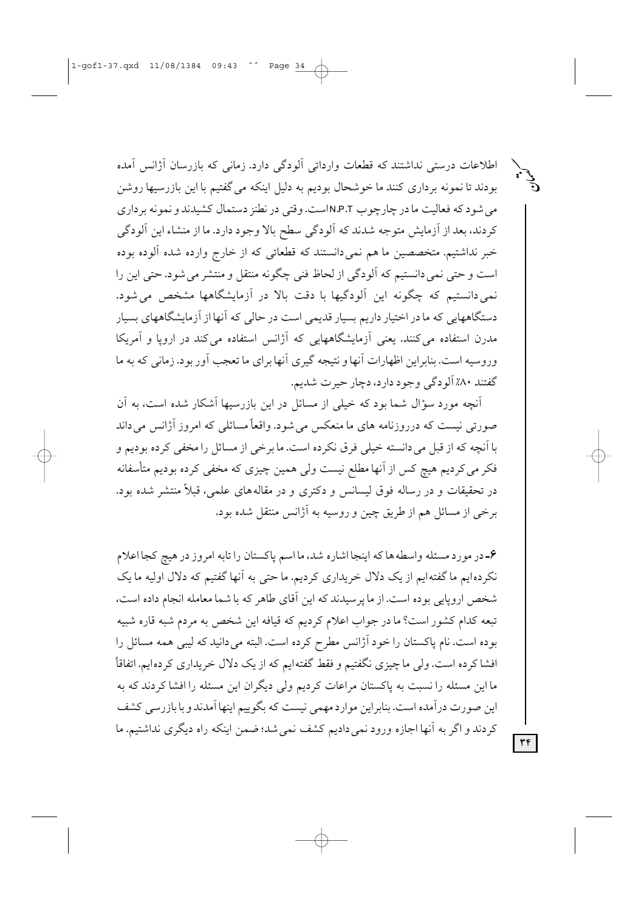اطلاعات درستی نداشتند که قطعات وارداتی آلودگی دارد. زمانی که بازرسان آژانس آمده بودند تا نمونه برداری کنند ما خوشحال بودیم به دلیل اینکه می‌گفتیم با این بازرسیها روشن می‌شود که فعالیت ما در چارچوب N.P.T است. وقتی در نطنز دستمال کشیدند و نمونه برداری کردند، بعد از آزمایش متوجه شدند که آلودگی سطح بالا وجود دارد. ما از منشاء این آلودگی خبر نداشتیم. متخصصین ما هم نمی‌دانستند که قطعاتی که از خارج وارده شده آلوده بوده است و حتی نمی‌دانستیم که آلودگی از لحاظ فنی چگونه منتقل و منتشر می‌شود. حتی این را نمی‌دانستیم که چگونه این آلودگیها با دقت بالا در آزمایشگاهها مشخص می‌شود. دستگاههایی که ما در اختیار داریم بسیار قدیمی است در حالی که آنها از آزمایشگاههای بسیار مدرن استفاده می‌کنند. یعنی آزمایشگاههایی که آژانس استفاده می‌کند در اروپا و آمریکا وروسیه است. بنابراین اظهارات آنها و نتیجه گیری آنها برای ما تعجب آور بود. زمانی که به ما گفتند ۸۰٪ آلودگی وجود دارد، دچار حیرت شدیم.

آنچه مورد سؤال شما بود که خیلی از مسائل در این بازرسیها آشکار شده است، به آن صورتی نیست که درروزنامه های ما منعکس می‌شود. واقعاً مسائلی که امروز آژانس می‌داند با آنچه که از قبل می‌دانسته خیلی فرق نکرده است. ما برخی از مسائل را مخفی کرده بودیم و فکر می‌کردیم هیچ کس از آنها مطلع نیست ولی همین چیزی که مخفی کرده بودیم متأسفانه در تحقیقات و در رساله فوق لیسانس و دکتری و در مقاله‌های علمی، قبلاً منتشر شده بود. برخی از مسائل هم از طریق چین و روسیه به آژانس منتقل شده بود.

۶- در مورد مسئله واسطه‌ها که اینجا اشاره شد، ما اسم پاکستان را تابه امروز در هیچ کجا اعلام نکرده‌ایم ما گفته‌ایم از یک دلال خریداری کردیم. ما حتی به آنها گفتیم که دلال اولیه ما یک شخص اروپایی بوده است. از ما پرسیدند که این آقای طاهر که با شما معامله انجام داده است، تبعه کدام کشور است؟ ما در جواب اعلام کردیم که قیافه این شخص به مردم شبه قاره شبیه بوده است. نام پاکستان را خود آژانس مطرح کرده است. البته می‌دانید که لیبی همه مسائل را افشا کرده است. ولی ما چیزی نگفتیم و فقط گفته‌ایم که از یک دلال خریداری کرده‌ایم. اتفاقاً ما این مسئله را نسبت به پاکستان مراعات کردیم ولی دیگران این مسئله را افشا کردند که به این صورت درآمده است. بنابراین موارد مهمی نیست که بگوییم اینها آمدند و با بازرسی کشف کردند و اگر به آنها اجازه ورود نمی‌دادیم کشف نمی‌شد؛ ضمن اینکه راه دیگری نداشتیم. ما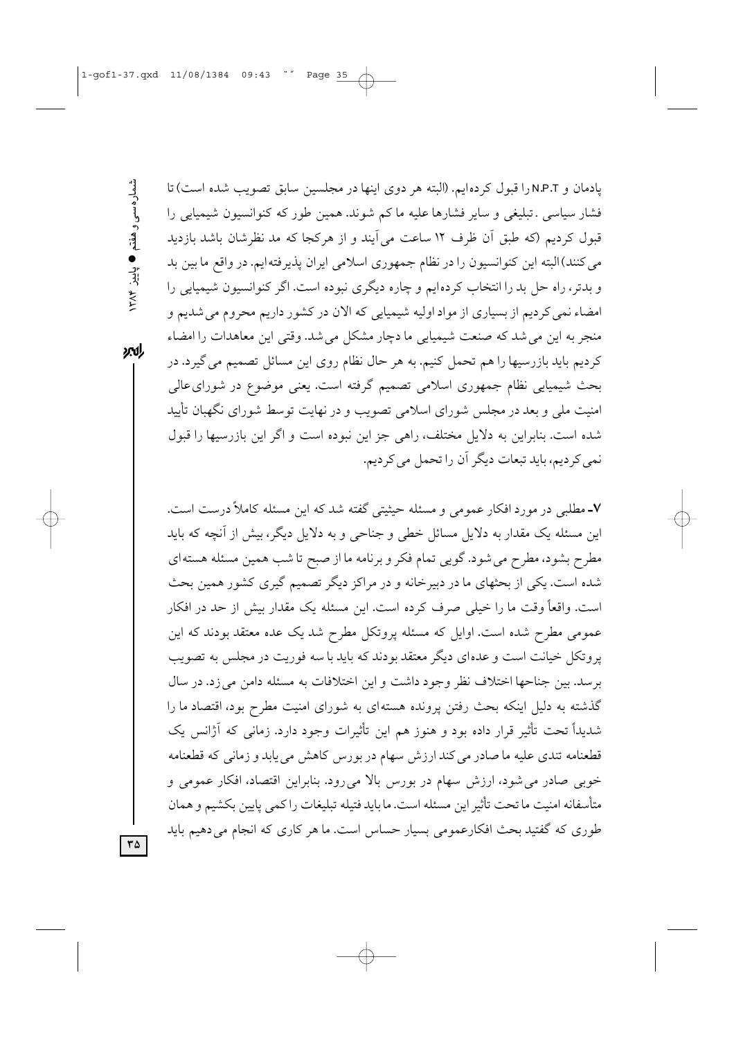پادمان و N.P.T را قبول کرده‌ایم. (البته هر دوی اینها در مجلسین سابق تصویب شده است) تا فشار سیاسی . تبلیغی و سایر فشارها علیه ما کم شوند. همین طور که کنوانسیون شیمیایی را قبول کردیم (که طبق آن ظرف ۱۲ ساعت می‌آیند و از هرکجا که مد نظرشان باشد بازدید می‌کنند) البته این کنوانسیون را در نظام جمهوری اسلامی ایران پذیرفته‌ایم. در واقع ما بین بد و بدتر، راه حل بد را انتخاب کرده‌ایم و چاره دیگری نبوده است. اگر کنوانسیون شیمیایی را امضاء نمی‌کردیم از بسیاری از مواد اولیه شیمیایی که الان در کشور داریم محروم می‌شدیم و منجر به این می‌شد که صنعت شیمیایی ما دچار مشکل می‌شد. وقتی این معاهدات را امضاء کردیم باید بازرسیها را هم تحمل کنیم. به هر حال نظام روی این مسائل تصمیم می‌گیرد. در بحث شیمیایی نظام جمهوری اسلامی تصمیم گرفته است. یعنی موضوع در شورای‌عالی امنیت ملی و بعد در مجلس شورای اسلامی تصویب و در نهایت توسط شورای نگهبان تأیید شده است. بنابراین به دلایل مختلف، راهی جز این نبوده است و اگر این بازرسیها را قبول نمی‌کردیم، باید تبعات دیگر آن را تحمل می‌کردیم.

۷- مطلبی در مورد افکار عمومی و مسئله حیثیتی گفته شد که این مسئله کاملاً درست است. این مسئله یک مقدار به دلایل مسائل خطی و جناحی و به دلایل دیگر، بیش از آنچه که باید مطرح بشود، مطرح می‌شود. گویی تمام فکر و برنامه ما از صبح تا شب همین مسئله هسته‌ای شده است. یکی از بحثهای ما در دبیرخانه و در مراکز دیگر تصمیم گیری کشور همین بحث است. واقعاً وقت ما را خیلی صرف کرده است. این مسئله یک مقدار بیش از حد در افکار عمومی مطرح شده است. اوایل که مسئله پروتکل مطرح شد یک عده معتقد بودند که این پروتکل خیانت است و عده‌ای دیگر معتقد بودند که باید با سه فوریت در مجلس به تصویب برسد. بین جناحها اختلاف نظر وجود داشت و این اختلافات به مسئله دامن می‌زد. در سال گذشته به دلیل اینکه بحث رفتن پرونده هسته‌ای به شورای امنیت مطرح بود، اقتصاد ما را شدیداً تحت تأثیر قرار داده بود و هنوز هم این تأثیرات وجود دارد. زمانی که آژانس یک قطعنامه تندی علیه ما صادر می‌کند ارزش سهام در بورس کاهش می‌یابد و زمانی که قطعنامه خوبی صادر می‌شود، ارزش سهام در بورس بالا می‌رود. بنابراین اقتصاد، افکار عمومی و متأسفانه امنیت ما تحت تأثیر این مسئله است. ما باید فتیله تبلیغات را کمی پایین بکشیم و همان طوری که گفتید بحث افکارعمومی بسیار حساس است. ما هر کاری که انجام می‌دهیم باید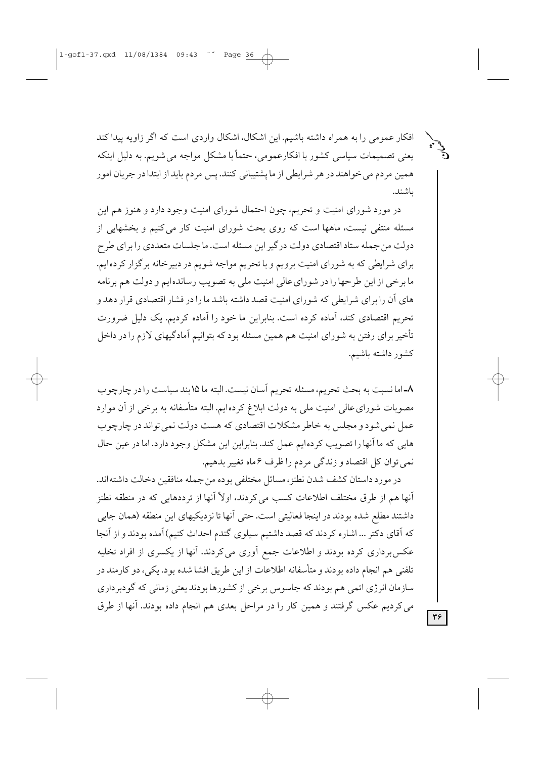افکار عمومی را به همراه داشته باشیم. این اشکال، اشکال واردی است که اگر زاویه پیدا کند یعنی تصمیمات سیاسی کشور با افکارعمومی، حتماً با مشکل مواجه می‌شویم. به دلیل اینکه همین مردم می‌خواهند در هر شرایطی از ما پشتیبانی کنند. پس مردم باید از ابتدا در جریان امور باشند.

در مورد شورای امنیت و تحریم، چون احتمال شورای امنیت وجود دارد و هنوز هم این مسئله منتفی نیست، ماهها است که روی بحث شورای امنیت کار می‌کنیم و بخشهایی از دولت من جمله ستاد اقتصادی دولت درگیر این مسئله است. ما جلسات متعددی را برای طرح برای شرایطی که به شورای امنیت برویم و با تحریم مواجه شویم در دبیرخانه برگزار کرده‌ایم. ما برخی از این طرحها را در شورای‌عالی امنیت ملی به تصویب رسانده‌ایم و دولت هم برنامه های آن را برای شرایطی که شورای امنیت قصد داشته باشد ما را در فشار اقتصادی قرار دهد و تحریم اقتصادی کند، آماده کرده است. بنابراین ما خود را آماده کردیم. یک دلیل ضرورت تأخیر برای رفتن به شورای امنیت هم همین مسئله بود که بتوانیم آمادگیهای لازم را در داخل کشور داشته باشیم.

۸- اما نسبت به بحث تحریم، مسئله تحریم آسان نیست. البته ما ۱۵ بند سیاست را در چارچوب مصوبات شورای‌عالی امنیت ملی به دولت ابلاغ کرده‌ایم. البته متأسفانه به برخی از آن موارد عمل نمی‌شود و مجلس به خاطر مشکلات اقتصادی که هست دولت نمی‌تواند در چارچوب هایی که ما آنها را تصویب کرده‌ایم عمل کند. بنابراین این مشکل وجود دارد. اما در عین حال نمی‌توان کل اقتصاد و زندگی مردم را ظرف ۶ ماه تغییر بدهیم.

در مورد داستان کشف شدن نطنز، مسائل مختلفی بوده من جمله منافقین دخالت داشته‌اند. آنها هم از طرق مختلف اطلاعات کسب می‌کردند، اولاً آنها از ترددهایی که در منطقه نطنز داشتند مطلع شده بودند در اینجا فعالیتی است. حتی آنها تا نزدیکیهای این منطقه (همان جایی که آقای دکتر ... اشاره کردند که قصد داشتیم سیلوی گندم احداث کنیم) آمده بودند و از آنجا عکس‌برداری کرده بودند و اطلاعات جمع آوری می‌کردند. آنها از یکسری از افراد تخلیه تلفنی هم انجام داده بودند و متأسفانه اطلاعات از این طریق افشا شده بود. یکی، دو کارمند در سازمان انرژی اتمی هم بودند که جاسوس برخی از کشورها بودند یعنی زمانی که گودبرداری می‌کردیم عکس گرفتند و همین کار را در مراحل بعدی هم انجام داده بودند. آنها از طرق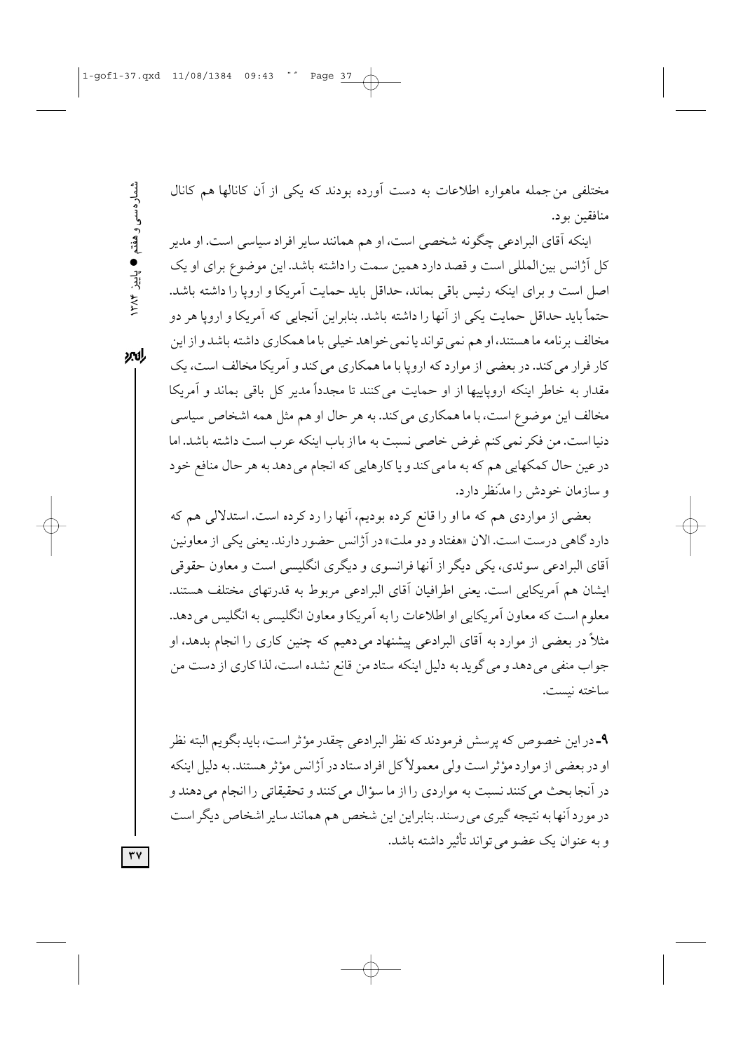مختلفی من‌جمله ماهواره اطلاعات به دست آورده بودند که یکی از آن کانالها هم کانال منافقین بود.

اینکه آقای البرادعی چگونه شخصی است، او هم همانند سایر افراد سیاسی است. او مدیر کل آژانس بین‌المللی است و قصد دارد همین سمت را داشته باشد. این موضوع برای او یک اصل است و برای اینکه رئیس باقی بماند، حداقل باید حمایت آمریکا و اروپا را داشته باشد. حتماً باید حداقل حمایت یکی از آنها را داشته باشد. بنابراین آنجایی که آمریکا و اروپا هر دو مخالف برنامه ما هستند، او هم نمی‌تواند یا نمی‌خواهد خیلی با ما همکاری داشته باشد و از این کار فرار می‌کند. در بعضی از موارد که اروپا با ما همکاری می‌کند و آمریکا مخالف است، یک مقدار به خاطر اینکه اروپاییها از او حمایت می‌کنند تا مجدداً مدیر کل باقی بماند و آمریکا مخالف این موضوع است، با ما همکاری می‌کند. به هر حال او هم مثل همه اشخاص سیاسی دنیا است. من فکر نمی‌کنم غرض خاصی نسبت به ما از باب اینکه عرب است داشته باشد. اما در عین حال کمکهایی هم که به ما می‌کند و یا کارهایی که انجام می‌دهد به هر حال منافع خود و سازمان خودش را مدّنظر دارد.

بعضی از مواردی هم که ما او را قانع کرده بودیم، آنها را رد کرده است. استدلالی هم که دارد گاهی درست است. الان «هفتاد و دو ملت» در آژانس حضور دارند. یعنی یکی از معاونین آقای البرادعی سوئدی، یکی دیگر از آنها فرانسوی و دیگری انگلیسی است و معاون حقوقی ایشان هم آمریکایی است. یعنی اطرافیان آقای البرادعی مربوط به قدرتهای مختلف هستند. معلوم است که معاون آمریکایی او اطلاعات را به آمریکا و معاون انگلیسی به انگلیس می‌دهد. مثلاً در بعضی از موارد به آقای البرادعی پیشنهاد می‌دهیم که چنین کاری را انجام بدهد، او جواب منفی می‌دهد و می‌گوید به دلیل اینکه ستاد من قانع نشده است، لذا کاری از دست من ساخته نیست.

**۹-** در این خصوص که پرسش فرمودند که نظر البرادعی چقدر مؤثر است، باید بگویم البته نظر او در بعضی از موارد مؤثر است ولی معمولاً کل افراد ستاد در آژانس مؤثر هستند. به دلیل اینکه در آنجا بحث می‌کنند نسبت به مواردی را از ما سؤال می‌کنند و تحقیقاتی را انجام می‌دهند و در مورد آنها به نتیجه گیری می‌رسند. بنابراین این شخص هم همانند سایر اشخاص دیگر است و به عنوان یک عضو می‌تواند تأثیر داشته باشد.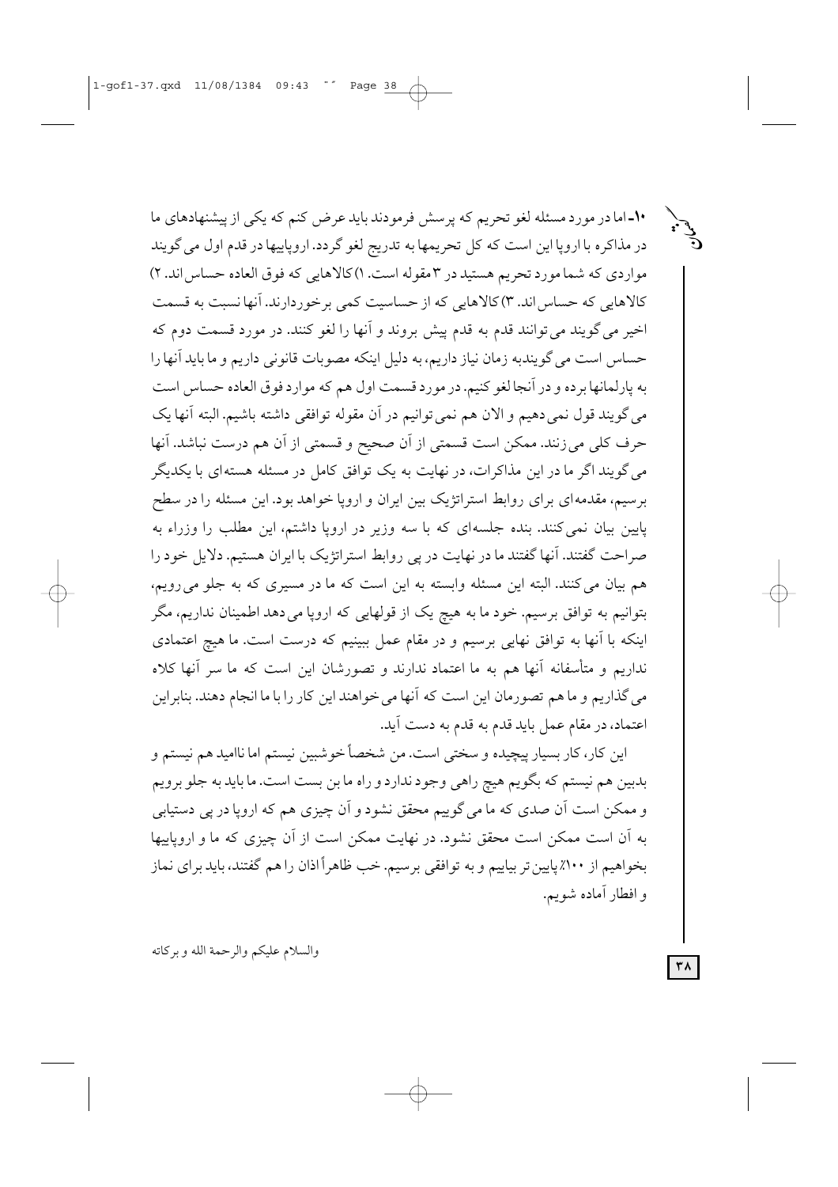۱۰- اما در مورد مسئله لغو تحریم که پرسش فرمودند باید عرض کنم که یکی از پیشنهادهای ما در مذاکره با اروپا این است که کل تحریمها به تدریج لغو گردد. اروپاییها در قدم اول می‌گویند مواردی که شما مورد تحریم هستید در ۳ مقوله است. ۱) کالاهایی که فوق العاده حساس‌اند. ۲) کالاهایی که حساس‌اند. ۳) کالاهایی که از حساسیت کمی برخوردارند. آنها نسبت به قسمت اخیر می‌گویند می‌توانند قدم به قدم پیش بروند و آنها را لغو کنند. در مورد قسمت دوم که حساس است می‌گویندبه زمان نیاز داریم، به دلیل اینکه مصوبات قانونی داریم و ما باید آنها را به پارلمانها برده و در آنجا لغو کنیم. در مورد قسمت اول هم که موارد فوق العاده حساس است می‌گویند قول نمی‌دهیم و الان هم نمی‌توانیم در آن مقوله توافقی داشته باشیم. البته آنها یک حرف کلی می‌زنند. ممکن است قسمتی از آن صحیح و قسمتی از آن هم درست نباشد. آنها می‌گویند اگر ما در این مذاکرات، در نهایت به یک توافق کامل در مسئله هسته‌ای با یکدیگر برسیم، مقدمه‌ای برای روابط استراتژیک بین ایران و اروپا خواهد بود. این مسئله را در سطح پایین بیان نمی‌کنند. بنده جلسه‌ای که با سه وزیر در اروپا داشتم، این مطلب را وزراء به صراحت گفتند. آنها گفتند ما در نهایت در پی روابط استراتژیک با ایران هستیم. دلایل خود را هم بیان می‌کنند. البته این مسئله وابسته به این است که ما در مسیری که به جلو می‌رویم، بتوانیم به توافق برسیم. خود ما به هیچ یک از قولهایی که اروپا می‌دهد اطمینان نداریم، مگر اینکه با آنها به توافق نهایی برسیم و در مقام عمل ببینیم که درست است. ما هیچ اعتمادی نداریم و متأسفانه آنها هم به ما اعتماد ندارند و تصورشان این است که ما سر آنها کلاه می‌گذاریم و ما هم تصورمان این است که آنها می‌خواهند این کار را با ما انجام دهند. بنابراین اعتماد، در مقام عمل باید قدم به قدم به دست آید.

این کار، کار بسیار پیچیده و سختی است. من شخصاً خوشبین نیستم اما ناامید هم نیستم و بدبین هم نیستم که بگویم هیچ راهی وجود ندارد و راه ما بن بست است. ما باید به جلو برویم و ممکن است آن صدی که ما می‌گوییم محقق نشود و آن چیزی هم که اروپا در پی دستیابی به آن است ممکن است محقق نشود. در نهایت ممکن است از آن چیزی که ما و اروپاییها بخواهیم از ۱۰۰٪ پایین‌تر بیاییم و به توافقی برسیم. خب ظاهراً اذان را هم گفتند، باید برای نماز و افطار آماده شویم.

والسلام علیکم والرحمة الله و برکاته